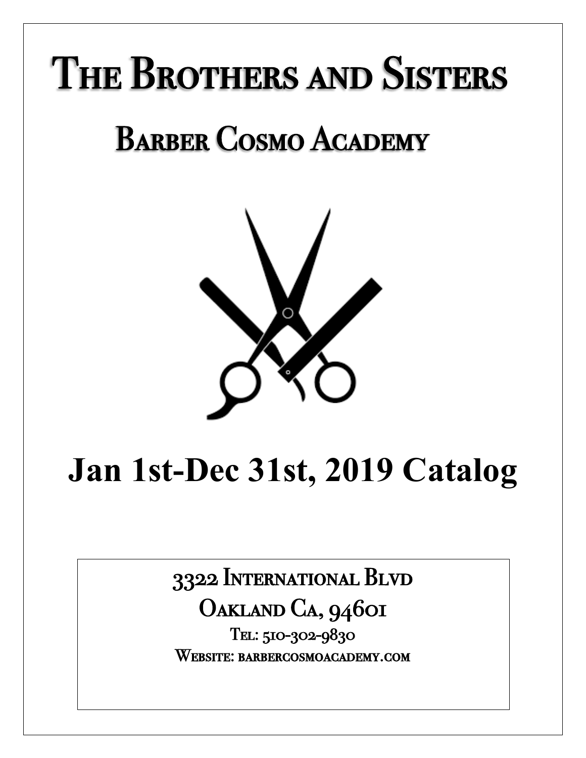# The Brothers and Sisters

## Barber Cosmo Academy

# Jan 1st-Dec 31st, 2019 Catalog

3322 International Blvd
Oakland Ca, 94601
Tel: 510-302-9830
Website: barbercosmoacademy.com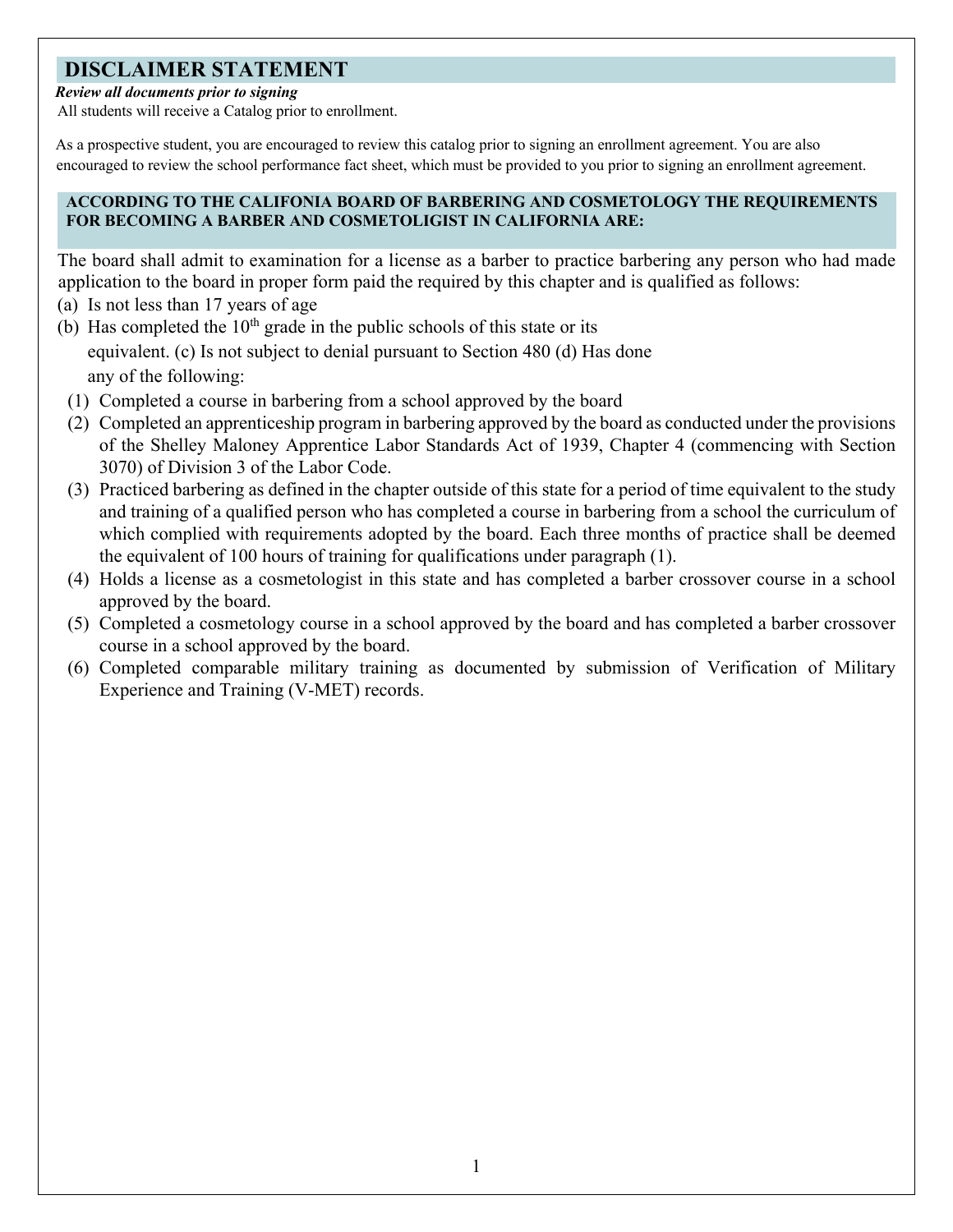## DISCLAIMER STATEMENT

***Review all documents prior to signing***

All students will receive a Catalog prior to enrollment.

As a prospective student, you are encouraged to review this catalog prior to signing an enrollment agreement. You are also encouraged to review the school performance fact sheet, which must be provided to you prior to signing an enrollment agreement.

### ACCORDING TO THE CALIFONIA BOARD OF BARBERING AND COSMETOLOGY THE REQUIREMENTS FOR BECOMING A BARBER AND COSMETOLIGIST IN CALIFORNIA ARE:

The board shall admit to examination for a license as a barber to practice barbering any person who had made application to the board in proper form paid the required by this chapter and is qualified as follows:

(a) Is not less than 17 years of age

(b) Has completed the 10th grade in the public schools of this state or its equivalent. (c) Is not subject to denial pursuant to Section 480 (d) Has done any of the following:

1. Completed a course in barbering from a school approved by the board
2. Completed an apprenticeship program in barbering approved by the board as conducted under the provisions of the Shelley Maloney Apprentice Labor Standards Act of 1939, Chapter 4 (commencing with Section 3070) of Division 3 of the Labor Code.
3. Practiced barbering as defined in the chapter outside of this state for a period of time equivalent to the study and training of a qualified person who has completed a course in barbering from a school the curriculum of which complied with requirements adopted by the board. Each three months of practice shall be deemed the equivalent of 100 hours of training for qualifications under paragraph (1).
4. Holds a license as a cosmetologist in this state and has completed a barber crossover course in a school approved by the board.
5. Completed a cosmetology course in a school approved by the board and has completed a barber crossover course in a school approved by the board.
6. Completed comparable military training as documented by submission of Verification of Military Experience and Training (V-MET) records.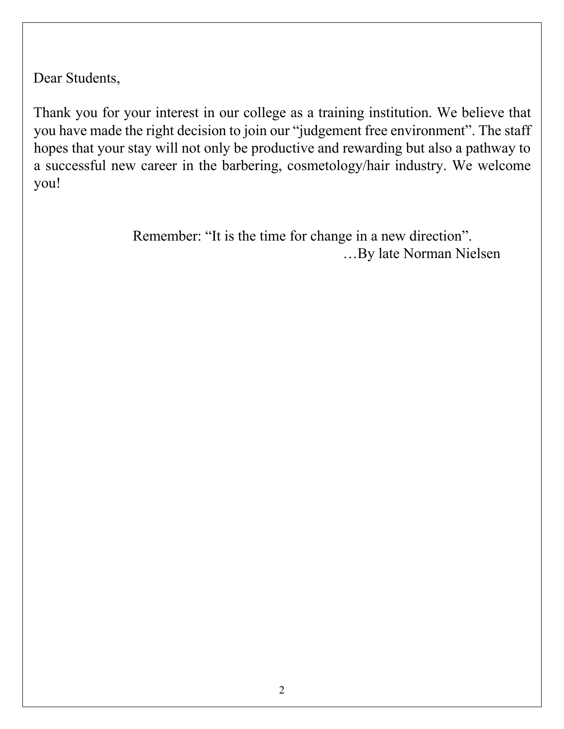Dear Students,

Thank you for your interest in our college as a training institution. We believe that you have made the right decision to join our "judgement free environment". The staff hopes that your stay will not only be productive and rewarding but also a pathway to a successful new career in the barbering, cosmetology/hair industry. We welcome you!

Remember: "It is the time for change in a new direction".

…By late Norman Nielsen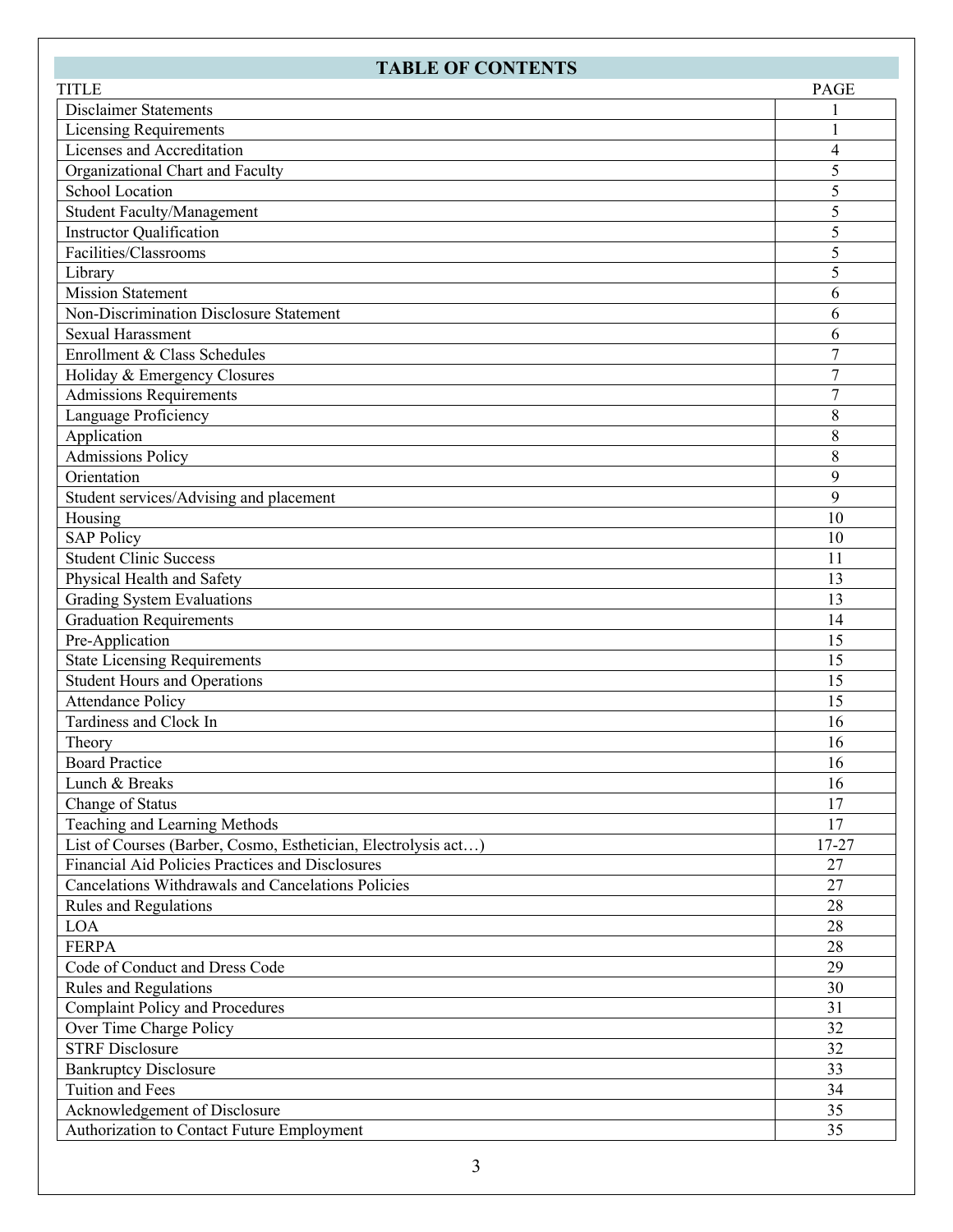# TABLE OF CONTENTS

| TITLE | PAGE |
|---|---|
| Disclaimer Statements | 1 |
| Licensing Requirements | 1 |
| Licenses and Accreditation | 4 |
| Organizational Chart and Faculty | 5 |
| School Location | 5 |
| Student Faculty/Management | 5 |
| Instructor Qualification | 5 |
| Facilities/Classrooms | 5 |
| Library | 5 |
| Mission Statement | 6 |
| Non-Discrimination Disclosure Statement | 6 |
| Sexual Harassment | 6 |
| Enrollment & Class Schedules | 7 |
| Holiday & Emergency Closures | 7 |
| Admissions Requirements | 7 |
| Language Proficiency | 8 |
| Application | 8 |
| Admissions Policy | 8 |
| Orientation | 9 |
| Student services/Advising and placement | 9 |
| Housing | 10 |
| SAP Policy | 10 |
| Student Clinic Success | 11 |
| Physical Health and Safety | 13 |
| Grading System Evaluations | 13 |
| Graduation Requirements | 14 |
| Pre-Application | 15 |
| State Licensing Requirements | 15 |
| Student Hours and Operations | 15 |
| Attendance Policy | 15 |
| Tardiness and Clock In | 16 |
| Theory | 16 |
| Board Practice | 16 |
| Lunch & Breaks | 16 |
| Change of Status | 17 |
| Teaching and Learning Methods | 17 |
| List of Courses (Barber, Cosmo, Esthetician, Electrolysis act…) | 17-27 |
| Financial Aid Policies Practices and Disclosures | 27 |
| Cancelations Withdrawals and Cancelations Policies | 27 |
| Rules and Regulations | 28 |
| LOA | 28 |
| FERPA | 28 |
| Code of Conduct and Dress Code | 29 |
| Rules and Regulations | 30 |
| Complaint Policy and Procedures | 31 |
| Over Time Charge Policy | 32 |
| STRF Disclosure | 32 |
| Bankruptcy Disclosure | 33 |
| Tuition and Fees | 34 |
| Acknowledgement of Disclosure | 35 |
| Authorization to Contact Future Employment | 35 |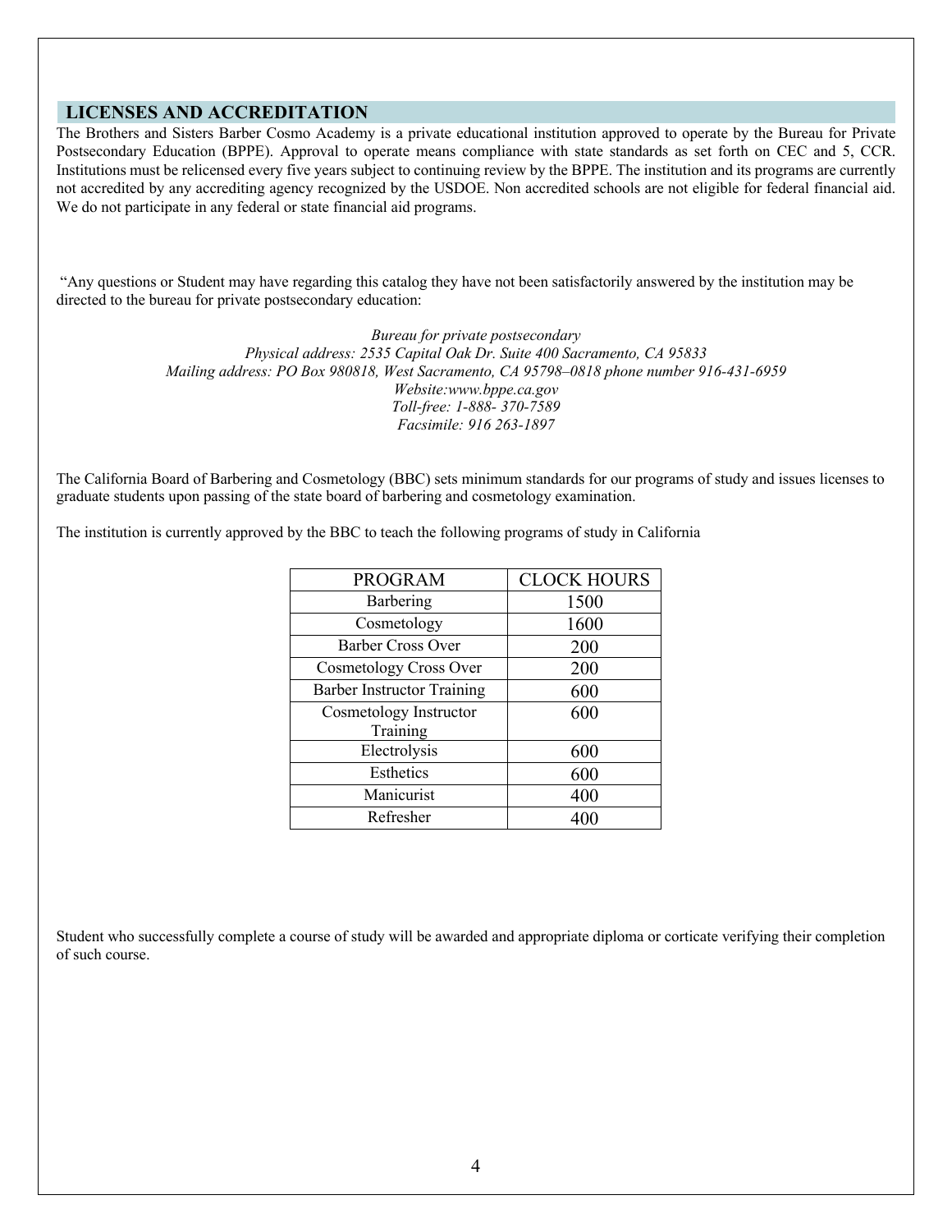## LICENSES AND ACCREDITATION

The Brothers and Sisters Barber Cosmo Academy is a private educational institution approved to operate by the Bureau for Private Postsecondary Education (BPPE). Approval to operate means compliance with state standards as set forth on CEC and 5, CCR. Institutions must be relicensed every five years subject to continuing review by the BPPE. The institution and its programs are currently not accredited by any accrediting agency recognized by the USDOE. Non accredited schools are not eligible for federal financial aid. We do not participate in any federal or state financial aid programs.

"Any questions or Student may have regarding this catalog they have not been satisfactorily answered by the institution may be directed to the bureau for private postsecondary education:

*Bureau for private postsecondary*
*Physical address: 2535 Capital Oak Dr. Suite 400 Sacramento, CA 95833*
*Mailing address: PO Box 980818, West Sacramento, CA 95798–0818 phone number 916-431-6959*
*Website:www.bppe.ca.gov*
*Toll-free: 1-888- 370-7589*
*Facsimile: 916 263-1897*

The California Board of Barbering and Cosmetology (BBC) sets minimum standards for our programs of study and issues licenses to graduate students upon passing of the state board of barbering and cosmetology examination.

The institution is currently approved by the BBC to teach the following programs of study in California

| PROGRAM | CLOCK HOURS |
|---|---|
| Barbering | 1500 |
| Cosmetology | 1600 |
| Barber Cross Over | 200 |
| Cosmetology Cross Over | 200 |
| Barber Instructor Training | 600 |
| Cosmetology Instructor Training | 600 |
| Electrolysis | 600 |
| Esthetics | 600 |
| Manicurist | 400 |
| Refresher | 400 |

Student who successfully complete a course of study will be awarded and appropriate diploma or corticate verifying their completion of such course.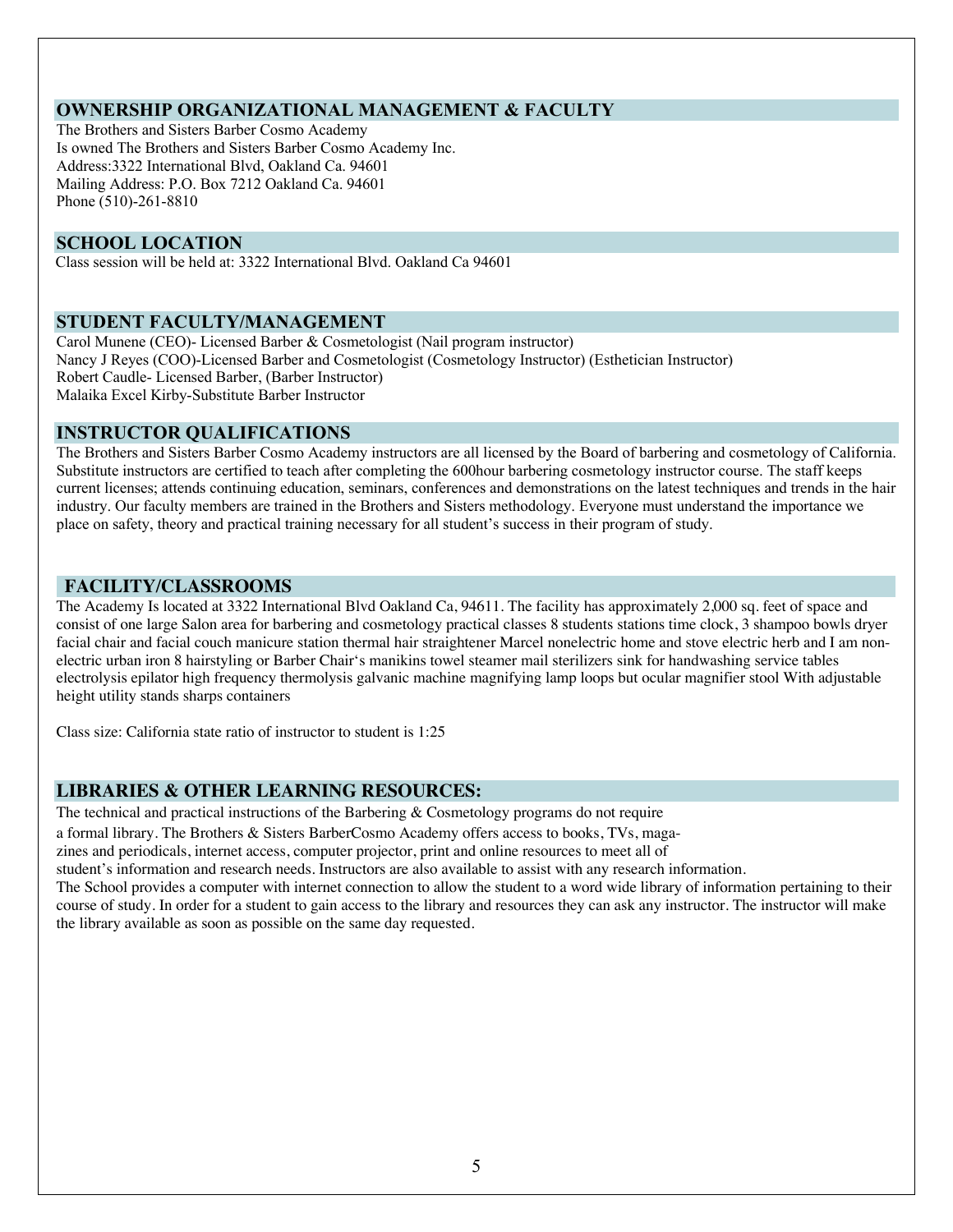## OWNERSHIP ORGANIZATIONAL MANAGEMENT & FACULTY

The Brothers and Sisters Barber Cosmo Academy
Is owned The Brothers and Sisters Barber Cosmo Academy Inc.
Address:3322 International Blvd, Oakland Ca. 94601
Mailing Address: P.O. Box 7212 Oakland Ca. 94601
Phone (510)-261-8810

## SCHOOL LOCATION

Class session will be held at: 3322 International Blvd. Oakland Ca 94601

## STUDENT FACULTY/MANAGEMENT

Carol Munene (CEO)- Licensed Barber & Cosmetologist (Nail program instructor)
Nancy J Reyes (COO)-Licensed Barber and Cosmetologist (Cosmetology Instructor) (Esthetician Instructor)
Robert Caudle- Licensed Barber, (Barber Instructor)
Malaika Excel Kirby-Substitute Barber Instructor

## INSTRUCTOR QUALIFICATIONS

The Brothers and Sisters Barber Cosmo Academy instructors are all licensed by the Board of barbering and cosmetology of California. Substitute instructors are certified to teach after completing the 600hour barbering cosmetology instructor course. The staff keeps current licenses; attends continuing education, seminars, conferences and demonstrations on the latest techniques and trends in the hair industry. Our faculty members are trained in the Brothers and Sisters methodology. Everyone must understand the importance we place on safety, theory and practical training necessary for all student's success in their program of study.

## FACILITY/CLASSROOMS

The Academy Is located at 3322 International Blvd Oakland Ca, 94611. The facility has approximately 2,000 sq. feet of space and consist of one large Salon area for barbering and cosmetology practical classes 8 students stations time clock, 3 shampoo bowls dryer facial chair and facial couch manicure station thermal hair straightener Marcel nonelectric home and stove electric herb and I am non-electric urban iron 8 hairstyling or Barber Chair's manikins towel steamer mail sterilizers sink for handwashing service tables electrolysis epilator high frequency thermolysis galvanic machine magnifying lamp loops but ocular magnifier stool With adjustable height utility stands sharps containers

Class size: California state ratio of instructor to student is 1:25

## LIBRARIES & OTHER LEARNING RESOURCES:

The technical and practical instructions of the Barbering & Cosmetology programs do not require a formal library. The Brothers & Sisters BarberCosmo Academy offers access to books, TVs, magazines and periodicals, internet access, computer projector, print and online resources to meet all of student's information and research needs. Instructors are also available to assist with any research information.
The School provides a computer with internet connection to allow the student to a word wide library of information pertaining to their course of study. In order for a student to gain access to the library and resources they can ask any instructor. The instructor will make the library available as soon as possible on the same day requested.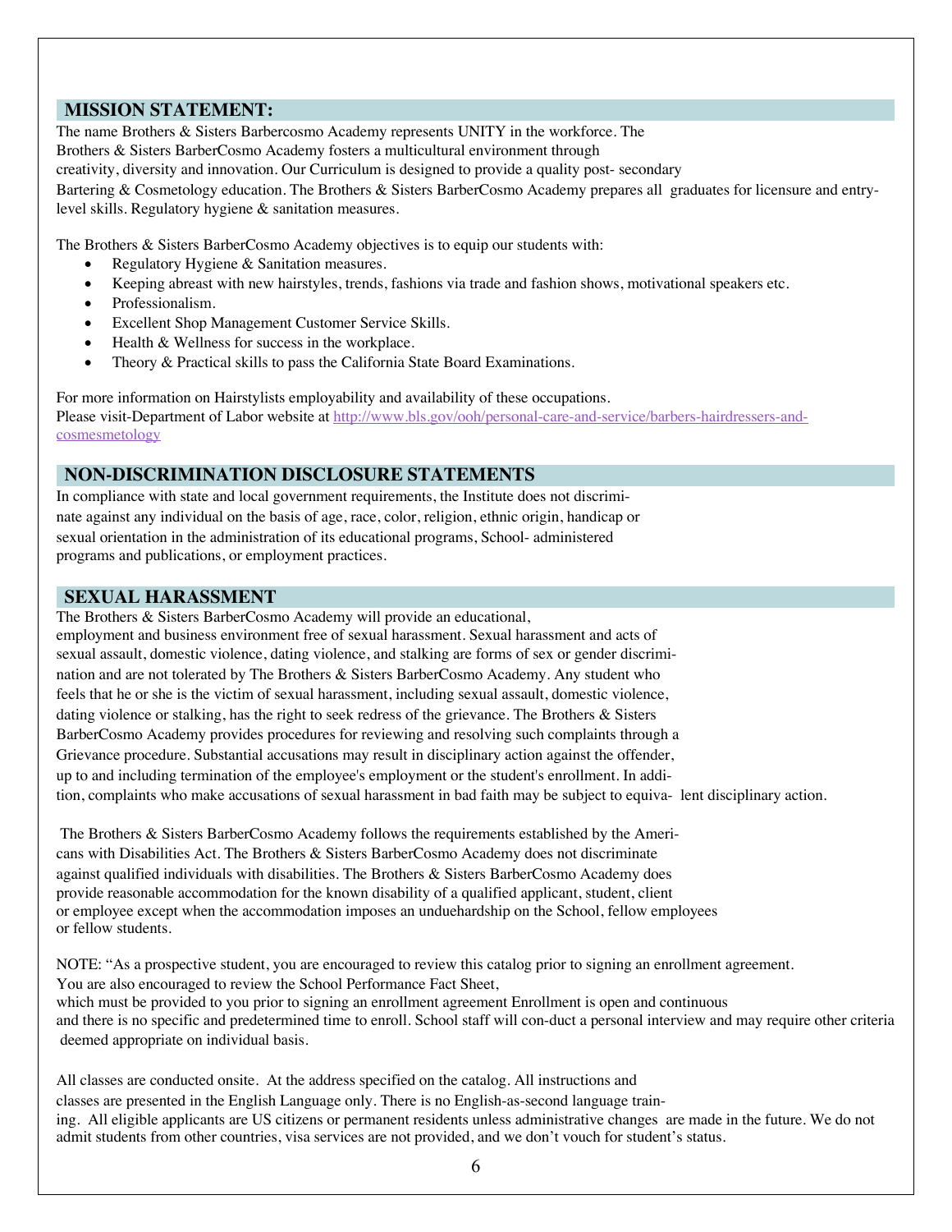## MISSION STATEMENT:

The name Brothers & Sisters Barbercosmo Academy represents UNITY in the workforce. The Brothers & Sisters BarberCosmo Academy fosters a multicultural environment through creativity, diversity and innovation. Our Curriculum is designed to provide a quality post- secondary Bartering & Cosmetology education. The Brothers & Sisters BarberCosmo Academy prepares all graduates for licensure and entry-level skills. Regulatory hygiene & sanitation measures.

The Brothers & Sisters BarberCosmo Academy objectives is to equip our students with:

- Regulatory Hygiene & Sanitation measures.
- Keeping abreast with new hairstyles, trends, fashions via trade and fashion shows, motivational speakers etc.
- Professionalism.
- Excellent Shop Management Customer Service Skills.
- Health & Wellness for success in the workplace.
- Theory & Practical skills to pass the California State Board Examinations.

For more information on Hairstylists employability and availability of these occupations.
Please visit-Department of Labor website at [http://www.bls.gov/ooh/personal-care-and-service/barbers-hairdressers-and-cosmesmetology](http://www.bls.gov/ooh/personal-care-and-service/barbers-hairdressers-and-cosmesmetology)

## NON-DISCRIMINATION DISCLOSURE STATEMENTS

In compliance with state and local government requirements, the Institute does not discriminate against any individual on the basis of age, race, color, religion, ethnic origin, handicap or sexual orientation in the administration of its educational programs, School- administered programs and publications, or employment practices.

## SEXUAL HARASSMENT

The Brothers & Sisters BarberCosmo Academy will provide an educational, employment and business environment free of sexual harassment. Sexual harassment and acts of sexual assault, domestic violence, dating violence, and stalking are forms of sex or gender discrimination and are not tolerated by The Brothers & Sisters BarberCosmo Academy. Any student who feels that he or she is the victim of sexual harassment, including sexual assault, domestic violence, dating violence or stalking, has the right to seek redress of the grievance. The Brothers & Sisters BarberCosmo Academy provides procedures for reviewing and resolving such complaints through a Grievance procedure. Substantial accusations may result in disciplinary action against the offender, up to and including termination of the employee's employment or the student's enrollment. In addition, complaints who make accusations of sexual harassment in bad faith may be subject to equivalent disciplinary action.

The Brothers & Sisters BarberCosmo Academy follows the requirements established by the Americans with Disabilities Act. The Brothers & Sisters BarberCosmo Academy does not discriminate against qualified individuals with disabilities. The Brothers & Sisters BarberCosmo Academy does provide reasonable accommodation for the known disability of a qualified applicant, student, client or employee except when the accommodation imposes an unduehardship on the School, fellow employees or fellow students.

NOTE: "As a prospective student, you are encouraged to review this catalog prior to signing an enrollment agreement. You are also encouraged to review the School Performance Fact Sheet, which must be provided to you prior to signing an enrollment agreement Enrollment is open and continuous and there is no specific and predetermined time to enroll. School staff will con-duct a personal interview and may require other criteria deemed appropriate on individual basis.

All classes are conducted onsite. At the address specified on the catalog. All instructions and classes are presented in the English Language only. There is no English-as-second language training. All eligible applicants are US citizens or permanent residents unless administrative changes are made in the future. We do not admit students from other countries, visa services are not provided, and we don't vouch for student's status.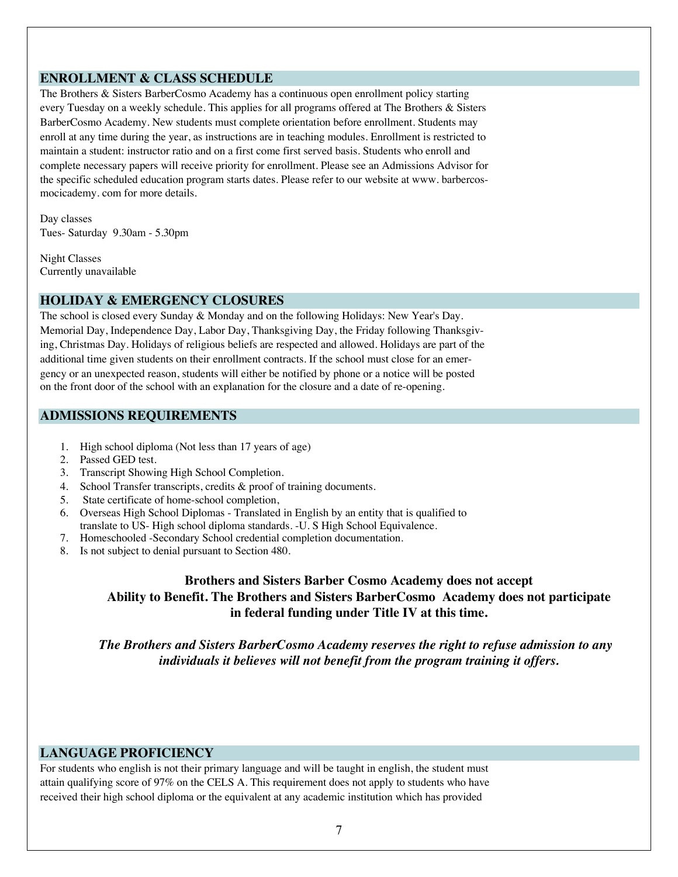## ENROLLMENT & CLASS SCHEDULE

The Brothers & Sisters BarberCosmo Academy has a continuous open enrollment policy starting every Tuesday on a weekly schedule. This applies for all programs offered at The Brothers & Sisters BarberCosmo Academy. New students must complete orientation before enrollment. Students may enroll at any time during the year, as instructions are in teaching modules. Enrollment is restricted to maintain a student: instructor ratio and on a first come first served basis. Students who enroll and complete necessary papers will receive priority for enrollment. Please see an Admissions Advisor for the specific scheduled education program starts dates. Please refer to our website at www. barbercosmocicademy. com for more details.

Day classes
Tues- Saturday 9.30am - 5.30pm

Night Classes
Currently unavailable

## HOLIDAY & EMERGENCY CLOSURES

The school is closed every Sunday & Monday and on the following Holidays: New Year's Day. Memorial Day, Independence Day, Labor Day, Thanksgiving Day, the Friday following Thanksgiving, Christmas Day. Holidays of religious beliefs are respected and allowed. Holidays are part of the additional time given students on their enrollment contracts. If the school must close for an emergency or an unexpected reason, students will either be notified by phone or a notice will be posted on the front door of the school with an explanation for the closure and a date of re-opening.

## ADMISSIONS REQUIREMENTS

1. High school diploma (Not less than 17 years of age)
2. Passed GED test.
3. Transcript Showing High School Completion.
4. School Transfer transcripts, credits & proof of training documents.
5. State certificate of home-school completion,
6. Overseas High School Diplomas - Translated in English by an entity that is qualified to translate to US- High school diploma standards. -U. S High School Equivalence.
7. Homeschooled -Secondary School credential completion documentation.
8. Is not subject to denial pursuant to Section 480.

**Brothers and Sisters Barber Cosmo Academy does not accept Ability to Benefit. The Brothers and Sisters BarberCosmo Academy does not participate in federal funding under Title IV at this time.**

***The Brothers and Sisters BarberCosmo Academy reserves the right to refuse admission to any individuals it believes will not benefit from the program training it offers.***

## LANGUAGE PROFICIENCY

For students who english is not their primary language and will be taught in english, the student must attain qualifying score of 97% on the CELS A. This requirement does not apply to students who have received their high school diploma or the equivalent at any academic institution which has provided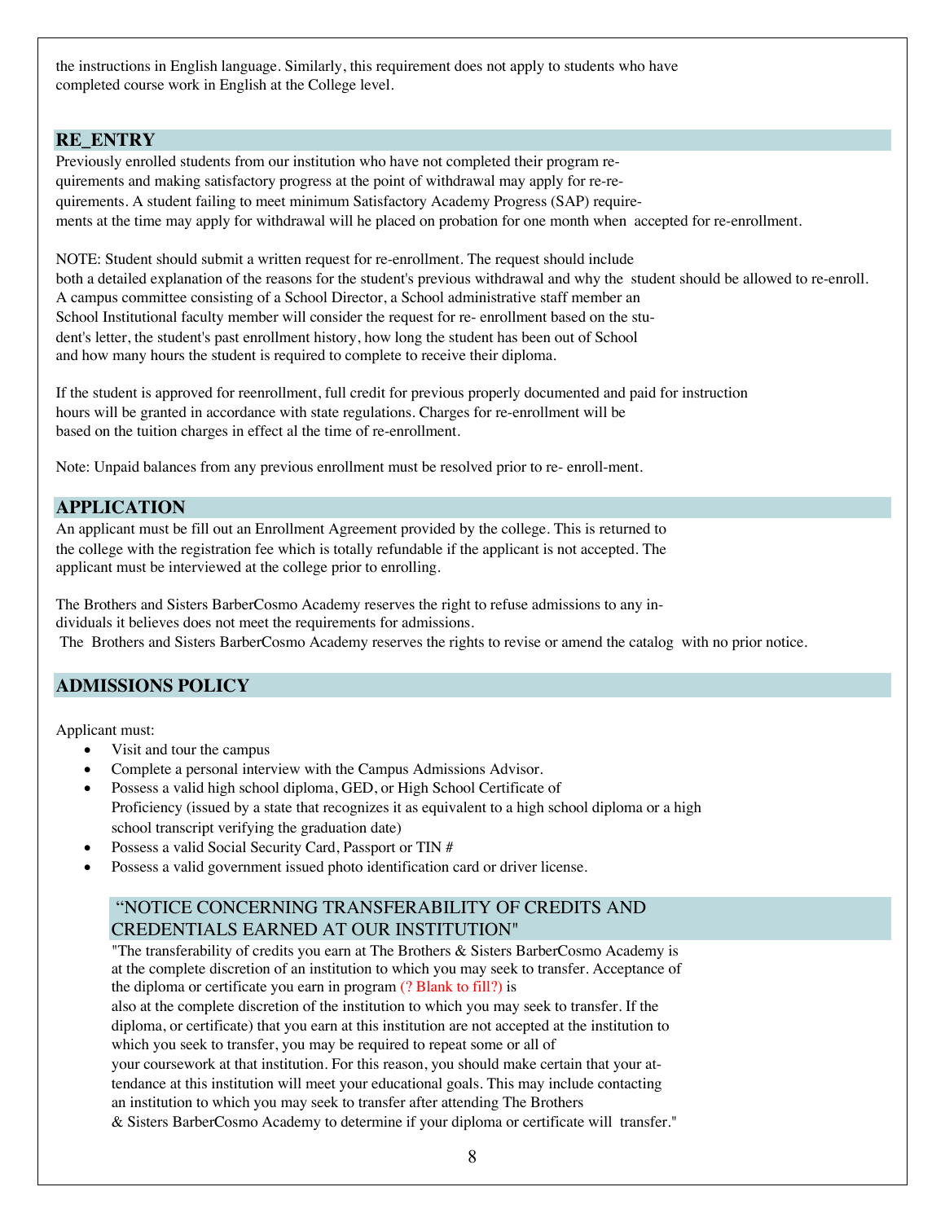the instructions in English language. Similarly, this requirement does not apply to students who have completed course work in English at the College level.

## RE_ENTRY

Previously enrolled students from our institution who have not completed their program requirements and making satisfactory progress at the point of withdrawal may apply for re-requirements. A student failing to meet minimum Satisfactory Academy Progress (SAP) requirements at the time may apply for withdrawal will he placed on probation for one month when accepted for re-enrollment.

NOTE: Student should submit a written request for re-enrollment. The request should include both a detailed explanation of the reasons for the student's previous withdrawal and why the student should be allowed to re-enroll. A campus committee consisting of a School Director, a School administrative staff member an School Institutional faculty member will consider the request for re- enrollment based on the student's letter, the student's past enrollment history, how long the student has been out of School and how many hours the student is required to complete to receive their diploma.

If the student is approved for reenrollment, full credit for previous properly documented and paid for instruction hours will be granted in accordance with state regulations. Charges for re-enrollment will be based on the tuition charges in effect al the time of re-enrollment.

Note: Unpaid balances from any previous enrollment must be resolved prior to re- enroll-ment.

## APPLICATION

An applicant must be fill out an Enrollment Agreement provided by the college. This is returned to the college with the registration fee which is totally refundable if the applicant is not accepted. The applicant must be interviewed at the college prior to enrolling.

The Brothers and Sisters BarberCosmo Academy reserves the right to refuse admissions to any individuals it believes does not meet the requirements for admissions.
The Brothers and Sisters BarberCosmo Academy reserves the rights to revise or amend the catalog with no prior notice.

## ADMISSIONS POLICY

Applicant must:

- Visit and tour the campus
- Complete a personal interview with the Campus Admissions Advisor.
- Possess a valid high school diploma, GED, or High School Certificate of Proficiency (issued by a state that recognizes it as equivalent to a high school diploma or a high school transcript verifying the graduation date)
- Possess a valid Social Security Card, Passport or TIN #
- Possess a valid government issued photo identification card or driver license.

### "NOTICE CONCERNING TRANSFERABILITY OF CREDITS AND CREDENTIALS EARNED AT OUR INSTITUTION"

"The transferability of credits you earn at The Brothers & Sisters BarberCosmo Academy is at the complete discretion of an institution to which you may seek to transfer. Acceptance of the diploma or certificate you earn in program (? Blank to fill?) is also at the complete discretion of the institution to which you may seek to transfer. If the diploma, or certificate) that you earn at this institution are not accepted at the institution to which you seek to transfer, you may be required to repeat some or all of your coursework at that institution. For this reason, you should make certain that your attendance at this institution will meet your educational goals. This may include contacting an institution to which you may seek to transfer after attending The Brothers & Sisters BarberCosmo Academy to determine if your diploma or certificate will transfer."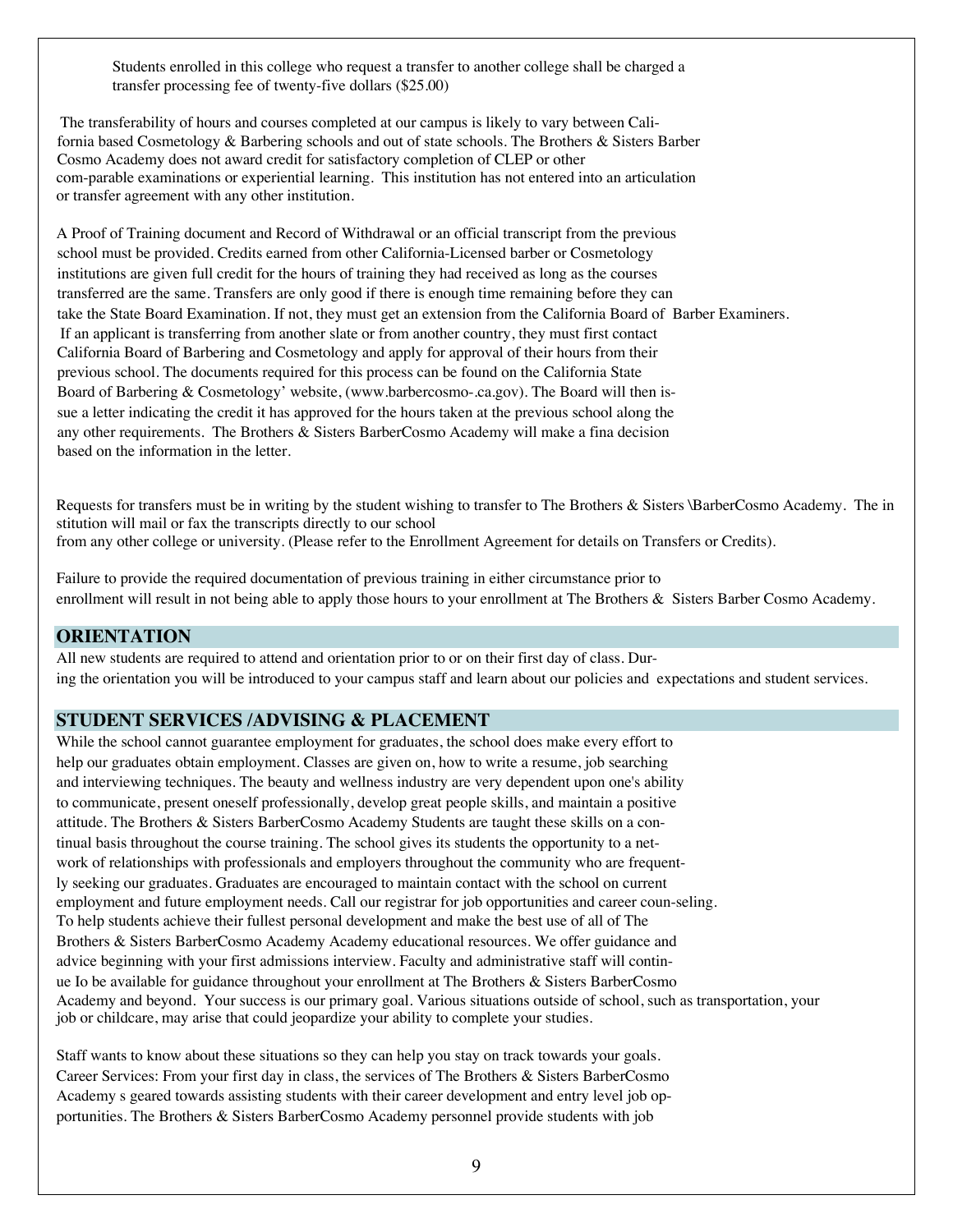Students enrolled in this college who request a transfer to another college shall be charged a transfer processing fee of twenty-five dollars ($25.00)

The transferability of hours and courses completed at our campus is likely to vary between California based Cosmetology & Barbering schools and out of state schools. The Brothers & Sisters Barber Cosmo Academy does not award credit for satisfactory completion of CLEP or other com-parable examinations or experiential learning. This institution has not entered into an articulation or transfer agreement with any other institution.

A Proof of Training document and Record of Withdrawal or an official transcript from the previous school must be provided. Credits earned from other California-Licensed barber or Cosmetology institutions are given full credit for the hours of training they had received as long as the courses transferred are the same. Transfers are only good if there is enough time remaining before they can take the State Board Examination. If not, they must get an extension from the California Board of Barber Examiners. If an applicant is transferring from another slate or from another country, they must first contact California Board of Barbering and Cosmetology and apply for approval of their hours from their previous school. The documents required for this process can be found on the California State Board of Barbering & Cosmetology' website, (www.barbercosmo-.ca.gov). The Board will then issue a letter indicating the credit it has approved for the hours taken at the previous school along the any other requirements. The Brothers & Sisters BarberCosmo Academy will make a fina decision based on the information in the letter.

Requests for transfers must be in writing by the student wishing to transfer to The Brothers & Sisters \BarberCosmo Academy. The in stitution will mail or fax the transcripts directly to our school from any other college or university. (Please refer to the Enrollment Agreement for details on Transfers or Credits).

Failure to provide the required documentation of previous training in either circumstance prior to enrollment will result in not being able to apply those hours to your enrollment at The Brothers & Sisters Barber Cosmo Academy.

## ORIENTATION

All new students are required to attend and orientation prior to or on their first day of class. During the orientation you will be introduced to your campus staff and learn about our policies and expectations and student services.

## STUDENT SERVICES /ADVISING & PLACEMENT

While the school cannot guarantee employment for graduates, the school does make every effort to help our graduates obtain employment. Classes are given on, how to write a resume, job searching and interviewing techniques. The beauty and wellness industry are very dependent upon one's ability to communicate, present oneself professionally, develop great people skills, and maintain a positive attitude. The Brothers & Sisters BarberCosmo Academy Students are taught these skills on a continual basis throughout the course training. The school gives its students the opportunity to a network of relationships with professionals and employers throughout the community who are frequently seeking our graduates. Graduates are encouraged to maintain contact with the school on current employment and future employment needs. Call our registrar for job opportunities and career coun-seling. To help students achieve their fullest personal development and make the best use of all of The Brothers & Sisters BarberCosmo Academy Academy educational resources. We offer guidance and advice beginning with your first admissions interview. Faculty and administrative staff will continue Io be available for guidance throughout your enrollment at The Brothers & Sisters BarberCosmo Academy and beyond. Your success is our primary goal. Various situations outside of school, such as transportation, your job or childcare, may arise that could jeopardize your ability to complete your studies.

Staff wants to know about these situations so they can help you stay on track towards your goals. Career Services: From your first day in class, the services of The Brothers & Sisters BarberCosmo Academy s geared towards assisting students with their career development and entry level job opportunities. The Brothers & Sisters BarberCosmo Academy personnel provide students with job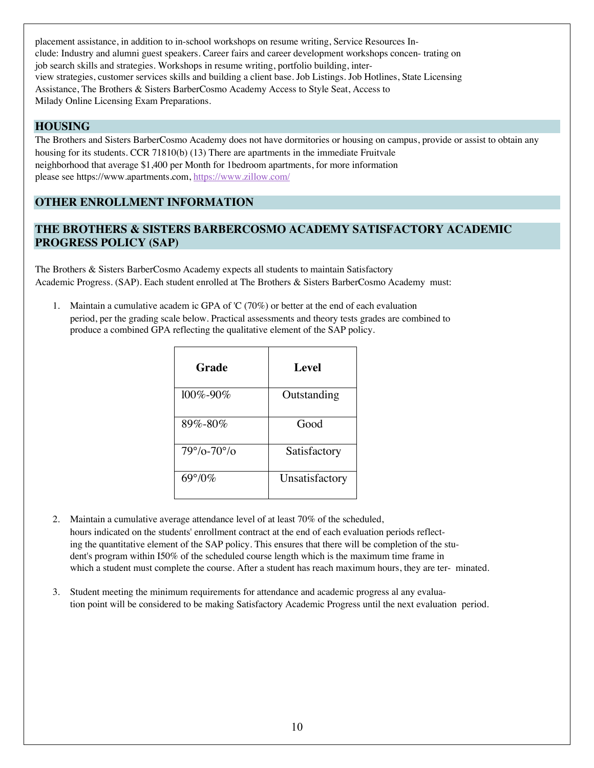placement assistance, in addition to in-school workshops on resume writing, Service Resources Include: Industry and alumni guest speakers. Career fairs and career development workshops concen- trating on job search skills and strategies. Workshops in resume writing, portfolio building, interview strategies, customer services skills and building a client base. Job Listings. Job Hotlines, State Licensing Assistance, The Brothers & Sisters BarberCosmo Academy Access to Style Seat, Access to Milady Online Licensing Exam Preparations.

## HOUSING

The Brothers and Sisters BarberCosmo Academy does not have dormitories or housing on campus, provide or assist to obtain any housing for its students. CCR 71810(b) (13) There are apartments in the immediate Fruitvale neighborhood that average $1,400 per Month for 1bedroom apartments, for more information please see https://www.apartments.com, https://www.zillow.com/

## OTHER ENROLLMENT INFORMATION

## THE BROTHERS & SISTERS BARBERCOSMO ACADEMY SATISFACTORY ACADEMIC PROGRESS POLICY (SAP)

The Brothers & Sisters BarberCosmo Academy expects all students to maintain Satisfactory Academic Progress. (SAP). Each student enrolled at The Brothers & Sisters BarberCosmo Academy must:

1. Maintain a cumulative academ ic GPA of 'C (70%) or better at the end of each evaluation period, per the grading scale below. Practical assessments and theory tests grades are combined to produce a combined GPA reflecting the qualitative element of the SAP policy.

| Grade | Level |
|---|---|
| l00%-90% | Outstanding |
| 89%-80% | Good |
| 79°/o-70°/o | Satisfactory |
| 69°/0% | Unsatisfactory |

2. Maintain a cumulative average attendance level of at least 70% of the scheduled, hours indicated on the students' enrollment contract at the end of each evaluation periods reflecting the quantitative element of the SAP policy. This ensures that there will be completion of the student's program within I50% of the scheduled course length which is the maximum time frame in which a student must complete the course. After a student has reach maximum hours, they are ter- minated.

3. Student meeting the minimum requirements for attendance and academic progress al any evaluation point will be considered to be making Satisfactory Academic Progress until the next evaluation period.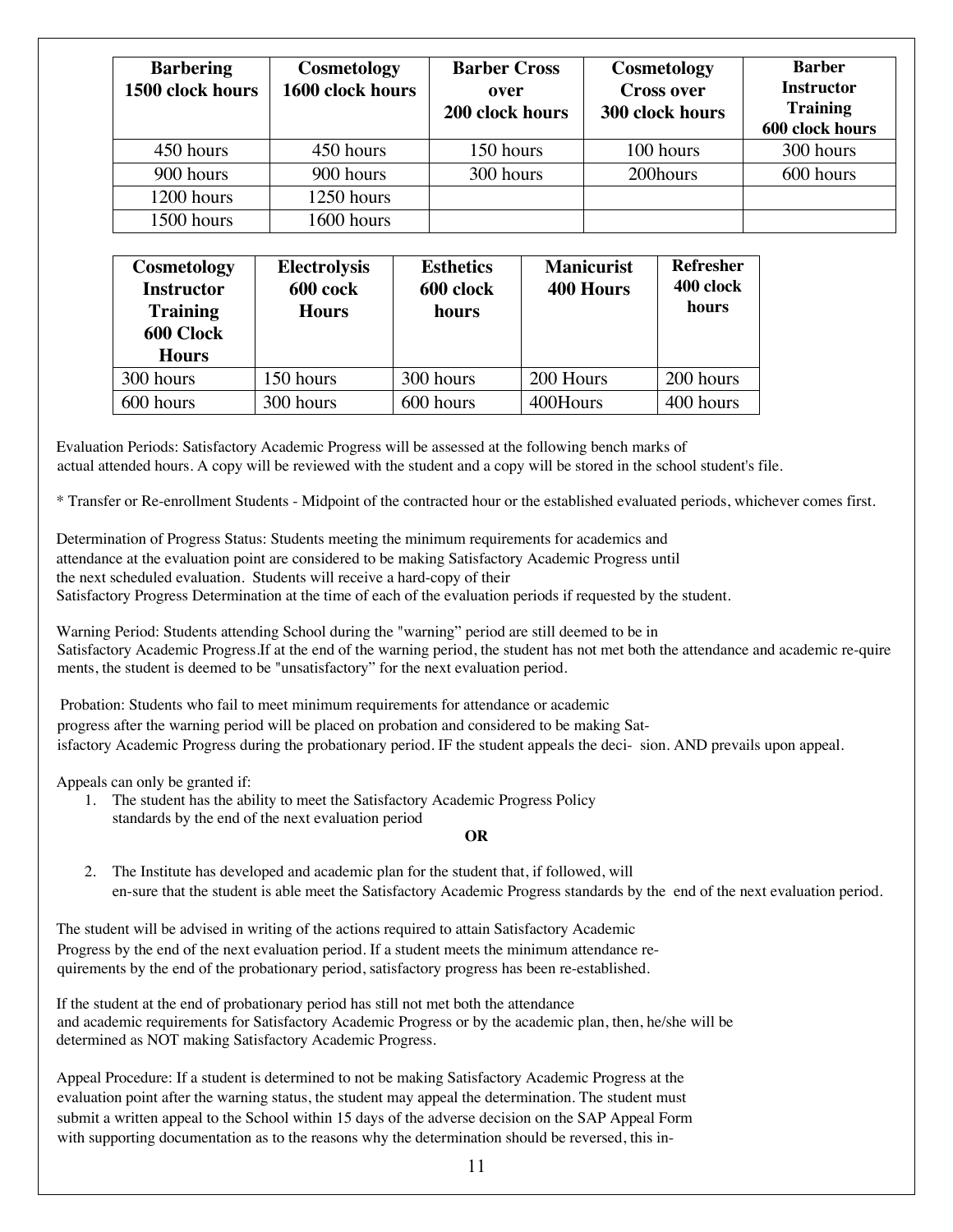| Barbering 1500 clock hours | Cosmetology 1600 clock hours | Barber Cross over 200 clock hours | Cosmetology Cross over 300 clock hours | Barber Instructor Training 600 clock hours |
|---|---|---|---|---|
| 450 hours | 450 hours | 150 hours | 100 hours | 300 hours |
| 900 hours | 900 hours | 300 hours | 200hours | 600 hours |
| 1200 hours | 1250 hours | | | |
| 1500 hours | 1600 hours | | | |

| Cosmetology Instructor Training 600 Clock Hours | Electrolysis 600 cock Hours | Esthetics 600 clock hours | Manicurist 400 Hours | Refresher 400 clock hours |
|---|---|---|---|---|
| 300 hours | 150 hours | 300 hours | 200 Hours | 200 hours |
| 600 hours | 300 hours | 600 hours | 400Hours | 400 hours |

Evaluation Periods: Satisfactory Academic Progress will be assessed at the following bench marks of actual attended hours. A copy will be reviewed with the student and a copy will be stored in the school student's file.

* Transfer or Re-enrollment Students - Midpoint of the contracted hour or the established evaluated periods, whichever comes first.

Determination of Progress Status: Students meeting the minimum requirements for academics and attendance at the evaluation point are considered to be making Satisfactory Academic Progress until the next scheduled evaluation. Students will receive a hard-copy of their Satisfactory Progress Determination at the time of each of the evaluation periods if requested by the student.

Warning Period: Students attending School during the "warning" period are still deemed to be in Satisfactory Academic Progress.If at the end of the warning period, the student has not met both the attendance and academic re-quire ments, the student is deemed to be "unsatisfactory" for the next evaluation period.

Probation: Students who fail to meet minimum requirements for attendance or academic progress after the warning period will be placed on probation and considered to be making Sat-isfactory Academic Progress during the probationary period. IF the student appeals the deci- sion. AND prevails upon appeal.

Appeals can only be granted if:

1. The student has the ability to meet the Satisfactory Academic Progress Policy standards by the end of the next evaluation period

**OR**

2. The Institute has developed and academic plan for the student that, if followed, will en-sure that the student is able meet the Satisfactory Academic Progress standards by the end of the next evaluation period.

The student will be advised in writing of the actions required to attain Satisfactory Academic Progress by the end of the next evaluation period. If a student meets the minimum attendance re-quirements by the end of the probationary period, satisfactory progress has been re-established.

If the student at the end of probationary period has still not met both the attendance and academic requirements for Satisfactory Academic Progress or by the academic plan, then, he/she will be determined as NOT making Satisfactory Academic Progress.

Appeal Procedure: If a student is determined to not be making Satisfactory Academic Progress at the evaluation point after the warning status, the student may appeal the determination. The student must submit a written appeal to the School within 15 days of the adverse decision on the SAP Appeal Form with supporting documentation as to the reasons why the determination should be reversed, this in-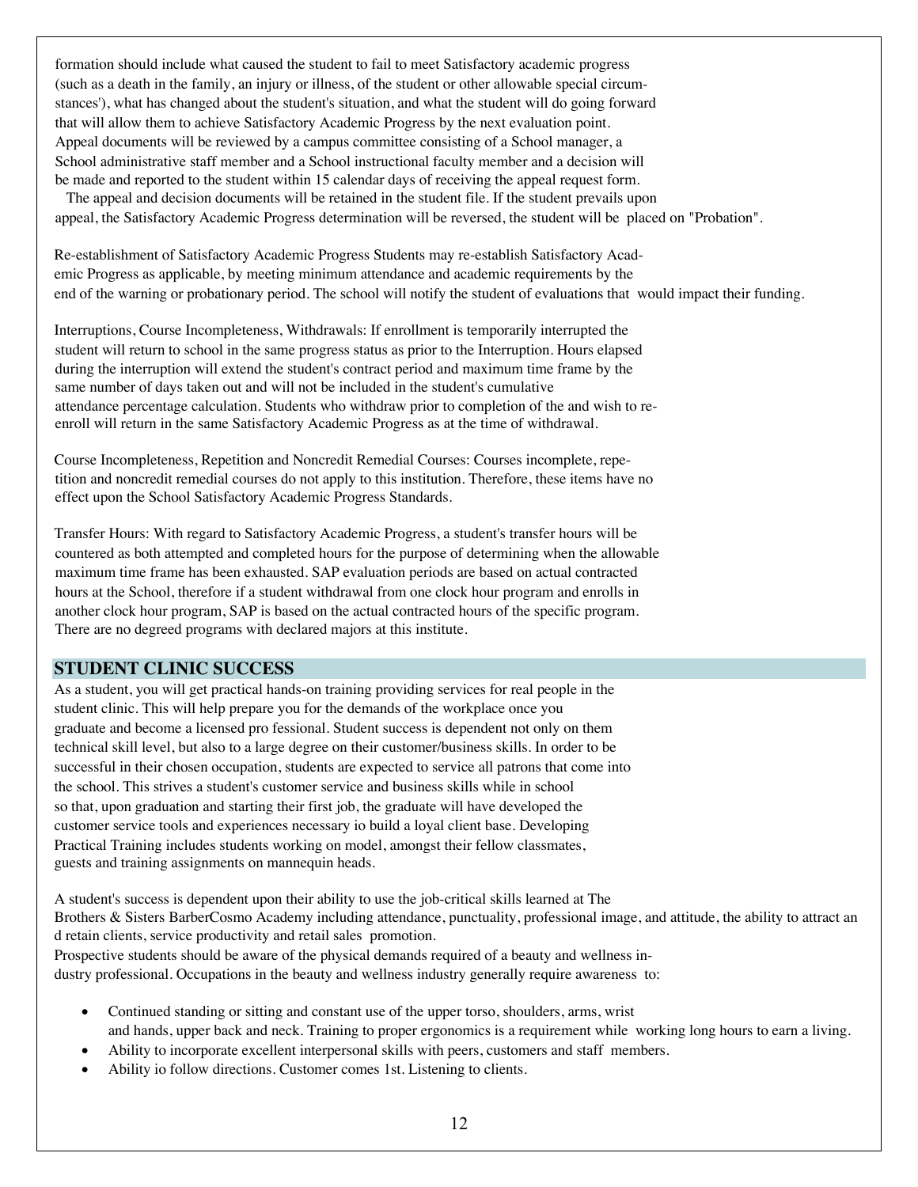formation should include what caused the student to fail to meet Satisfactory academic progress (such as a death in the family, an injury or illness, of the student or other allowable special circumstances'), what has changed about the student's situation, and what the student will do going forward that will allow them to achieve Satisfactory Academic Progress by the next evaluation point. Appeal documents will be reviewed by a campus committee consisting of a School manager, a School administrative staff member and a School instructional faculty member and a decision will be made and reported to the student within 15 calendar days of receiving the appeal request form.
The appeal and decision documents will be retained in the student file. If the student prevails upon appeal, the Satisfactory Academic Progress determination will be reversed, the student will be placed on "Probation".

Re-establishment of Satisfactory Academic Progress Students may re-establish Satisfactory Academic Progress as applicable, by meeting minimum attendance and academic requirements by the end of the warning or probationary period. The school will notify the student of evaluations that would impact their funding.

Interruptions, Course Incompleteness, Withdrawals: If enrollment is temporarily interrupted the student will return to school in the same progress status as prior to the Interruption. Hours elapsed during the interruption will extend the student's contract period and maximum time frame by the same number of days taken out and will not be included in the student's cumulative attendance percentage calculation. Students who withdraw prior to completion of the and wish to re-enroll will return in the same Satisfactory Academic Progress as at the time of withdrawal.

Course Incompleteness, Repetition and Noncredit Remedial Courses: Courses incomplete, repetition and noncredit remedial courses do not apply to this institution. Therefore, these items have no effect upon the School Satisfactory Academic Progress Standards.

Transfer Hours: With regard to Satisfactory Academic Progress, a student's transfer hours will be countered as both attempted and completed hours for the purpose of determining when the allowable maximum time frame has been exhausted. SAP evaluation periods are based on actual contracted hours at the School, therefore if a student withdrawal from one clock hour program and enrolls in another clock hour program, SAP is based on the actual contracted hours of the specific program. There are no degreed programs with declared majors at this institute.

## STUDENT CLINIC SUCCESS

As a student, you will get practical hands-on training providing services for real people in the student clinic. This will help prepare you for the demands of the workplace once you graduate and become a licensed pro fessional. Student success is dependent not only on them technical skill level, but also to a large degree on their customer/business skills. In order to be successful in their chosen occupation, students are expected to service all patrons that come into the school. This strives a student's customer service and business skills while in school so that, upon graduation and starting their first job, the graduate will have developed the customer service tools and experiences necessary io build a loyal client base. Developing Practical Training includes students working on model, amongst their fellow classmates, guests and training assignments on mannequin heads.

A student's success is dependent upon their ability to use the job-critical skills learned at The Brothers & Sisters BarberCosmo Academy including attendance, punctuality, professional image, and attitude, the ability to attract an d retain clients, service productivity and retail sales promotion.
Prospective students should be aware of the physical demands required of a beauty and wellness industry professional. Occupations in the beauty and wellness industry generally require awareness to:

- Continued standing or sitting and constant use of the upper torso, shoulders, arms, wrist and hands, upper back and neck. Training to proper ergonomics is a requirement while working long hours to earn a living.
- Ability to incorporate excellent interpersonal skills with peers, customers and staff members.
- Ability io follow directions. Customer comes 1st. Listening to clients.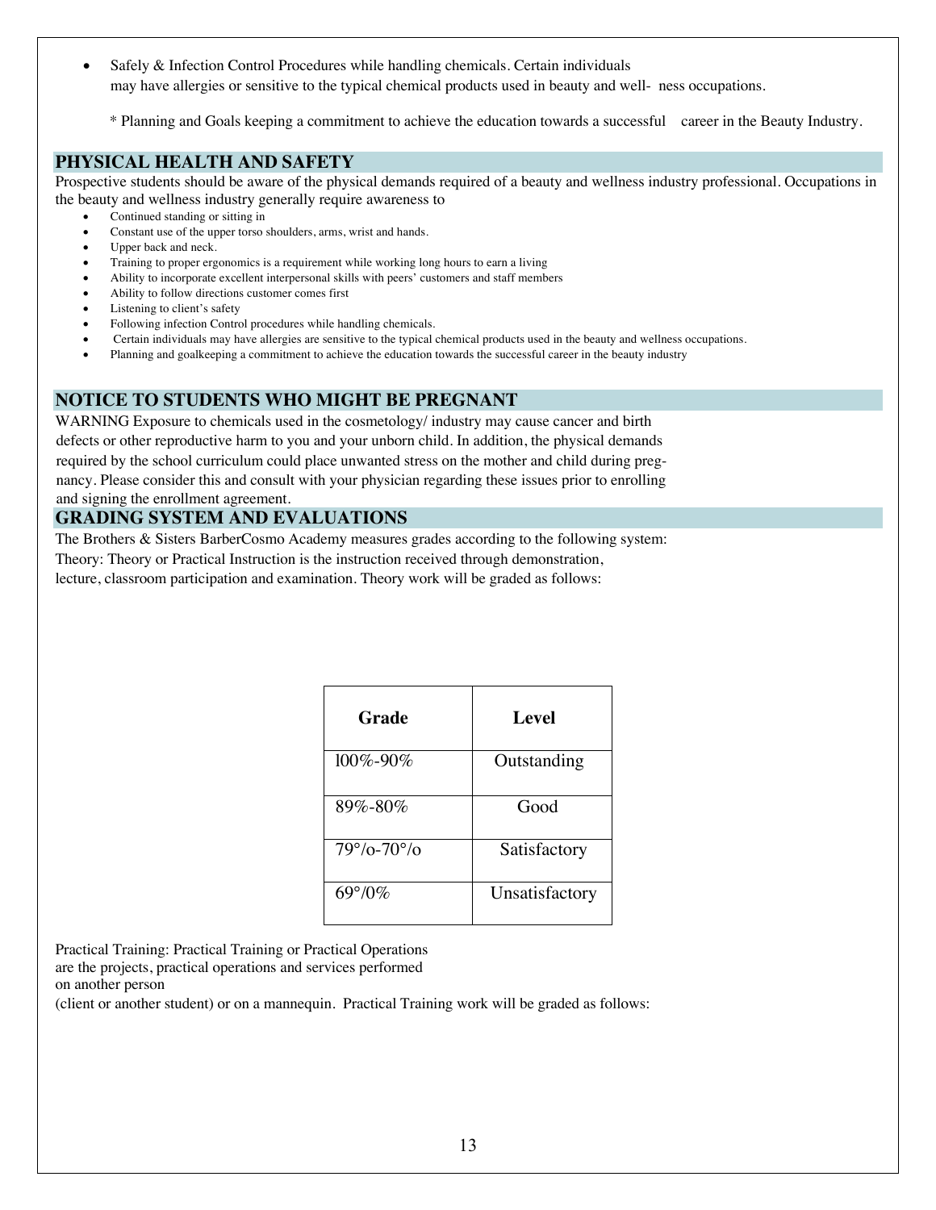- Safely & Infection Control Procedures while handling chemicals. Certain individuals may have allergies or sensitive to the typical chemical products used in beauty and well- ness occupations.

  * Planning and Goals keeping a commitment to achieve the education towards a successful career in the Beauty Industry.

## PHYSICAL HEALTH AND SAFETY

Prospective students should be aware of the physical demands required of a beauty and wellness industry professional. Occupations in the beauty and wellness industry generally require awareness to

- Continued standing or sitting in
- Constant use of the upper torso shoulders, arms, wrist and hands.
- Upper back and neck.
- Training to proper ergonomics is a requirement while working long hours to earn a living
- Ability to incorporate excellent interpersonal skills with peers' customers and staff members
- Ability to follow directions customer comes first
- Listening to client's safety
- Following infection Control procedures while handling chemicals.
- Certain individuals may have allergies are sensitive to the typical chemical products used in the beauty and wellness occupations.
- Planning and goalkeeping a commitment to achieve the education towards the successful career in the beauty industry

## NOTICE TO STUDENTS WHO MIGHT BE PREGNANT

WARNING Exposure to chemicals used in the cosmetology/ industry may cause cancer and birth defects or other reproductive harm to you and your unborn child. In addition, the physical demands required by the school curriculum could place unwanted stress on the mother and child during pregnancy. Please consider this and consult with your physician regarding these issues prior to enrolling and signing the enrollment agreement.

## GRADING SYSTEM AND EVALUATIONS

The Brothers & Sisters BarberCosmo Academy measures grades according to the following system:
Theory: Theory or Practical Instruction is the instruction received through demonstration, lecture, classroom participation and examination. Theory work will be graded as follows:

| Grade | Level |
|---|---|
| l00%-90% | Outstanding |
| 89%-80% | Good |
| 79°/o-70°/o | Satisfactory |
| 69°/0% | Unsatisfactory |

Practical Training: Practical Training or Practical Operations are the projects, practical operations and services performed on another person (client or another student) or on a mannequin. Practical Training work will be graded as follows: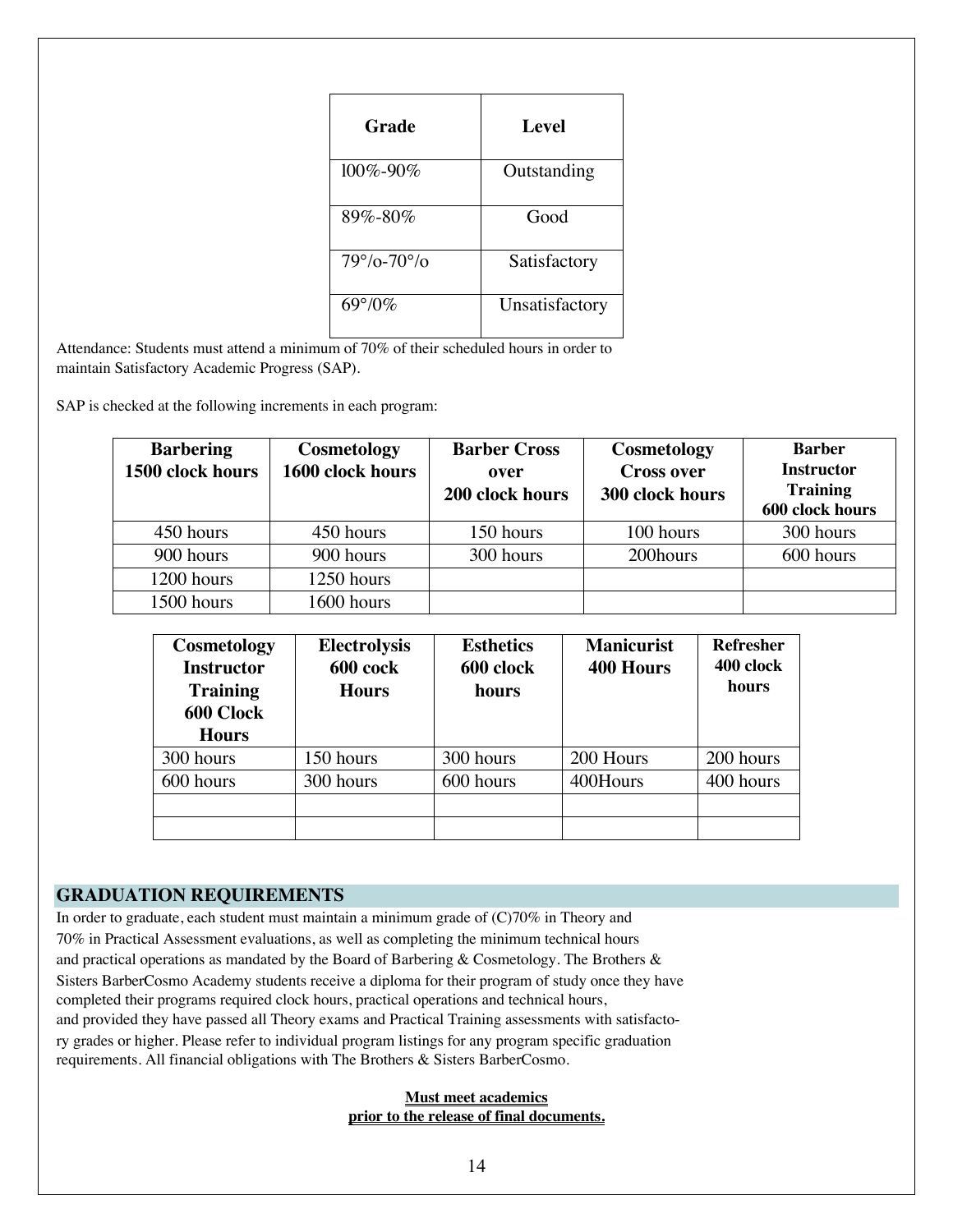| Grade | Level |
| --- | --- |
| l00%-90% | Outstanding |
| 89%-80% | Good |
| 79°/o-70°/o | Satisfactory |
| 69°/0% | Unsatisfactory |

Attendance: Students must attend a minimum of 70% of their scheduled hours in order to maintain Satisfactory Academic Progress (SAP).

SAP is checked at the following increments in each program:

| Barbering 1500 clock hours | Cosmetology 1600 clock hours | Barber Cross over 200 clock hours | Cosmetology Cross over 300 clock hours | Barber Instructor Training 600 clock hours |
| --- | --- | --- | --- | --- |
| 450 hours | 450 hours | 150 hours | 100 hours | 300 hours |
| 900 hours | 900 hours | 300 hours | 200hours | 600 hours |
| 1200 hours | 1250 hours | | | |
| 1500 hours | 1600 hours | | | |

| Cosmetology Instructor Training 600 Clock Hours | Electrolysis 600 cock Hours | Esthetics 600 clock hours | Manicurist 400 Hours | Refresher 400 clock hours |
| --- | --- | --- | --- | --- |
| 300 hours | 150 hours | 300 hours | 200 Hours | 200 hours |
| 600 hours | 300 hours | 600 hours | 400Hours | 400 hours |
| | | | | |
| | | | | |

## GRADUATION REQUIREMENTS

In order to graduate, each student must maintain a minimum grade of (C)70% in Theory and 70% in Practical Assessment evaluations, as well as completing the minimum technical hours and practical operations as mandated by the Board of Barbering & Cosmetology. The Brothers & Sisters BarberCosmo Academy students receive a diploma for their program of study once they have completed their programs required clock hours, practical operations and technical hours, and provided they have passed all Theory exams and Practical Training assessments with satisfactory grades or higher. Please refer to individual program listings for any program specific graduation requirements. All financial obligations with The Brothers & Sisters BarberCosmo.

**Must meet academics prior to the release of final documents.**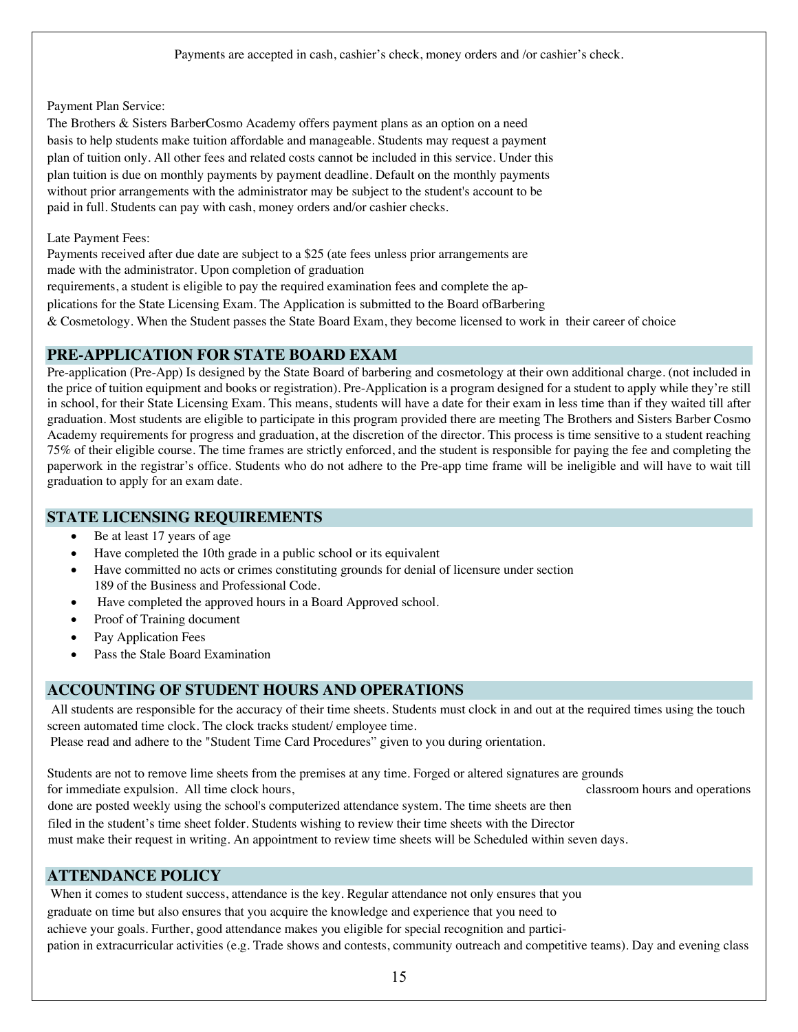Payments are accepted in cash, cashier's check, money orders and /or cashier's check.

Payment Plan Service:
The Brothers & Sisters BarberCosmo Academy offers payment plans as an option on a need basis to help students make tuition affordable and manageable. Students may request a payment plan of tuition only. All other fees and related costs cannot be included in this service. Under this plan tuition is due on monthly payments by payment deadline. Default on the monthly payments without prior arrangements with the administrator may be subject to the student's account to be paid in full. Students can pay with cash, money orders and/or cashier checks.

Late Payment Fees:
Payments received after due date are subject to a $25 (ate fees unless prior arrangements are made with the administrator. Upon completion of graduation requirements, a student is eligible to pay the required examination fees and complete the applications for the State Licensing Exam. The Application is submitted to the Board ofBarbering & Cosmetology. When the Student passes the State Board Exam, they become licensed to work in their career of choice

## PRE-APPLICATION FOR STATE BOARD EXAM

Pre-application (Pre-App) Is designed by the State Board of barbering and cosmetology at their own additional charge. (not included in the price of tuition equipment and books or registration). Pre-Application is a program designed for a student to apply while they're still in school, for their State Licensing Exam. This means, students will have a date for their exam in less time than if they waited till after graduation. Most students are eligible to participate in this program provided there are meeting The Brothers and Sisters Barber Cosmo Academy requirements for progress and graduation, at the discretion of the director. This process is time sensitive to a student reaching 75% of their eligible course. The time frames are strictly enforced, and the student is responsible for paying the fee and completing the paperwork in the registrar's office. Students who do not adhere to the Pre-app time frame will be ineligible and will have to wait till graduation to apply for an exam date.

## STATE LICENSING REQUIREMENTS

- Be at least 17 years of age
- Have completed the 10th grade in a public school or its equivalent
- Have committed no acts or crimes constituting grounds for denial of licensure under section 189 of the Business and Professional Code.
- Have completed the approved hours in a Board Approved school.
- Proof of Training document
- Pay Application Fees
- Pass the Stale Board Examination

## ACCOUNTING OF STUDENT HOURS AND OPERATIONS

All students are responsible for the accuracy of their time sheets. Students must clock in and out at the required times using the touch screen automated time clock. The clock tracks student/ employee time.
Please read and adhere to the "Student Time Card Procedures" given to you during orientation.

Students are not to remove lime sheets from the premises at any time. Forged or altered signatures are grounds for immediate expulsion. All time clock hours, classroom hours and operations done are posted weekly using the school's computerized attendance system. The time sheets are then filed in the student's time sheet folder. Students wishing to review their time sheets with the Director must make their request in writing. An appointment to review time sheets will be Scheduled within seven days.

## ATTENDANCE POLICY

When it comes to student success, attendance is the key. Regular attendance not only ensures that you graduate on time but also ensures that you acquire the knowledge and experience that you need to achieve your goals. Further, good attendance makes you eligible for special recognition and participation in extracurricular activities (e.g. Trade shows and contests, community outreach and competitive teams). Day and evening class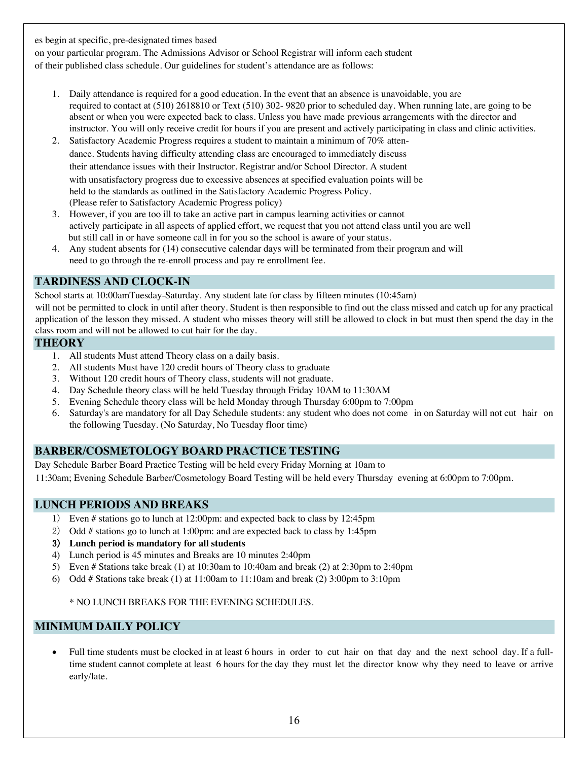es begin at specific, pre-designated times based on your particular program. The Admissions Advisor or School Registrar will inform each student of their published class schedule. Our guidelines for student's attendance are as follows:

1. Daily attendance is required for a good education. In the event that an absence is unavoidable, you are required to contact at (510) 2618810 or Text (510) 302- 9820 prior to scheduled day. When running late, are going to be absent or when you were expected back to class. Unless you have made previous arrangements with the director and instructor. You will only receive credit for hours if you are present and actively participating in class and clinic activities.
2. Satisfactory Academic Progress requires a student to maintain a minimum of 70% attendance. Students having difficulty attending class are encouraged to immediately discuss their attendance issues with their Instructor. Registrar and/or School Director. A student with unsatisfactory progress due to excessive absences at specified evaluation points will be held to the standards as outlined in the Satisfactory Academic Progress Policy. (Please refer to Satisfactory Academic Progress policy)
3. However, if you are too ill to take an active part in campus learning activities or cannot actively participate in all aspects of applied effort, we request that you not attend class until you are well but still call in or have someone call in for you so the school is aware of your status.
4. Any student absents for (14) consecutive calendar days will be terminated from their program and will need to go through the re-enroll process and pay re enrollment fee.

## TARDINESS AND CLOCK-IN

School starts at 10:00amTuesday-Saturday. Any student late for class by fifteen minutes (10:45am) will not be permitted to clock in until after theory. Student is then responsible to find out the class missed and catch up for any practical application of the lesson they missed. A student who misses theory will still be allowed to clock in but must then spend the day in the class room and will not be allowed to cut hair for the day.

## THEORY

1. All students Must attend Theory class on a daily basis.
2. All students Must have 120 credit hours of Theory class to graduate
3. Without 120 credit hours of Theory class, students will not graduate.
4. Day Schedule theory class will be held Tuesday through Friday 10AM to 11:30AM
5. Evening Schedule theory class will be held Monday through Thursday 6:00pm to 7:00pm
6. Saturday's are mandatory for all Day Schedule students: any student who does not come in on Saturday will not cut hair on the following Tuesday. (No Saturday, No Tuesday floor time)

## BARBER/COSMETOLOGY BOARD PRACTICE TESTING

Day Schedule Barber Board Practice Testing will be held every Friday Morning at 10am to 11:30am; Evening Schedule Barber/Cosmetology Board Testing will be held every Thursday evening at 6:00pm to 7:00pm.

## LUNCH PERIODS AND BREAKS

1) Even # stations go to lunch at 12:00pm: and expected back to class by 12:45pm
2) Odd # stations go to lunch at 1:00pm: and are expected back to class by 1:45pm
3) **Lunch period is mandatory for all students**
4) Lunch period is 45 minutes and Breaks are 10 minutes 2:40pm
5) Even # Stations take break (1) at 10:30am to 10:40am and break (2) at 2:30pm to 2:40pm
6) Odd # Stations take break (1) at 11:00am to 11:10am and break (2) 3:00pm to 3:10pm

\* NO LUNCH BREAKS FOR THE EVENING SCHEDULES.

## MINIMUM DAILY POLICY

- Full time students must be clocked in at least 6 hours in order to cut hair on that day and the next school day. If a full-time student cannot complete at least 6 hours for the day they must let the director know why they need to leave or arrive early/late.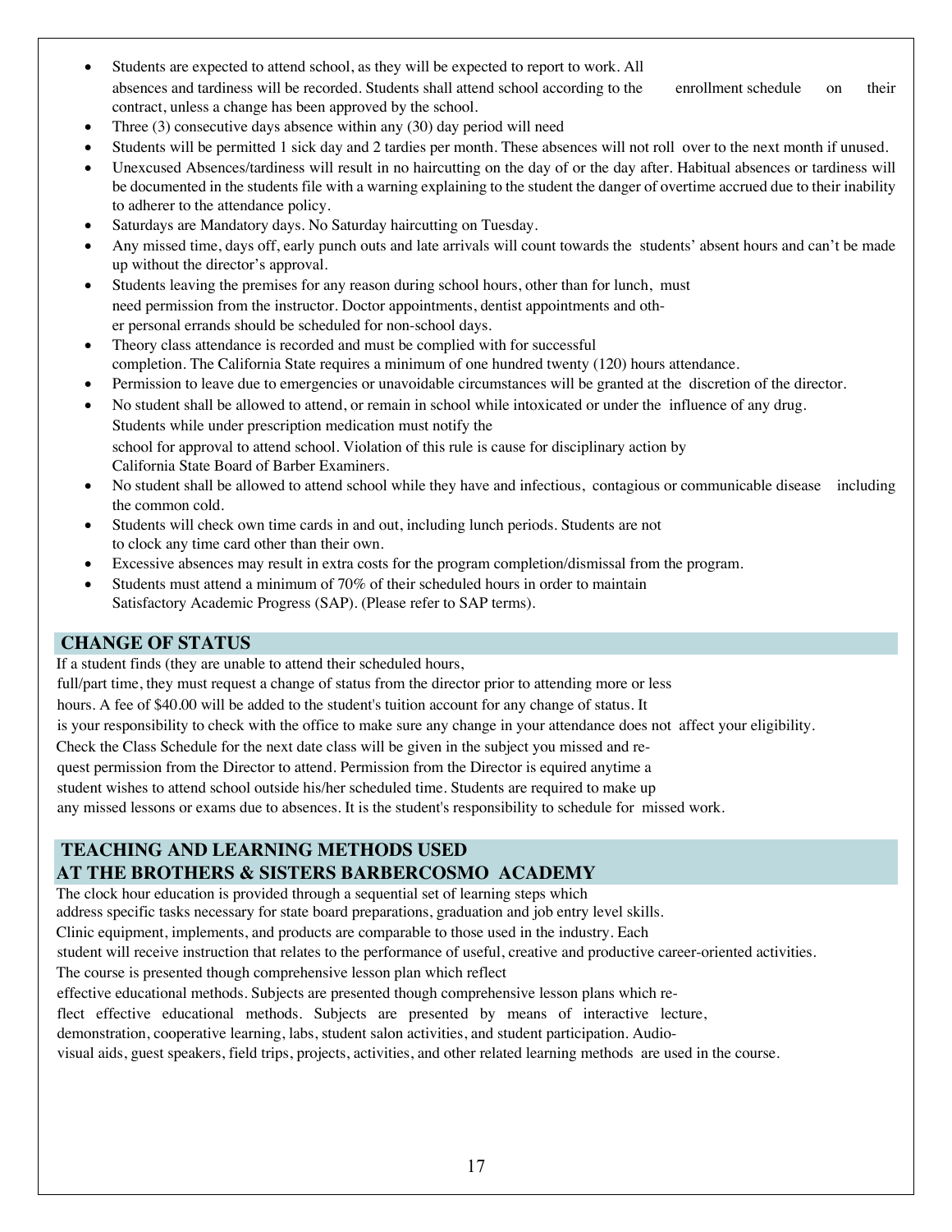- Students are expected to attend school, as they will be expected to report to work. All absences and tardiness will be recorded. Students shall attend school according to the enrollment schedule on their contract, unless a change has been approved by the school.
- Three (3) consecutive days absence within any (30) day period will need
- Students will be permitted 1 sick day and 2 tardies per month. These absences will not roll over to the next month if unused.
- Unexcused Absences/tardiness will result in no haircutting on the day of or the day after. Habitual absences or tardiness will be documented in the students file with a warning explaining to the student the danger of overtime accrued due to their inability to adherer to the attendance policy.
- Saturdays are Mandatory days. No Saturday haircutting on Tuesday.
- Any missed time, days off, early punch outs and late arrivals will count towards the students' absent hours and can't be made up without the director's approval.
- Students leaving the premises for any reason during school hours, other than for lunch, must need permission from the instructor. Doctor appointments, dentist appointments and other personal errands should be scheduled for non-school days.
- Theory class attendance is recorded and must be complied with for successful completion. The California State requires a minimum of one hundred twenty (120) hours attendance.
- Permission to leave due to emergencies or unavoidable circumstances will be granted at the discretion of the director.
- No student shall be allowed to attend, or remain in school while intoxicated or under the influence of any drug. Students while under prescription medication must notify the school for approval to attend school. Violation of this rule is cause for disciplinary action by California State Board of Barber Examiners.
- No student shall be allowed to attend school while they have and infectious, contagious or communicable disease including the common cold.
- Students will check own time cards in and out, including lunch periods. Students are not to clock any time card other than their own.
- Excessive absences may result in extra costs for the program completion/dismissal from the program.
- Students must attend a minimum of 70% of their scheduled hours in order to maintain Satisfactory Academic Progress (SAP). (Please refer to SAP terms).

## CHANGE OF STATUS

If a student finds (they are unable to attend their scheduled hours, full/part time, they must request a change of status from the director prior to attending more or less hours. A fee of $40.00 will be added to the student's tuition account for any change of status. It is your responsibility to check with the office to make sure any change in your attendance does not affect your eligibility. Check the Class Schedule for the next date class will be given in the subject you missed and request permission from the Director to attend. Permission from the Director is equired anytime a student wishes to attend school outside his/her scheduled time. Students are required to make up any missed lessons or exams due to absences. It is the student's responsibility to schedule for missed work.

## TEACHING AND LEARNING METHODS USED AT THE BROTHERS & SISTERS BARBERCOSMO ACADEMY

The clock hour education is provided through a sequential set of learning steps which address specific tasks necessary for state board preparations, graduation and job entry level skills. Clinic equipment, implements, and products are comparable to those used in the industry. Each student will receive instruction that relates to the performance of useful, creative and productive career-oriented activities. The course is presented though comprehensive lesson plan which reflect effective educational methods. Subjects are presented though comprehensive lesson plans which reflect effective educational methods. Subjects are presented by means of interactive lecture, demonstration, cooperative learning, labs, student salon activities, and student participation. Audio-visual aids, guest speakers, field trips, projects, activities, and other related learning methods are used in the course.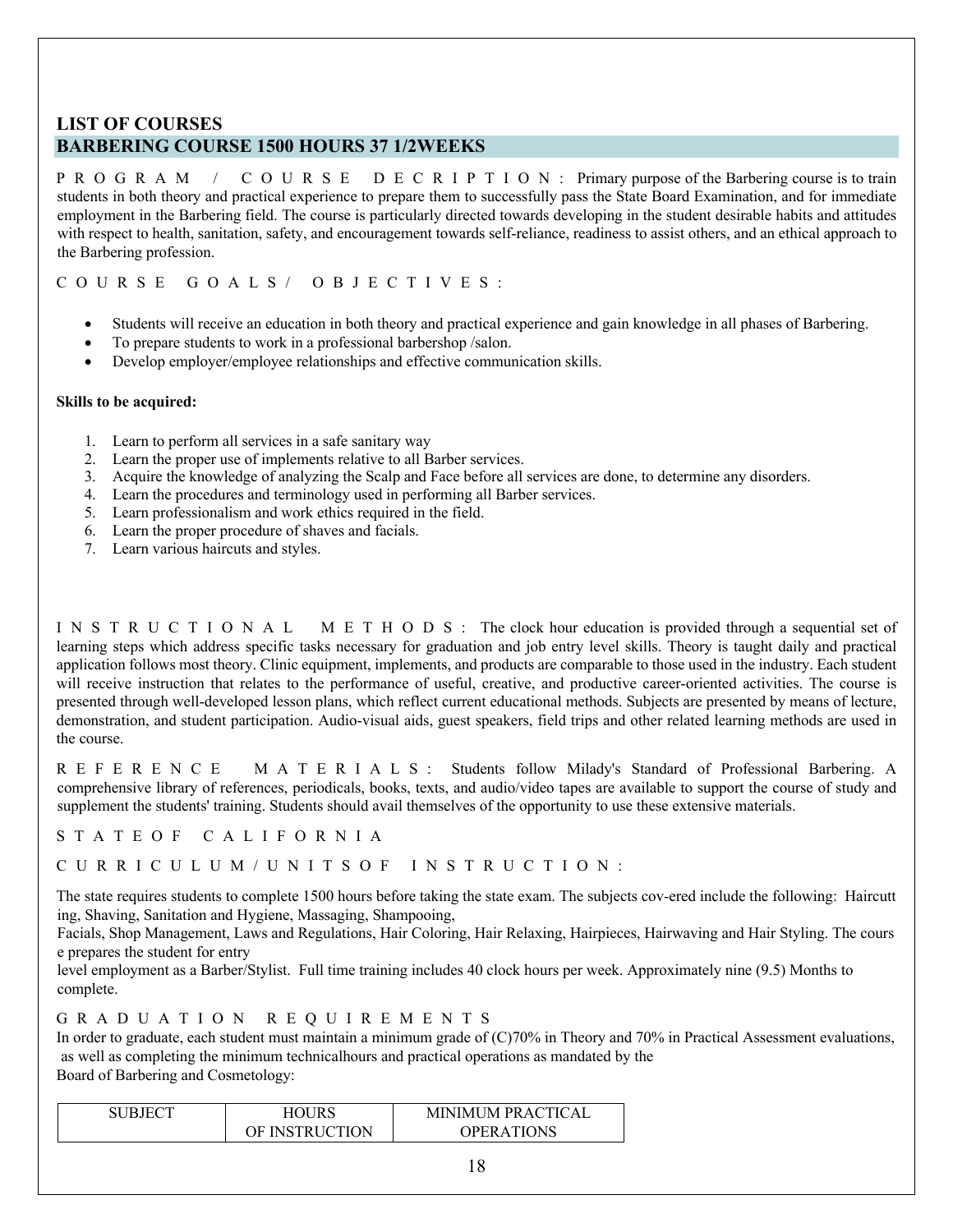## LIST OF COURSES

## BARBERING COURSE 1500 HOURS 37 1/2WEEKS

PROGRAM / COURSE DECRIPTION: Primary purpose of the Barbering course is to train students in both theory and practical experience to prepare them to successfully pass the State Board Examination, and for immediate employment in the Barbering field. The course is particularly directed towards developing in the student desirable habits and attitudes with respect to health, sanitation, safety, and encouragement towards self-reliance, readiness to assist others, and an ethical approach to the Barbering profession.

COURSE GOALS/ OBJECTIVES:

- Students will receive an education in both theory and practical experience and gain knowledge in all phases of Barbering.
- To prepare students to work in a professional barbershop /salon.
- Develop employer/employee relationships and effective communication skills.

**Skills to be acquired:**

1. Learn to perform all services in a safe sanitary way
2. Learn the proper use of implements relative to all Barber services.
3. Acquire the knowledge of analyzing the Scalp and Face before all services are done, to determine any disorders.
4. Learn the procedures and terminology used in performing all Barber services.
5. Learn professionalism and work ethics required in the field.
6. Learn the proper procedure of shaves and facials.
7. Learn various haircuts and styles.

INSTRUCTIONAL METHODS: The clock hour education is provided through a sequential set of learning steps which address specific tasks necessary for graduation and job entry level skills. Theory is taught daily and practical application follows most theory. Clinic equipment, implements, and products are comparable to those used in the industry. Each student will receive instruction that relates to the performance of useful, creative, and productive career-oriented activities. The course is presented through well-developed lesson plans, which reflect current educational methods. Subjects are presented by means of lecture, demonstration, and student participation. Audio-visual aids, guest speakers, field trips and other related learning methods are used in the course.

REFERENCE MATERIALS: Students follow Milady's Standard of Professional Barbering. A comprehensive library of references, periodicals, books, texts, and audio/video tapes are available to support the course of study and supplement the students' training. Students should avail themselves of the opportunity to use these extensive materials.

STATEOF CALIFORNIA

CURRICULUM/UNITSOF INSTRUCTION:

The state requires students to complete 1500 hours before taking the state exam. The subjects cov-ered include the following: Haircutting, Shaving, Sanitation and Hygiene, Massaging, Shampooing,
Facials, Shop Management, Laws and Regulations, Hair Coloring, Hair Relaxing, Hairpieces, Hairwaving and Hair Styling. The course prepares the student for entry
level employment as a Barber/Stylist. Full time training includes 40 clock hours per week. Approximately nine (9.5) Months to complete.

GRADUATION REQUIREMENTS

In order to graduate, each student must maintain a minimum grade of (C)70% in Theory and 70% in Practical Assessment evaluations, as well as completing the minimum technicalhours and practical operations as mandated by the
Board of Barbering and Cosmetology:

| SUBJECT | HOURS OF INSTRUCTION | MINIMUM PRACTICAL OPERATIONS |
|---|---|---|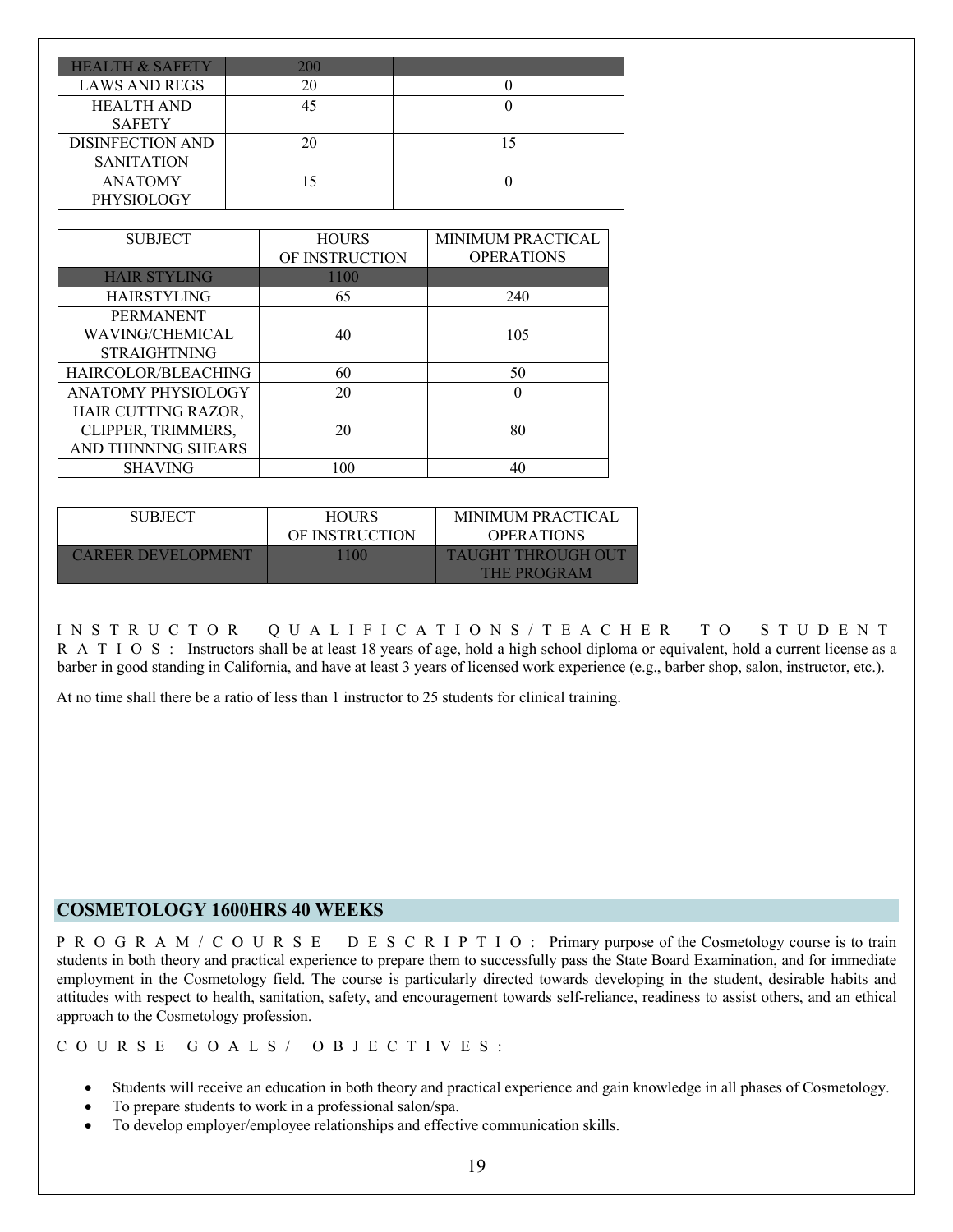| HEALTH & SAFETY | 200 | |
|---|---|---|
| LAWS AND REGS | 20 | 0 |
| HEALTH AND SAFETY | 45 | 0 |
| DISINFECTION AND SANITATION | 20 | 15 |
| ANATOMY PHYSIOLOGY | 15 | 0 |

| SUBJECT | HOURS OF INSTRUCTION | MINIMUM PRACTICAL OPERATIONS |
|---|---|---|
| HAIR STYLING | 1100 | |
| HAIRSTYLING | 65 | 240 |
| PERMANENT WAVING/CHEMICAL STRAIGHTNING | 40 | 105 |
| HAIRCOLOR/BLEACHING | 60 | 50 |
| ANATOMY PHYSIOLOGY | 20 | 0 |
| HAIR CUTTING RAZOR, CLIPPER, TRIMMERS, AND THINNING SHEARS | 20 | 80 |
| SHAVING | 100 | 40 |

| SUBJECT | HOURS OF INSTRUCTION | MINIMUM PRACTICAL OPERATIONS |
|---|---|---|
| CAREER DEVELOPMENT | 1100 | TAUGHT THROUGH OUT THE PROGRAM |

INSTRUCTOR QUALIFICATIONS/TEACHER TO STUDENT RATIOS: Instructors shall be at least 18 years of age, hold a high school diploma or equivalent, hold a current license as a barber in good standing in California, and have at least 3 years of licensed work experience (e.g., barber shop, salon, instructor, etc.).

At no time shall there be a ratio of less than 1 instructor to 25 students for clinical training.

## COSMETOLOGY 1600HRS 40 WEEKS

PROGRAM/COURSE DESCRIPTIO: Primary purpose of the Cosmetology course is to train students in both theory and practical experience to prepare them to successfully pass the State Board Examination, and for immediate employment in the Cosmetology field. The course is particularly directed towards developing in the student, desirable habits and attitudes with respect to health, sanitation, safety, and encouragement towards self-reliance, readiness to assist others, and an ethical approach to the Cosmetology profession.

COURSE GOALS/ OBJECTIVES:

- Students will receive an education in both theory and practical experience and gain knowledge in all phases of Cosmetology.
- To prepare students to work in a professional salon/spa.
- To develop employer/employee relationships and effective communication skills.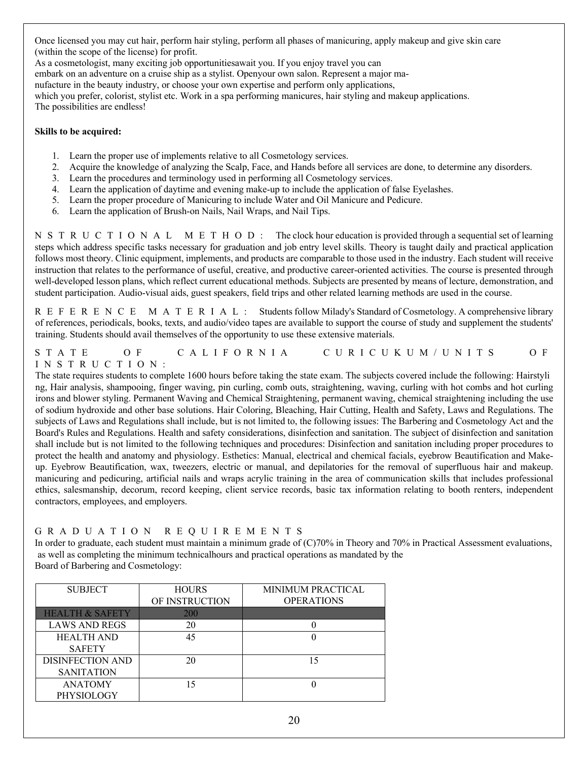Once licensed you may cut hair, perform hair styling, perform all phases of manicuring, apply makeup and give skin care (within the scope of the license) for profit.

As a cosmetologist, many exciting job opportunitiesawait you. If you enjoy travel you can embark on an adventure on a cruise ship as a stylist. Openyour own salon. Represent a major manufacture in the beauty industry, or choose your own expertise and perform only applications, which you prefer, colorist, stylist etc. Work in a spa performing manicures, hair styling and makeup applications. The possibilities are endless!

**Skills to be acquired:**

1. Learn the proper use of implements relative to all Cosmetology services.
2. Acquire the knowledge of analyzing the Scalp, Face, and Hands before all services are done, to determine any disorders.
3. Learn the procedures and terminology used in performing all Cosmetology services.
4. Learn the application of daytime and evening make-up to include the application of false Eyelashes.
5. Learn the proper procedure of Manicuring to include Water and Oil Manicure and Pedicure.
6. Learn the application of Brush-on Nails, Nail Wraps, and Nail Tips.

NSTRUCTIONAL METHOD: The clock hour education is provided through a sequential set of learning steps which address specific tasks necessary for graduation and job entry level skills. Theory is taught daily and practical application follows most theory. Clinic equipment, implements, and products are comparable to those used in the industry. Each student will receive instruction that relates to the performance of useful, creative, and productive career-oriented activities. The course is presented through well-developed lesson plans, which reflect current educational methods. Subjects are presented by means of lecture, demonstration, and student participation. Audio-visual aids, guest speakers, field trips and other related learning methods are used in the course.

REFERENCE MATERIAL: Students follow Milady's Standard of Cosmetology. A comprehensive library of references, periodicals, books, texts, and audio/video tapes are available to support the course of study and supplement the students' training. Students should avail themselves of the opportunity to use these extensive materials.

STATE OF CALIFORNIA CURICUKUM/UNITS OF INSTRUCTION:

The state requires students to complete 1600 hours before taking the state exam. The subjects covered include the following: Hairstyling, Hair analysis, shampooing, finger waving, pin curling, comb outs, straightening, waving, curling with hot combs and hot curling irons and blower styling. Permanent Waving and Chemical Straightening, permanent waving, chemical straightening including the use of sodium hydroxide and other base solutions. Hair Coloring, Bleaching, Hair Cutting, Health and Safety, Laws and Regulations. The subjects of Laws and Regulations shall include, but is not limited to, the following issues: The Barbering and Cosmetology Act and the Board's Rules and Regulations. Health and safety considerations, disinfection and sanitation. The subject of disinfection and sanitation shall include but is not limited to the following techniques and procedures: Disinfection and sanitation including proper procedures to protect the health and anatomy and physiology. Esthetics: Manual, electrical and chemical facials, eyebrow Beautification and Make-up. Eyebrow Beautification, wax, tweezers, electric or manual, and depilatories for the removal of superfluous hair and makeup. manicuring and pedicuring, artificial nails and wraps acrylic training in the area of communication skills that includes professional ethics, salesmanship, decorum, record keeping, client service records, basic tax information relating to booth renters, independent contractors, employees, and employers.

GRADUATION REQUIREMENTS

In order to graduate, each student must maintain a minimum grade of (C)70% in Theory and 70% in Practical Assessment evaluations, as well as completing the minimum technicalhours and practical operations as mandated by the Board of Barbering and Cosmetology:

| SUBJECT | HOURS OF INSTRUCTION | MINIMUM PRACTICAL OPERATIONS |
|---|---|---|
| HEALTH & SAFETY | 200 | |
| LAWS AND REGS | 20 | 0 |
| HEALTH AND SAFETY | 45 | 0 |
| DISINFECTION AND SANITATION | 20 | 15 |
| ANATOMY PHYSIOLOGY | 15 | 0 |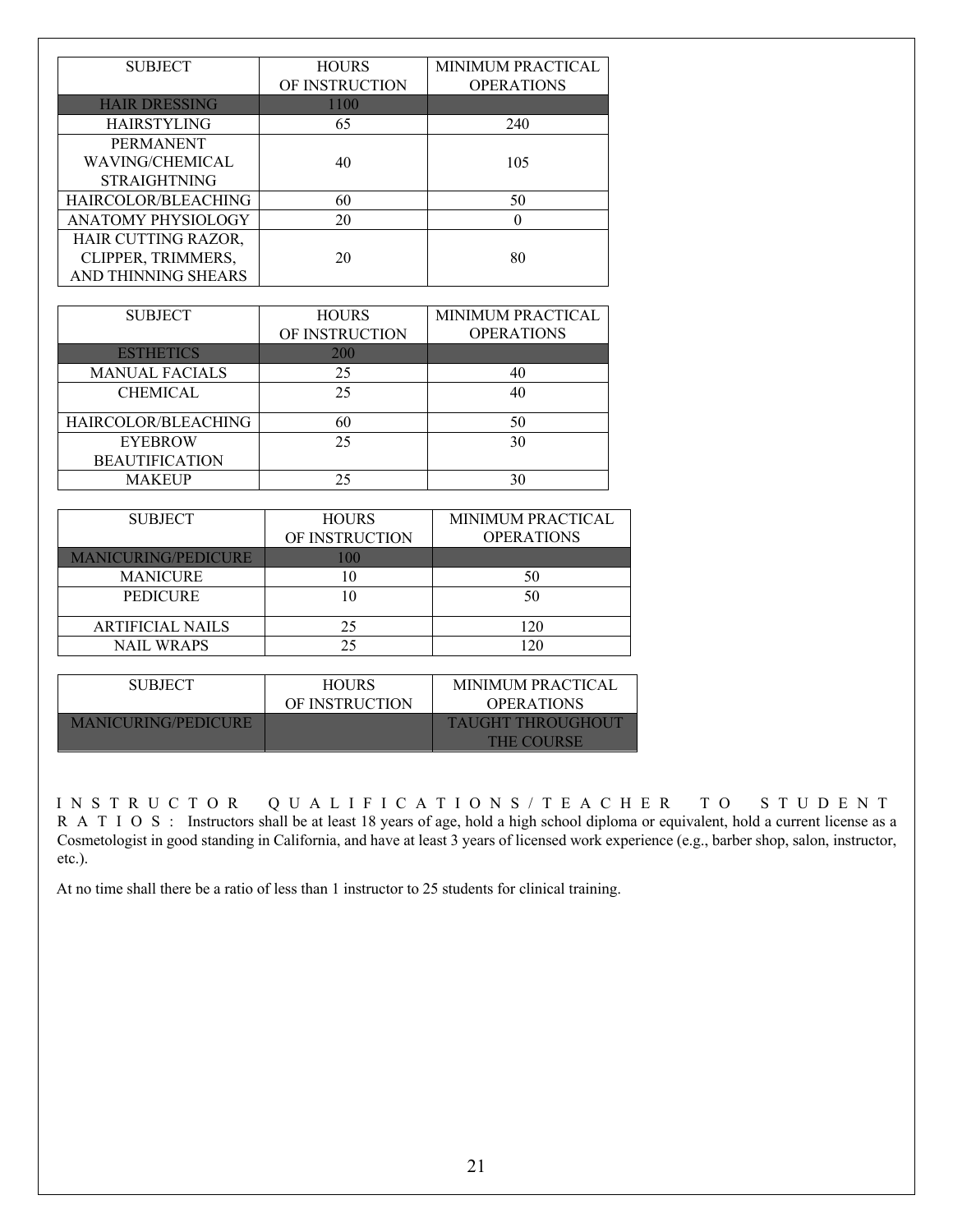| SUBJECT | HOURS OF INSTRUCTION | MINIMUM PRACTICAL OPERATIONS |
|---|---|---|
| HAIR DRESSING | 1100 | |
| HAIRSTYLING | 65 | 240 |
| PERMANENT WAVING/CHEMICAL STRAIGHTNING | 40 | 105 |
| HAIRCOLOR/BLEACHING | 60 | 50 |
| ANATOMY PHYSIOLOGY | 20 | 0 |
| HAIR CUTTING RAZOR, CLIPPER, TRIMMERS, AND THINNING SHEARS | 20 | 80 |

| SUBJECT | HOURS OF INSTRUCTION | MINIMUM PRACTICAL OPERATIONS |
|---|---|---|
| ESTHETICS | 200 | |
| MANUAL FACIALS | 25 | 40 |
| CHEMICAL | 25 | 40 |
| HAIRCOLOR/BLEACHING | 60 | 50 |
| EYEBROW BEAUTIFICATION | 25 | 30 |
| MAKEUP | 25 | 30 |

| SUBJECT | HOURS OF INSTRUCTION | MINIMUM PRACTICAL OPERATIONS |
|---|---|---|
| MANICURING/PEDICURE | 100 | |
| MANICURE | 10 | 50 |
| PEDICURE | 10 | 50 |
| ARTIFICIAL NAILS | 25 | 120 |
| NAIL WRAPS | 25 | 120 |

| SUBJECT | HOURS OF INSTRUCTION | MINIMUM PRACTICAL OPERATIONS |
|---|---|---|
| MANICURING/PEDICURE | | TAUGHT THROUGHOUT THE COURSE |

**INSTRUCTOR QUALIFICATIONS/TEACHER TO STUDENT RATIOS:** Instructors shall be at least 18 years of age, hold a high school diploma or equivalent, hold a current license as a Cosmetologist in good standing in California, and have at least 3 years of licensed work experience (e.g., barber shop, salon, instructor, etc.).

At no time shall there be a ratio of less than 1 instructor to 25 students for clinical training.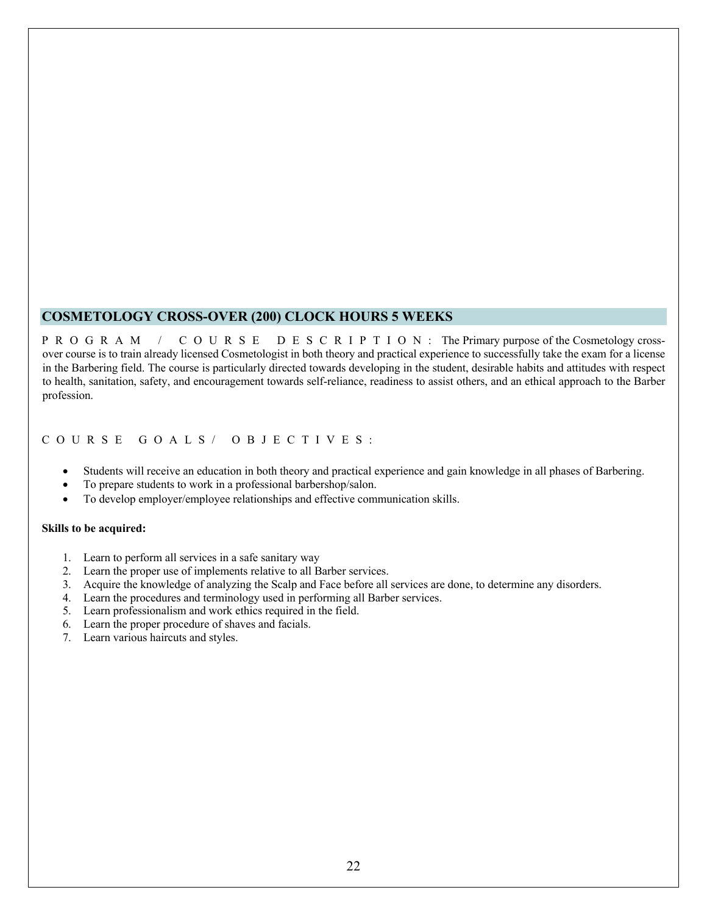## COSMETOLOGY CROSS-OVER (200) CLOCK HOURS 5 WEEKS

PROGRAM / COURSE DESCRIPTION: The Primary purpose of the Cosmetology cross-over course is to train already licensed Cosmetologist in both theory and practical experience to successfully take the exam for a license in the Barbering field. The course is particularly directed towards developing in the student, desirable habits and attitudes with respect to health, sanitation, safety, and encouragement towards self-reliance, readiness to assist others, and an ethical approach to the Barber profession.

COURSE GOALS/ OBJECTIVES:

- Students will receive an education in both theory and practical experience and gain knowledge in all phases of Barbering.
- To prepare students to work in a professional barbershop/salon.
- To develop employer/employee relationships and effective communication skills.

**Skills to be acquired:**

1. Learn to perform all services in a safe sanitary way
2. Learn the proper use of implements relative to all Barber services.
3. Acquire the knowledge of analyzing the Scalp and Face before all services are done, to determine any disorders.
4. Learn the procedures and terminology used in performing all Barber services.
5. Learn professionalism and work ethics required in the field.
6. Learn the proper procedure of shaves and facials.
7. Learn various haircuts and styles.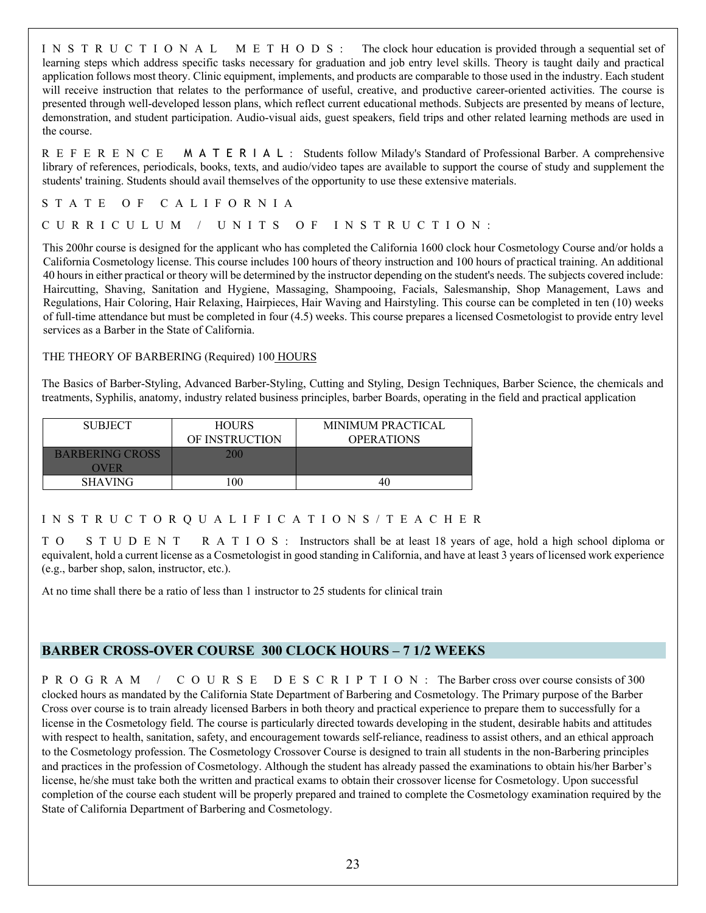**INSTRUCTIONAL METHODS:** The clock hour education is provided through a sequential set of learning steps which address specific tasks necessary for graduation and job entry level skills. Theory is taught daily and practical application follows most theory. Clinic equipment, implements, and products are comparable to those used in the industry. Each student will receive instruction that relates to the performance of useful, creative, and productive career-oriented activities. The course is presented through well-developed lesson plans, which reflect current educational methods. Subjects are presented by means of lecture, demonstration, and student participation. Audio-visual aids, guest speakers, field trips and other related learning methods are used in the course.

**REFERENCE MATERIAL:** Students follow Milady's Standard of Professional Barber. A comprehensive library of references, periodicals, books, texts, and audio/video tapes are available to support the course of study and supplement the students' training. Students should avail themselves of the opportunity to use these extensive materials.

**STATE OF CALIFORNIA**

**CURRICULUM / UNITS OF INSTRUCTION:**

This 200hr course is designed for the applicant who has completed the California 1600 clock hour Cosmetology Course and/or holds a California Cosmetology license. This course includes 100 hours of theory instruction and 100 hours of practical training. An additional 40 hours in either practical or theory will be determined by the instructor depending on the student's needs. The subjects covered include: Haircutting, Shaving, Sanitation and Hygiene, Massaging, Shampooing, Facials, Salesmanship, Shop Management, Laws and Regulations, Hair Coloring, Hair Relaxing, Hairpieces, Hair Waving and Hairstyling. This course can be completed in ten (10) weeks of full-time attendance but must be completed in four (4.5) weeks. This course prepares a licensed Cosmetologist to provide entry level services as a Barber in the State of California.

THE THEORY OF BARBERING (Required) 100 HOURS

The Basics of Barber-Styling, Advanced Barber-Styling, Cutting and Styling, Design Techniques, Barber Science, the chemicals and treatments, Syphilis, anatomy, industry related business principles, barber Boards, operating in the field and practical application

| SUBJECT | HOURS OF INSTRUCTION | MINIMUM PRACTICAL OPERATIONS |
|---|---|---|
| BARBERING CROSS OVER | 200 | |
| SHAVING | 100 | 40 |

**INSTRUCTORQUALIFICATIONS/TEACHER TO STUDENT RATIOS:** Instructors shall be at least 18 years of age, hold a high school diploma or equivalent, hold a current license as a Cosmetologist in good standing in California, and have at least 3 years of licensed work experience (e.g., barber shop, salon, instructor, etc.).

At no time shall there be a ratio of less than 1 instructor to 25 students for clinical train

## BARBER CROSS-OVER COURSE 300 CLOCK HOURS – 7 1/2 WEEKS

**PROGRAM / COURSE DESCRIPTION:** The Barber cross over course consists of 300 clocked hours as mandated by the California State Department of Barbering and Cosmetology. The Primary purpose of the Barber Cross over course is to train already licensed Barbers in both theory and practical experience to prepare them to successfully for a license in the Cosmetology field. The course is particularly directed towards developing in the student, desirable habits and attitudes with respect to health, sanitation, safety, and encouragement towards self-reliance, readiness to assist others, and an ethical approach to the Cosmetology profession. The Cosmetology Crossover Course is designed to train all students in the non-Barbering principles and practices in the profession of Cosmetology. Although the student has already passed the examinations to obtain his/her Barber's license, he/she must take both the written and practical exams to obtain their crossover license for Cosmetology. Upon successful completion of the course each student will be properly prepared and trained to complete the Cosmetology examination required by the State of California Department of Barbering and Cosmetology.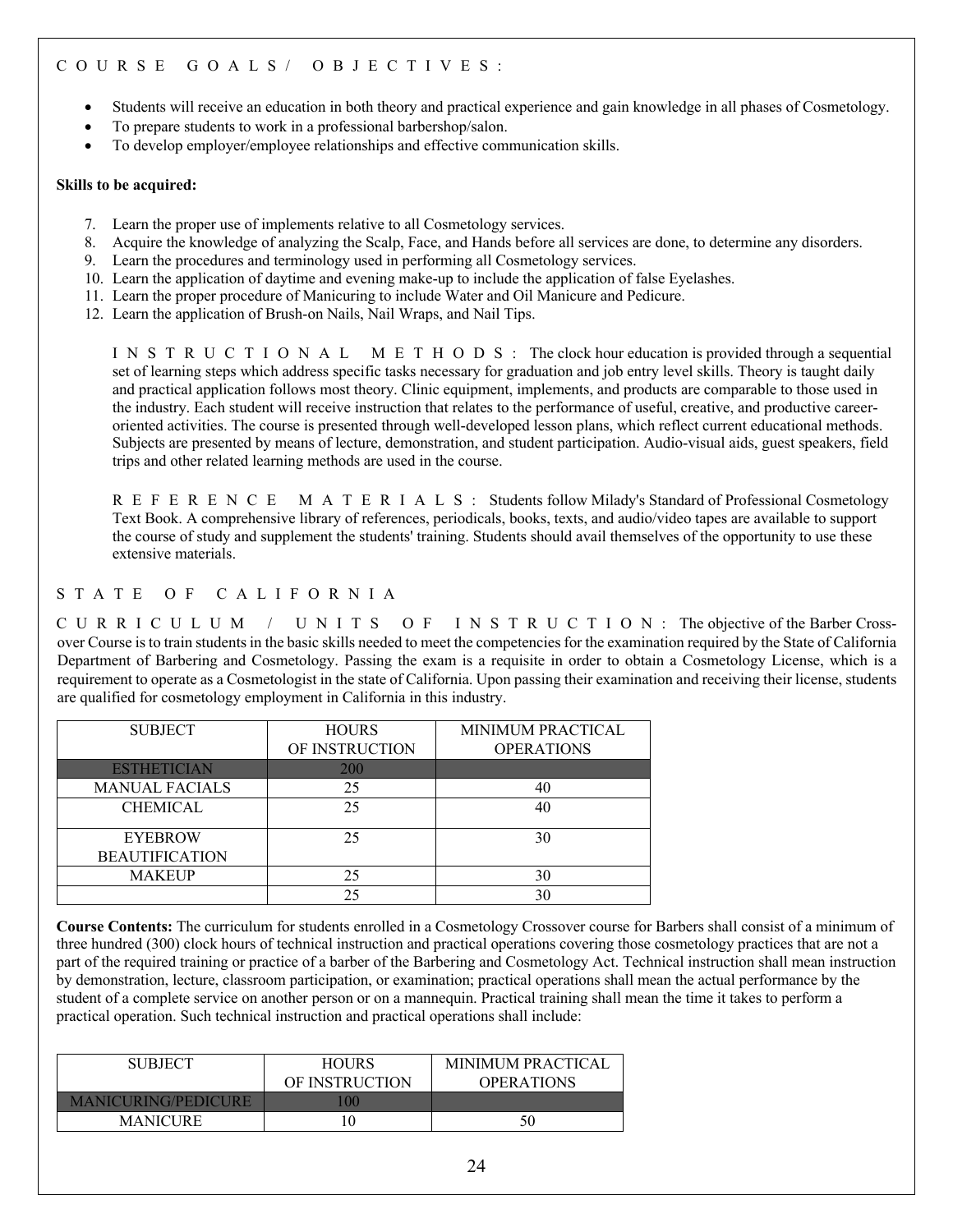COURSE GOALS/ OBJECTIVES:

- Students will receive an education in both theory and practical experience and gain knowledge in all phases of Cosmetology.
- To prepare students to work in a professional barbershop/salon.
- To develop employer/employee relationships and effective communication skills.

**Skills to be acquired:**

7. Learn the proper use of implements relative to all Cosmetology services.
8. Acquire the knowledge of analyzing the Scalp, Face, and Hands before all services are done, to determine any disorders.
9. Learn the procedures and terminology used in performing all Cosmetology services.
10. Learn the application of daytime and evening make-up to include the application of false Eyelashes.
11. Learn the proper procedure of Manicuring to include Water and Oil Manicure and Pedicure.
12. Learn the application of Brush-on Nails, Nail Wraps, and Nail Tips.

INSTRUCTIONAL METHODS: The clock hour education is provided through a sequential set of learning steps which address specific tasks necessary for graduation and job entry level skills. Theory is taught daily and practical application follows most theory. Clinic equipment, implements, and products are comparable to those used in the industry. Each student will receive instruction that relates to the performance of useful, creative, and productive career-oriented activities. The course is presented through well-developed lesson plans, which reflect current educational methods. Subjects are presented by means of lecture, demonstration, and student participation. Audio-visual aids, guest speakers, field trips and other related learning methods are used in the course.

REFERENCE MATERIALS: Students follow Milady's Standard of Professional Cosmetology Text Book. A comprehensive library of references, periodicals, books, texts, and audio/video tapes are available to support the course of study and supplement the students' training. Students should avail themselves of the opportunity to use these extensive materials.

STATE OF CALIFORNIA

CURRICULUM / UNITS OF INSTRUCTION: The objective of the Barber Cross-over Course is to train students in the basic skills needed to meet the competencies for the examination required by the State of California Department of Barbering and Cosmetology. Passing the exam is a requisite in order to obtain a Cosmetology License, which is a requirement to operate as a Cosmetologist in the state of California. Upon passing their examination and receiving their license, students are qualified for cosmetology employment in California in this industry.

| SUBJECT | HOURS OF INSTRUCTION | MINIMUM PRACTICAL OPERATIONS |
|---|---|---|
| ESTHETICIAN | 200 | |
| MANUAL FACIALS | 25 | 40 |
| CHEMICAL | 25 | 40 |
| EYEBROW BEAUTIFICATION | 25 | 30 |
| MAKEUP | 25 | 30 |
| | 25 | 30 |

**Course Contents:** The curriculum for students enrolled in a Cosmetology Crossover course for Barbers shall consist of a minimum of three hundred (300) clock hours of technical instruction and practical operations covering those cosmetology practices that are not a part of the required training or practice of a barber of the Barbering and Cosmetology Act. Technical instruction shall mean instruction by demonstration, lecture, classroom participation, or examination; practical operations shall mean the actual performance by the student of a complete service on another person or on a mannequin. Practical training shall mean the time it takes to perform a practical operation. Such technical instruction and practical operations shall include:

| SUBJECT | HOURS OF INSTRUCTION | MINIMUM PRACTICAL OPERATIONS |
|---|---|---|
| MANICURING/PEDICURE | 100 | |
| MANICURE | 10 | 50 |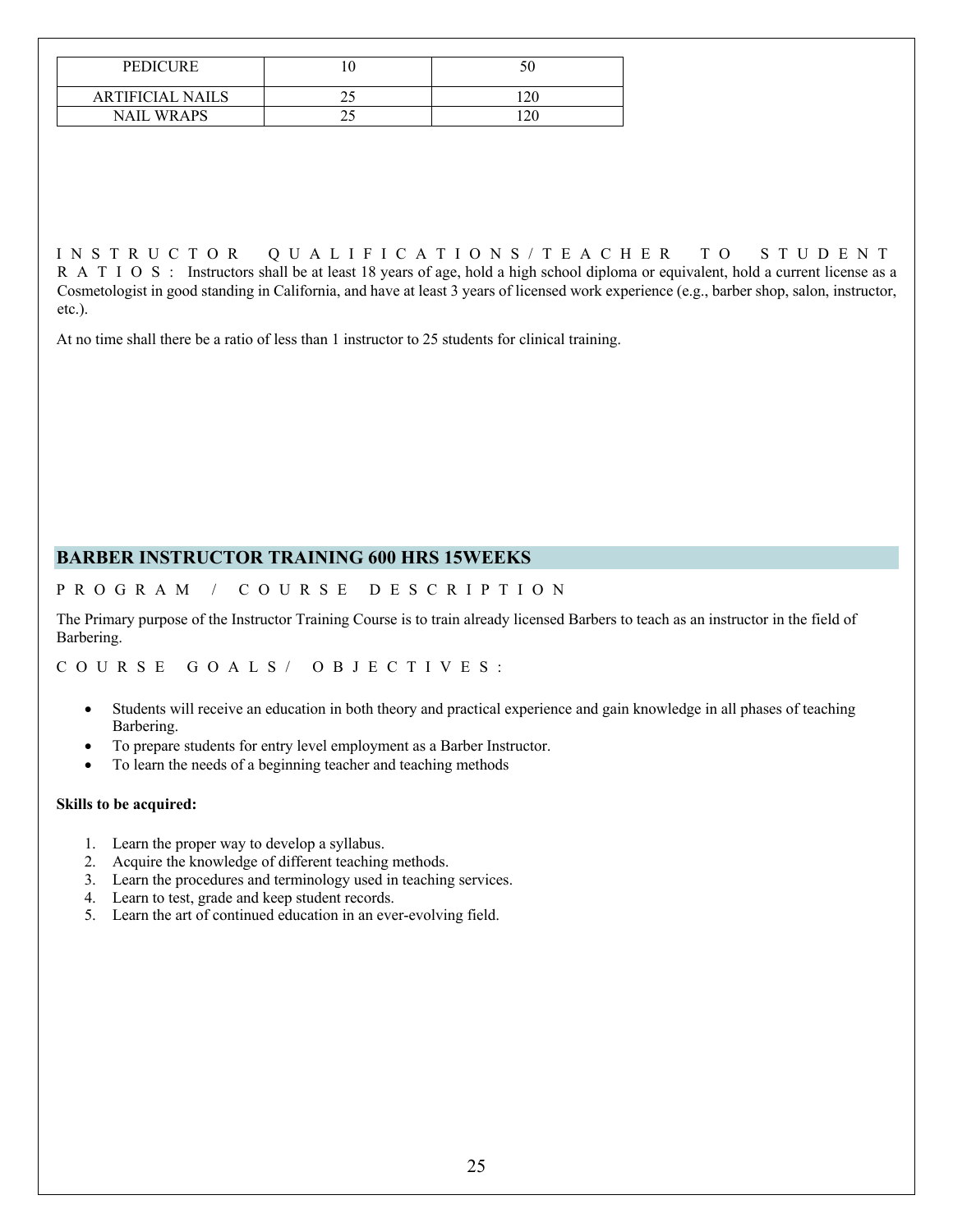| PEDICURE | 10 | 50 |
| --- | --- | --- |
| ARTIFICIAL NAILS | 25 | 120 |
| NAIL WRAPS | 25 | 120 |

INSTRUCTOR QUALIFICATIONS/TEACHER TO STUDENT RATIOS: Instructors shall be at least 18 years of age, hold a high school diploma or equivalent, hold a current license as a Cosmetologist in good standing in California, and have at least 3 years of licensed work experience (e.g., barber shop, salon, instructor, etc.).

At no time shall there be a ratio of less than 1 instructor to 25 students for clinical training.

## BARBER INSTRUCTOR TRAINING 600 HRS 15WEEKS

PROGRAM / COURSE DESCRIPTION

The Primary purpose of the Instructor Training Course is to train already licensed Barbers to teach as an instructor in the field of Barbering.

COURSE GOALS/ OBJECTIVES:

- Students will receive an education in both theory and practical experience and gain knowledge in all phases of teaching Barbering.
- To prepare students for entry level employment as a Barber Instructor.
- To learn the needs of a beginning teacher and teaching methods

**Skills to be acquired:**

1. Learn the proper way to develop a syllabus.
2. Acquire the knowledge of different teaching methods.
3. Learn the procedures and terminology used in teaching services.
4. Learn to test, grade and keep student records.
5. Learn the art of continued education in an ever-evolving field.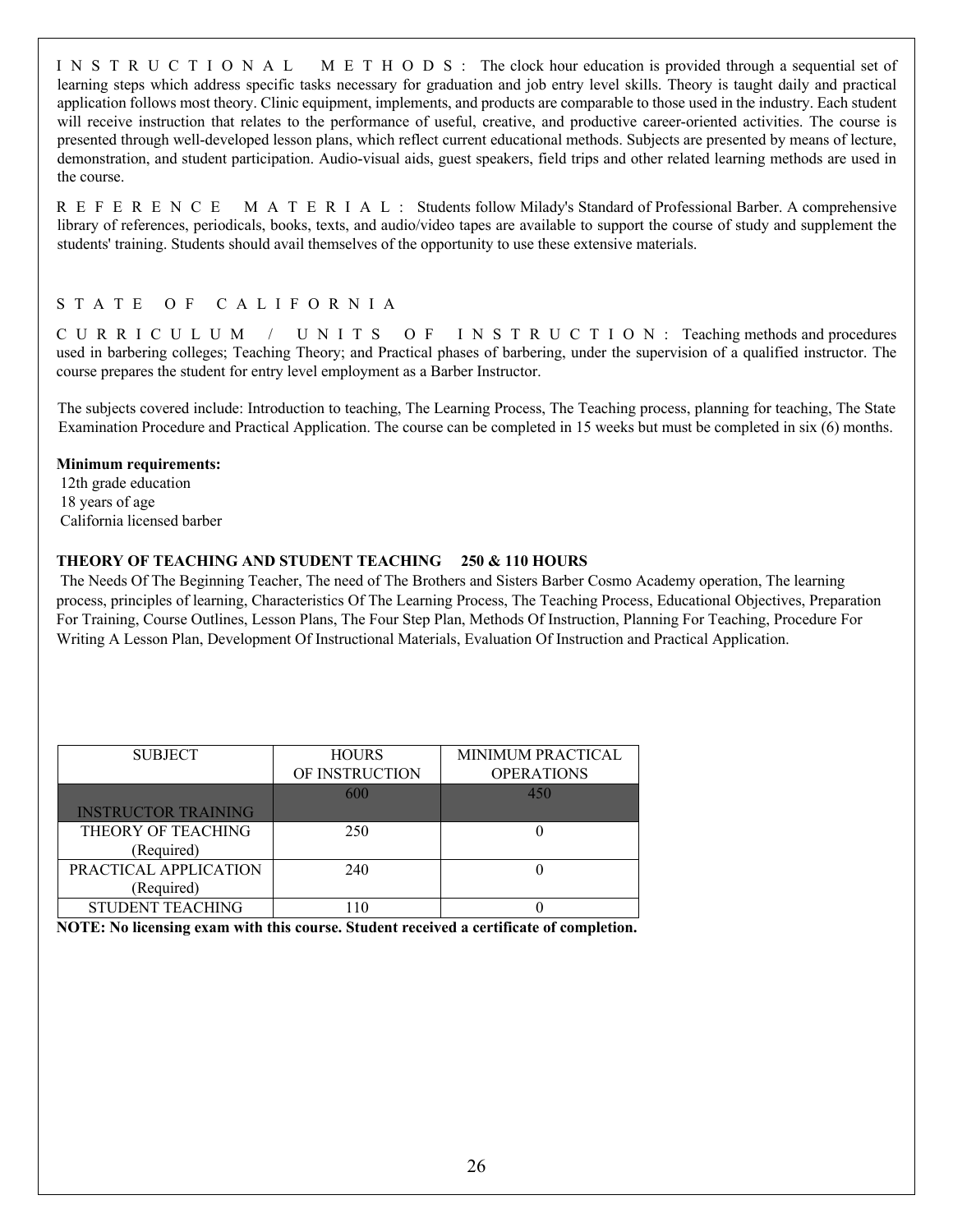**INSTRUCTIONAL METHODS:** The clock hour education is provided through a sequential set of learning steps which address specific tasks necessary for graduation and job entry level skills. Theory is taught daily and practical application follows most theory. Clinic equipment, implements, and products are comparable to those used in the industry. Each student will receive instruction that relates to the performance of useful, creative, and productive career-oriented activities. The course is presented through well-developed lesson plans, which reflect current educational methods. Subjects are presented by means of lecture, demonstration, and student participation. Audio-visual aids, guest speakers, field trips and other related learning methods are used in the course.

**REFERENCE MATERIAL:** Students follow Milady's Standard of Professional Barber. A comprehensive library of references, periodicals, books, texts, and audio/video tapes are available to support the course of study and supplement the students' training. Students should avail themselves of the opportunity to use these extensive materials.

## STATE OF CALIFORNIA

**CURRICULUM / UNITS OF INSTRUCTION:** Teaching methods and procedures used in barbering colleges; Teaching Theory; and Practical phases of barbering, under the supervision of a qualified instructor. The course prepares the student for entry level employment as a Barber Instructor.

The subjects covered include: Introduction to teaching, The Learning Process, The Teaching process, planning for teaching, The State Examination Procedure and Practical Application. The course can be completed in 15 weeks but must be completed in six (6) months.

**Minimum requirements:**
12th grade education
18 years of age
California licensed barber

**THEORY OF TEACHING AND STUDENT TEACHING 250 & 110 HOURS**

The Needs Of The Beginning Teacher, The need of The Brothers and Sisters Barber Cosmo Academy operation, The learning process, principles of learning, Characteristics Of The Learning Process, The Teaching Process, Educational Objectives, Preparation For Training, Course Outlines, Lesson Plans, The Four Step Plan, Methods Of Instruction, Planning For Teaching, Procedure For Writing A Lesson Plan, Development Of Instructional Materials, Evaluation Of Instruction and Practical Application.

| SUBJECT | HOURS OF INSTRUCTION | MINIMUM PRACTICAL OPERATIONS |
|---|---|---|
| INSTRUCTOR TRAINING | 600 | 450 |
| THEORY OF TEACHING (Required) | 250 | 0 |
| PRACTICAL APPLICATION (Required) | 240 | 0 |
| STUDENT TEACHING | 110 | 0 |

**NOTE: No licensing exam with this course. Student received a certificate of completion.**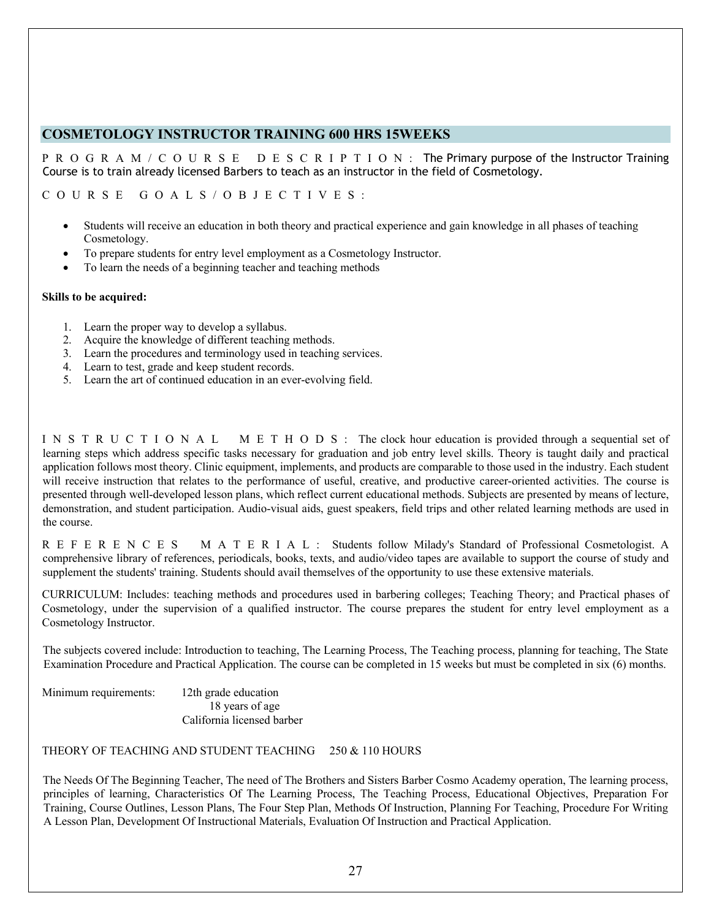## COSMETOLOGY INSTRUCTOR TRAINING 600 HRS 15WEEKS

PROGRAM/COURSE DESCRIPTION: The Primary purpose of the Instructor Training Course is to train already licensed Barbers to teach as an instructor in the field of Cosmetology.

COURSE GOALS/OBJECTIVES:

- Students will receive an education in both theory and practical experience and gain knowledge in all phases of teaching Cosmetology.
- To prepare students for entry level employment as a Cosmetology Instructor.
- To learn the needs of a beginning teacher and teaching methods

**Skills to be acquired:**

1. Learn the proper way to develop a syllabus.
2. Acquire the knowledge of different teaching methods.
3. Learn the procedures and terminology used in teaching services.
4. Learn to test, grade and keep student records.
5. Learn the art of continued education in an ever-evolving field.

INSTRUCTIONAL METHODS: The clock hour education is provided through a sequential set of learning steps which address specific tasks necessary for graduation and job entry level skills. Theory is taught daily and practical application follows most theory. Clinic equipment, implements, and products are comparable to those used in the industry. Each student will receive instruction that relates to the performance of useful, creative, and productive career-oriented activities. The course is presented through well-developed lesson plans, which reflect current educational methods. Subjects are presented by means of lecture, demonstration, and student participation. Audio-visual aids, guest speakers, field trips and other related learning methods are used in the course.

REFERENCES MATERIAL: Students follow Milady's Standard of Professional Cosmetologist. A comprehensive library of references, periodicals, books, texts, and audio/video tapes are available to support the course of study and supplement the students' training. Students should avail themselves of the opportunity to use these extensive materials.

CURRICULUM: Includes: teaching methods and procedures used in barbering colleges; Teaching Theory; and Practical phases of Cosmetology, under the supervision of a qualified instructor. The course prepares the student for entry level employment as a Cosmetology Instructor.

The subjects covered include: Introduction to teaching, The Learning Process, The Teaching process, planning for teaching, The State Examination Procedure and Practical Application. The course can be completed in 15 weeks but must be completed in six (6) months.

Minimum requirements:
- 12th grade education
- 18 years of age
- California licensed barber

THEORY OF TEACHING AND STUDENT TEACHING 250 & 110 HOURS

The Needs Of The Beginning Teacher, The need of The Brothers and Sisters Barber Cosmo Academy operation, The learning process, principles of learning, Characteristics Of The Learning Process, The Teaching Process, Educational Objectives, Preparation For Training, Course Outlines, Lesson Plans, The Four Step Plan, Methods Of Instruction, Planning For Teaching, Procedure For Writing A Lesson Plan, Development Of Instructional Materials, Evaluation Of Instruction and Practical Application.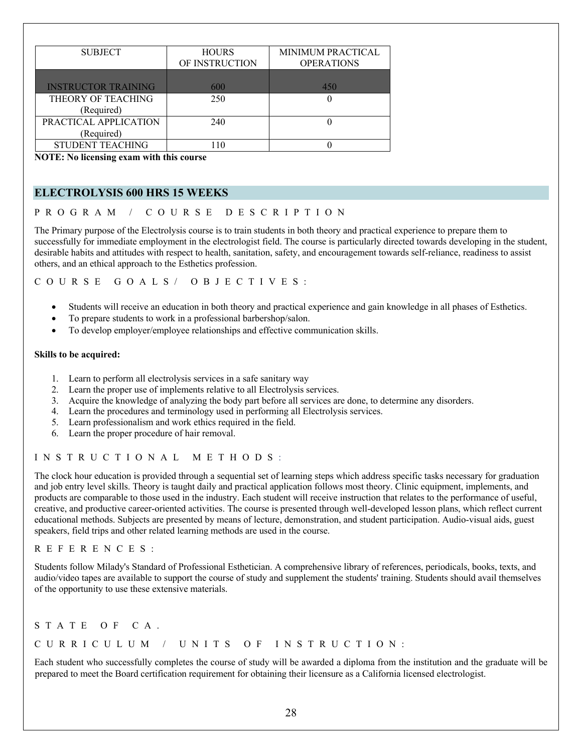| SUBJECT | HOURS OF INSTRUCTION | MINIMUM PRACTICAL OPERATIONS |
|---|---|---|
| INSTRUCTOR TRAINING | 600 | 450 |
| THEORY OF TEACHING (Required) | 250 | 0 |
| PRACTICAL APPLICATION (Required) | 240 | 0 |
| STUDENT TEACHING | 110 | 0 |

**NOTE: No licensing exam with this course**

## ELECTROLYSIS 600 HRS 15 WEEKS

PROGRAM / COURSE DESCRIPTION

The Primary purpose of the Electrolysis course is to train students in both theory and practical experience to prepare them to successfully for immediate employment in the electrologist field. The course is particularly directed towards developing in the student, desirable habits and attitudes with respect to health, sanitation, safety, and encouragement towards self-reliance, readiness to assist others, and an ethical approach to the Esthetics profession.

COURSE GOALS/ OBJECTIVES:

- Students will receive an education in both theory and practical experience and gain knowledge in all phases of Esthetics.
- To prepare students to work in a professional barbershop/salon.
- To develop employer/employee relationships and effective communication skills.

**Skills to be acquired:**

1. Learn to perform all electrolysis services in a safe sanitary way
2. Learn the proper use of implements relative to all Electrolysis services.
3. Acquire the knowledge of analyzing the body part before all services are done, to determine any disorders.
4. Learn the procedures and terminology used in performing all Electrolysis services.
5. Learn professionalism and work ethics required in the field.
6. Learn the proper procedure of hair removal.

INSTRUCTIONAL METHODS:

The clock hour education is provided through a sequential set of learning steps which address specific tasks necessary for graduation and job entry level skills. Theory is taught daily and practical application follows most theory. Clinic equipment, implements, and products are comparable to those used in the industry. Each student will receive instruction that relates to the performance of useful, creative, and productive career-oriented activities. The course is presented through well-developed lesson plans, which reflect current educational methods. Subjects are presented by means of lecture, demonstration, and student participation. Audio-visual aids, guest speakers, field trips and other related learning methods are used in the course.

REFERENCES:

Students follow Milady's Standard of Professional Esthetician. A comprehensive library of references, periodicals, books, texts, and audio/video tapes are available to support the course of study and supplement the students' training. Students should avail themselves of the opportunity to use these extensive materials.

STATE OF CA.

CURRICULUM / UNITS OF INSTRUCTION:

Each student who successfully completes the course of study will be awarded a diploma from the institution and the graduate will be prepared to meet the Board certification requirement for obtaining their licensure as a California licensed electrologist.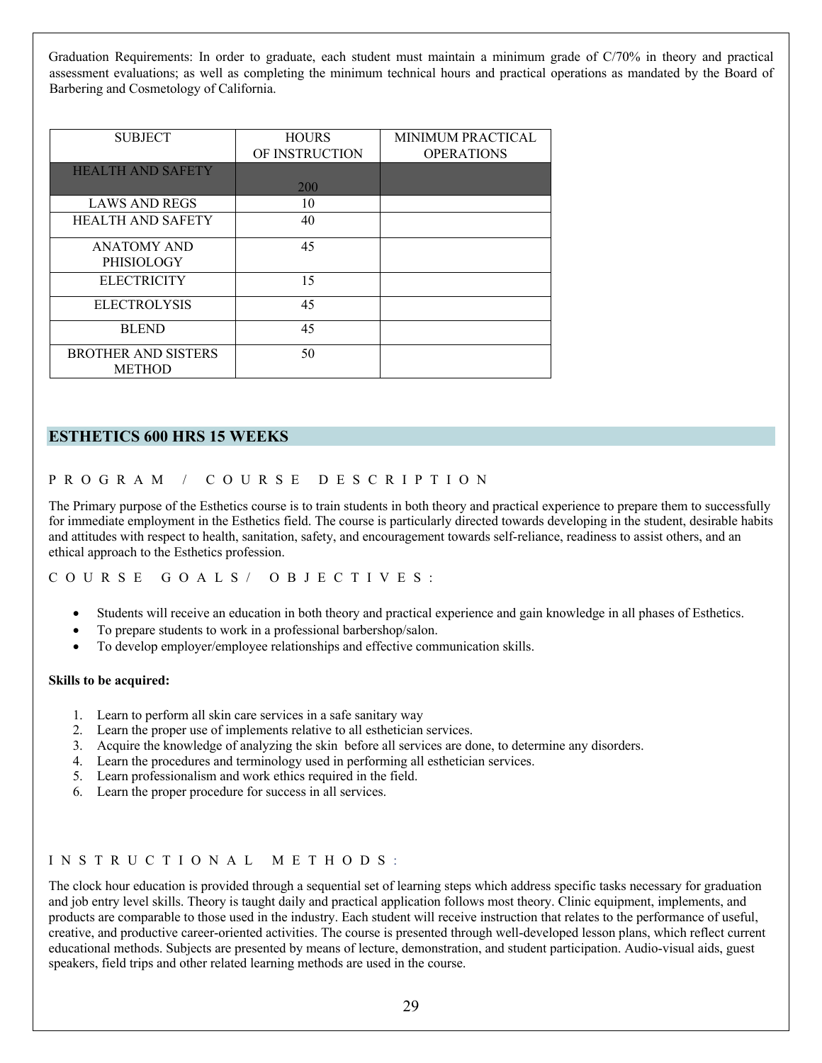Graduation Requirements: In order to graduate, each student must maintain a minimum grade of C/70% in theory and practical assessment evaluations; as well as completing the minimum technical hours and practical operations as mandated by the Board of Barbering and Cosmetology of California.

| SUBJECT | HOURS OF INSTRUCTION | MINIMUM PRACTICAL OPERATIONS |
|---|---|---|
| HEALTH AND SAFETY | 200 | |
| LAWS AND REGS | 10 | |
| HEALTH AND SAFETY | 40 | |
| ANATOMY AND PHISIOLOGY | 45 | |
| ELECTRICITY | 15 | |
| ELECTROLYSIS | 45 | |
| BLEND | 45 | |
| BROTHER AND SISTERS METHOD | 50 | |

## ESTHETICS 600 HRS 15 WEEKS

PROGRAM / COURSE DESCRIPTION

The Primary purpose of the Esthetics course is to train students in both theory and practical experience to prepare them to successfully for immediate employment in the Esthetics field. The course is particularly directed towards developing in the student, desirable habits and attitudes with respect to health, sanitation, safety, and encouragement towards self-reliance, readiness to assist others, and an ethical approach to the Esthetics profession.

COURSE GOALS/ OBJECTIVES:

- Students will receive an education in both theory and practical experience and gain knowledge in all phases of Esthetics.
- To prepare students to work in a professional barbershop/salon.
- To develop employer/employee relationships and effective communication skills.

**Skills to be acquired:**

1. Learn to perform all skin care services in a safe sanitary way
2. Learn the proper use of implements relative to all esthetician services.
3. Acquire the knowledge of analyzing the skin before all services are done, to determine any disorders.
4. Learn the procedures and terminology used in performing all esthetician services.
5. Learn professionalism and work ethics required in the field.
6. Learn the proper procedure for success in all services.

INSTRUCTIONAL METHODS:

The clock hour education is provided through a sequential set of learning steps which address specific tasks necessary for graduation and job entry level skills. Theory is taught daily and practical application follows most theory. Clinic equipment, implements, and products are comparable to those used in the industry. Each student will receive instruction that relates to the performance of useful, creative, and productive career-oriented activities. The course is presented through well-developed lesson plans, which reflect current educational methods. Subjects are presented by means of lecture, demonstration, and student participation. Audio-visual aids, guest speakers, field trips and other related learning methods are used in the course.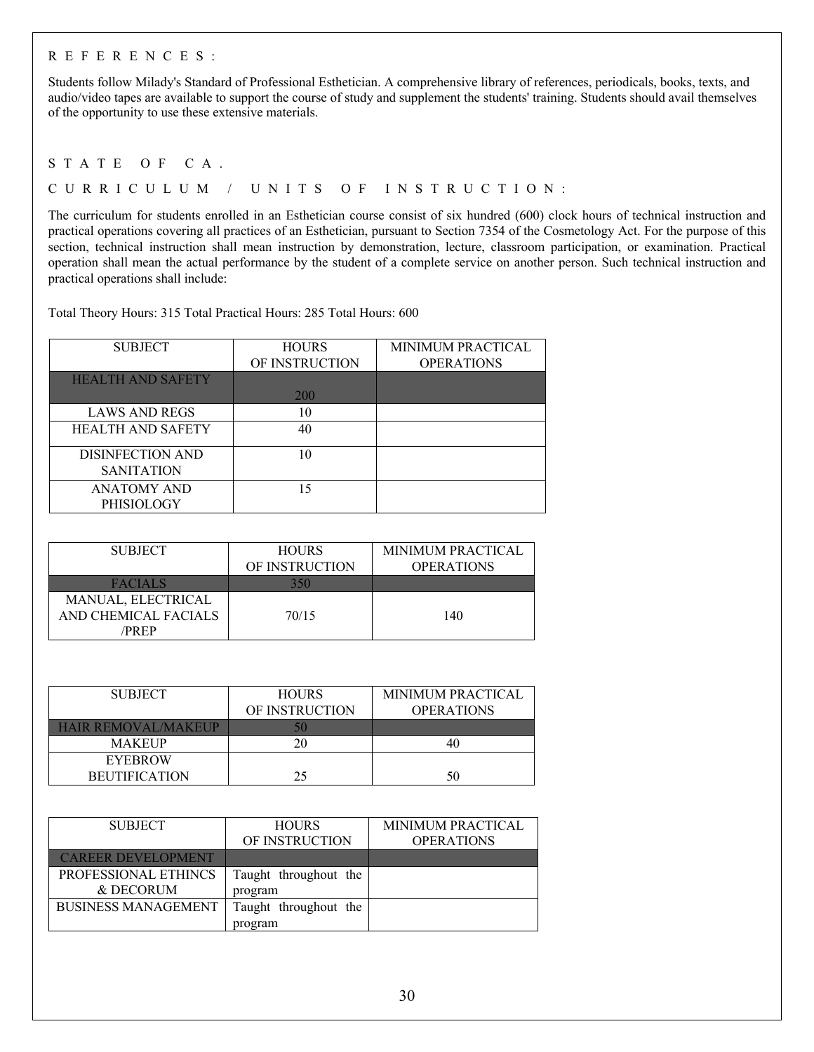## REFERENCES:

Students follow Milady's Standard of Professional Esthetician. A comprehensive library of references, periodicals, books, texts, and audio/video tapes are available to support the course of study and supplement the students' training. Students should avail themselves of the opportunity to use these extensive materials.

## STATE OF CA.

## CURRICULUM / UNITS OF INSTRUCTION:

The curriculum for students enrolled in an Esthetician course consist of six hundred (600) clock hours of technical instruction and practical operations covering all practices of an Esthetician, pursuant to Section 7354 of the Cosmetology Act. For the purpose of this section, technical instruction shall mean instruction by demonstration, lecture, classroom participation, or examination. Practical operation shall mean the actual performance by the student of a complete service on another person. Such technical instruction and practical operations shall include:

Total Theory Hours: 315 Total Practical Hours: 285 Total Hours: 600

| SUBJECT | HOURS OF INSTRUCTION | MINIMUM PRACTICAL OPERATIONS |
|---|---|---|
| HEALTH AND SAFETY | 200 | |
| LAWS AND REGS | 10 | |
| HEALTH AND SAFETY | 40 | |
| DISINFECTION AND SANITATION | 10 | |
| ANATOMY AND PHISIOLOGY | 15 | |

| SUBJECT | HOURS OF INSTRUCTION | MINIMUM PRACTICAL OPERATIONS |
|---|---|---|
| FACIALS | 350 | |
| MANUAL, ELECTRICAL AND CHEMICAL FACIALS /PREP | 70/15 | 140 |

| SUBJECT | HOURS OF INSTRUCTION | MINIMUM PRACTICAL OPERATIONS |
|---|---|---|
| HAIR REMOVAL/MAKEUP | 50 | |
| MAKEUP | 20 | 40 |
| EYEBROW BEUTIFICATION | 25 | 50 |

| SUBJECT | HOURS OF INSTRUCTION | MINIMUM PRACTICAL OPERATIONS |
|---|---|---|
| CAREER DEVELOPMENT | | |
| PROFESSIONAL ETHINCS & DECORUM | Taught throughout the program | |
| BUSINESS MANAGEMENT | Taught throughout the program | |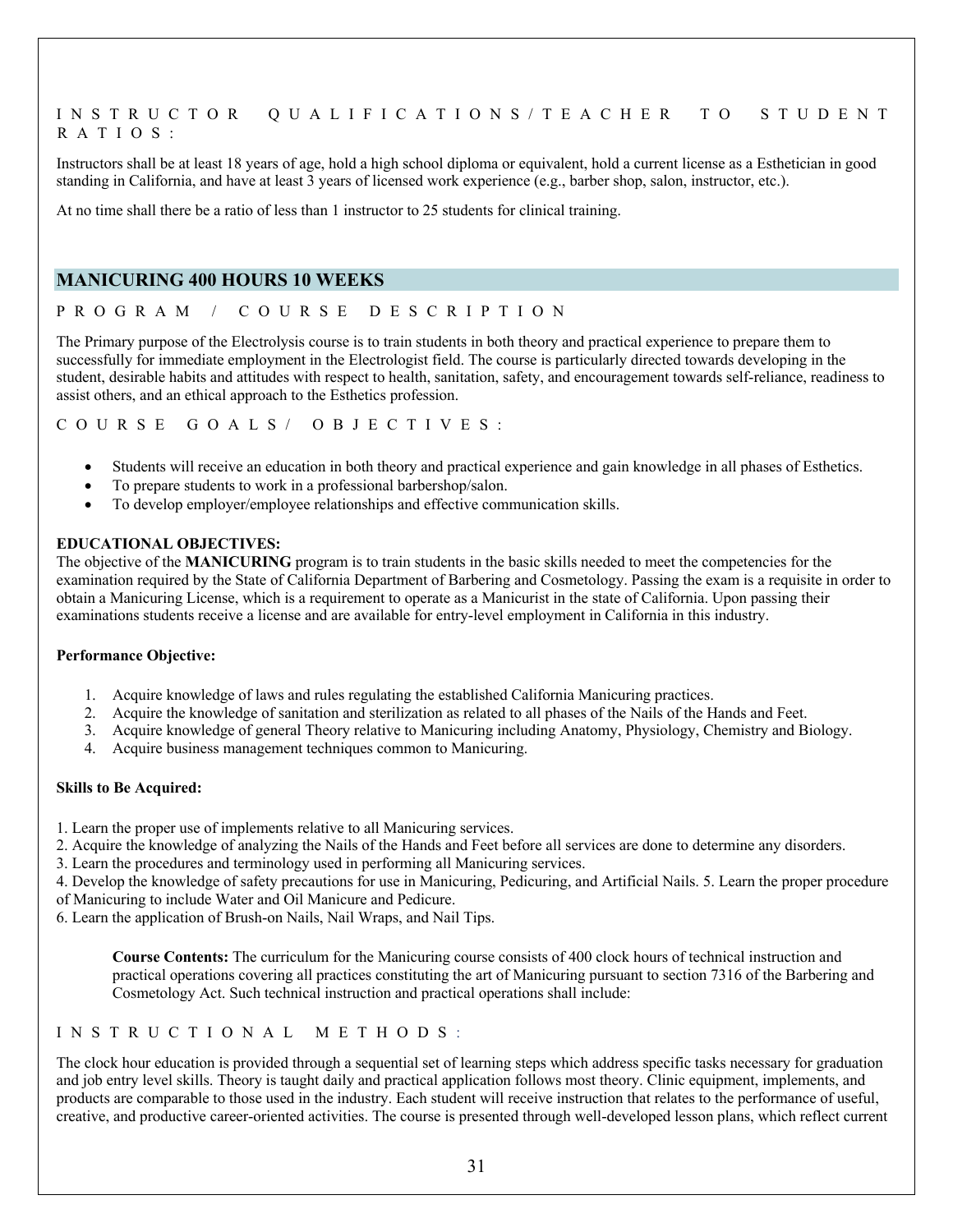INSTRUCTOR QUALIFICATIONS/TEACHER TO STUDENT RATIOS:

Instructors shall be at least 18 years of age, hold a high school diploma or equivalent, hold a current license as a Esthetician in good standing in California, and have at least 3 years of licensed work experience (e.g., barber shop, salon, instructor, etc.).

At no time shall there be a ratio of less than 1 instructor to 25 students for clinical training.

## MANICURING 400 HOURS 10 WEEKS

PROGRAM / COURSE DESCRIPTION

The Primary purpose of the Electrolysis course is to train students in both theory and practical experience to prepare them to successfully for immediate employment in the Electrologist field. The course is particularly directed towards developing in the student, desirable habits and attitudes with respect to health, sanitation, safety, and encouragement towards self-reliance, readiness to assist others, and an ethical approach to the Esthetics profession.

COURSE GOALS/ OBJECTIVES:

- Students will receive an education in both theory and practical experience and gain knowledge in all phases of Esthetics.
- To prepare students to work in a professional barbershop/salon.
- To develop employer/employee relationships and effective communication skills.

**EDUCATIONAL OBJECTIVES:**

The objective of the **MANICURING** program is to train students in the basic skills needed to meet the competencies for the examination required by the State of California Department of Barbering and Cosmetology. Passing the exam is a requisite in order to obtain a Manicuring License, which is a requirement to operate as a Manicurist in the state of California. Upon passing their examinations students receive a license and are available for entry-level employment in California in this industry.

**Performance Objective:**

1. Acquire knowledge of laws and rules regulating the established California Manicuring practices.
2. Acquire the knowledge of sanitation and sterilization as related to all phases of the Nails of the Hands and Feet.
3. Acquire knowledge of general Theory relative to Manicuring including Anatomy, Physiology, Chemistry and Biology.
4. Acquire business management techniques common to Manicuring.

**Skills to Be Acquired:**

1. Learn the proper use of implements relative to all Manicuring services.
2. Acquire the knowledge of analyzing the Nails of the Hands and Feet before all services are done to determine any disorders.
3. Learn the procedures and terminology used in performing all Manicuring services.
4. Develop the knowledge of safety precautions for use in Manicuring, Pedicuring, and Artificial Nails.
5. Learn the proper procedure of Manicuring to include Water and Oil Manicure and Pedicure.
6. Learn the application of Brush-on Nails, Nail Wraps, and Nail Tips.

**Course Contents:** The curriculum for the Manicuring course consists of 400 clock hours of technical instruction and practical operations covering all practices constituting the art of Manicuring pursuant to section 7316 of the Barbering and Cosmetology Act. Such technical instruction and practical operations shall include:

INSTRUCTIONAL METHODS:

The clock hour education is provided through a sequential set of learning steps which address specific tasks necessary for graduation and job entry level skills. Theory is taught daily and practical application follows most theory. Clinic equipment, implements, and products are comparable to those used in the industry. Each student will receive instruction that relates to the performance of useful, creative, and productive career-oriented activities. The course is presented through well-developed lesson plans, which reflect current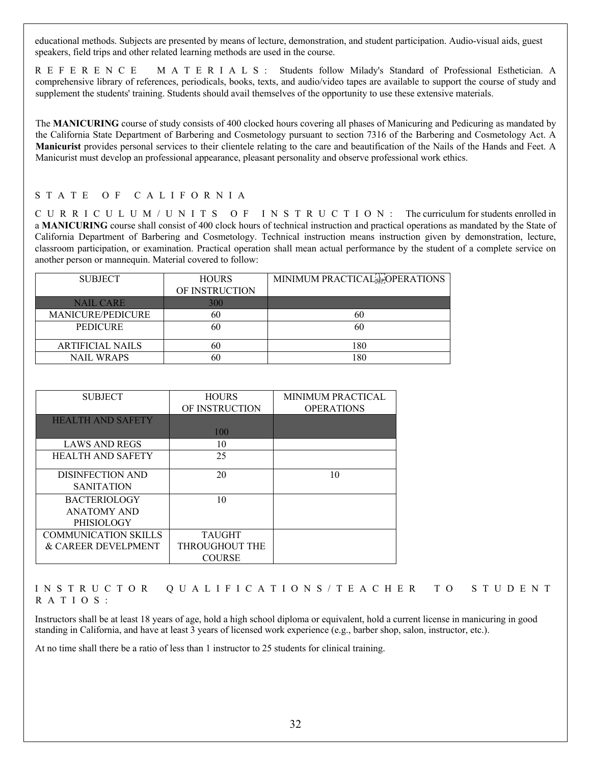educational methods. Subjects are presented by means of lecture, demonstration, and student participation. Audio-visual aids, guest speakers, field trips and other related learning methods are used in the course.

REFERENCE MATERIALS: Students follow Milady's Standard of Professional Esthetician. A comprehensive library of references, periodicals, books, texts, and audio/video tapes are available to support the course of study and supplement the students' training. Students should avail themselves of the opportunity to use these extensive materials.

The **MANICURING** course of study consists of 400 clocked hours covering all phases of Manicuring and Pedicuring as mandated by the California State Department of Barbering and Cosmetology pursuant to section 7316 of the Barbering and Cosmetology Act. A **Manicurist** provides personal services to their clientele relating to the care and beautification of the Nails of the Hands and Feet. A Manicurist must develop an professional appearance, pleasant personality and observe professional work ethics.

STATE OF CALIFORNIA

CURRICULUM/UNITS OF INSTRUCTION: The curriculum for students enrolled in a **MANICURING** course shall consist of 400 clock hours of technical instruction and practical operations as mandated by the State of California Department of Barbering and Cosmetology. Technical instruction means instruction given by demonstration, lecture, classroom participation, or examination. Practical operation shall mean actual performance by the student of a complete service on another person or mannequin. Material covered to follow:

| SUBJECT | HOURS OF INSTRUCTION | MINIMUM PRACTICAL OPERATIONS |
|---|---|---|
| NAIL CARE | 300 | |
| MANICURE/PEDICURE | 60 | 60 |
| PEDICURE | 60 | 60 |
| ARTIFICIAL NAILS | 60 | 180 |
| NAIL WRAPS | 60 | 180 |

| SUBJECT | HOURS OF INSTRUCTION | MINIMUM PRACTICAL OPERATIONS |
|---|---|---|
| HEALTH AND SAFETY | 100 | |
| LAWS AND REGS | 10 | |
| HEALTH AND SAFETY | 25 | |
| DISINFECTION AND SANITATION | 20 | 10 |
| BACTERIOLOGY ANATOMY AND PHISIOLOGY | 10 | |
| COMMUNICATION SKILLS & CAREER DEVELPMENT | TAUGHT THROUGHOUT THE COURSE | |

INSTRUCTOR QUALIFICATIONS/TEACHER TO STUDENT RATIOS:

Instructors shall be at least 18 years of age, hold a high school diploma or equivalent, hold a current license in manicuring in good standing in California, and have at least 3 years of licensed work experience (e.g., barber shop, salon, instructor, etc.).

At no time shall there be a ratio of less than 1 instructor to 25 students for clinical training.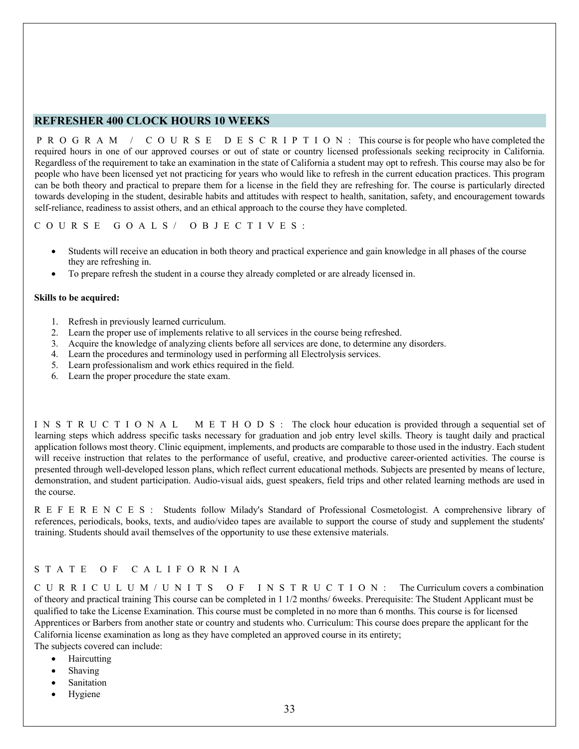## REFRESHER 400 CLOCK HOURS 10 WEEKS

PROGRAM / COURSE DESCRIPTION: This course is for people who have completed the required hours in one of our approved courses or out of state or country licensed professionals seeking reciprocity in California. Regardless of the requirement to take an examination in the state of California a student may opt to refresh. This course may also be for people who have been licensed yet not practicing for years who would like to refresh in the current education practices. This program can be both theory and practical to prepare them for a license in the field they are refreshing for. The course is particularly directed towards developing in the student, desirable habits and attitudes with respect to health, sanitation, safety, and encouragement towards self-reliance, readiness to assist others, and an ethical approach to the course they have completed.

COURSE GOALS/ OBJECTIVES:

- Students will receive an education in both theory and practical experience and gain knowledge in all phases of the course they are refreshing in.
- To prepare refresh the student in a course they already completed or are already licensed in.

**Skills to be acquired:**

1. Refresh in previously learned curriculum.
2. Learn the proper use of implements relative to all services in the course being refreshed.
3. Acquire the knowledge of analyzing clients before all services are done, to determine any disorders.
4. Learn the procedures and terminology used in performing all Electrolysis services.
5. Learn professionalism and work ethics required in the field.
6. Learn the proper procedure the state exam.

INSTRUCTIONAL METHODS: The clock hour education is provided through a sequential set of learning steps which address specific tasks necessary for graduation and job entry level skills. Theory is taught daily and practical application follows most theory. Clinic equipment, implements, and products are comparable to those used in the industry. Each student will receive instruction that relates to the performance of useful, creative, and productive career-oriented activities. The course is presented through well-developed lesson plans, which reflect current educational methods. Subjects are presented by means of lecture, demonstration, and student participation. Audio-visual aids, guest speakers, field trips and other related learning methods are used in the course.

REFERENCES: Students follow Milady's Standard of Professional Cosmetologist. A comprehensive library of references, periodicals, books, texts, and audio/video tapes are available to support the course of study and supplement the students' training. Students should avail themselves of the opportunity to use these extensive materials.

STATE OF CALIFORNIA

CURRICULUM/UNITS OF INSTRUCTION: The Curriculum covers a combination of theory and practical training This course can be completed in 1 1/2 months/ 6weeks. Prerequisite: The Student Applicant must be qualified to take the License Examination. This course must be completed in no more than 6 months. This course is for licensed Apprentices or Barbers from another state or country and students who. Curriculum: This course does prepare the applicant for the California license examination as long as they have completed an approved course in its entirety;
The subjects covered can include:

- Haircutting
- Shaving
- Sanitation
- Hygiene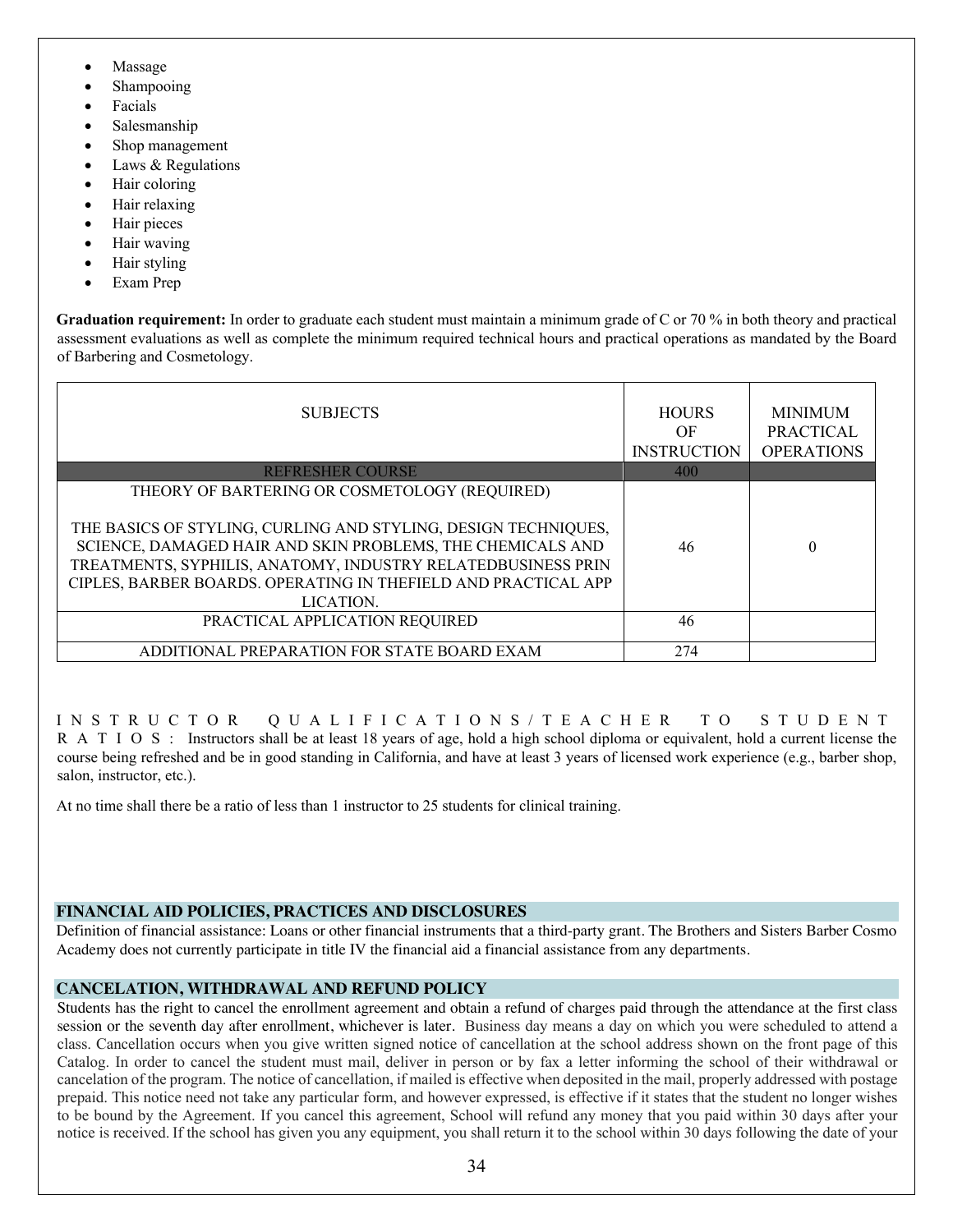- Massage
- Shampooing
- Facials
- Salesmanship
- Shop management
- Laws & Regulations
- Hair coloring
- Hair relaxing
- Hair pieces
- Hair waving
- Hair styling
- Exam Prep

**Graduation requirement:** In order to graduate each student must maintain a minimum grade of C or 70 % in both theory and practical assessment evaluations as well as complete the minimum required technical hours and practical operations as mandated by the Board of Barbering and Cosmetology.

| SUBJECTS | HOURS OF INSTRUCTION | MINIMUM PRACTICAL OPERATIONS |
|---|---|---|
| REFRESHER COURSE | 400 | |
| THEORY OF BARTERING OR COSMETOLOGY (REQUIRED)<br><br>THE BASICS OF STYLING, CURLING AND STYLING, DESIGN TECHNIQUES, SCIENCE, DAMAGED HAIR AND SKIN PROBLEMS, THE CHEMICALS AND TREATMENTS, SYPHILIS, ANATOMY, INDUSTRY RELATEDBUSINESS PRIN CIPLES, BARBER BOARDS. OPERATING IN THEFIELD AND PRACTICAL APP LICATION. | 46 | 0 |
| PRACTICAL APPLICATION REQUIRED | 46 | |
| ADDITIONAL PREPARATION FOR STATE BOARD EXAM | 274 | |

INSTRUCTOR QUALIFICATIONS/TEACHER TO STUDENT RATIOS: Instructors shall be at least 18 years of age, hold a high school diploma or equivalent, hold a current license the course being refreshed and be in good standing in California, and have at least 3 years of licensed work experience (e.g., barber shop, salon, instructor, etc.).

At no time shall there be a ratio of less than 1 instructor to 25 students for clinical training.

## FINANCIAL AID POLICIES, PRACTICES AND DISCLOSURES

Definition of financial assistance: Loans or other financial instruments that a third-party grant. The Brothers and Sisters Barber Cosmo Academy does not currently participate in title IV the financial aid a financial assistance from any departments.

## CANCELATION, WITHDRAWAL AND REFUND POLICY

Students has the right to cancel the enrollment agreement and obtain a refund of charges paid through the attendance at the first class session or the seventh day after enrollment, whichever is later. Business day means a day on which you were scheduled to attend a class. Cancellation occurs when you give written signed notice of cancellation at the school address shown on the front page of this Catalog. In order to cancel the student must mail, deliver in person or by fax a letter informing the school of their withdrawal or cancelation of the program. The notice of cancellation, if mailed is effective when deposited in the mail, properly addressed with postage prepaid. This notice need not take any particular form, and however expressed, is effective if it states that the student no longer wishes to be bound by the Agreement. If you cancel this agreement, School will refund any money that you paid within 30 days after your notice is received. If the school has given you any equipment, you shall return it to the school within 30 days following the date of your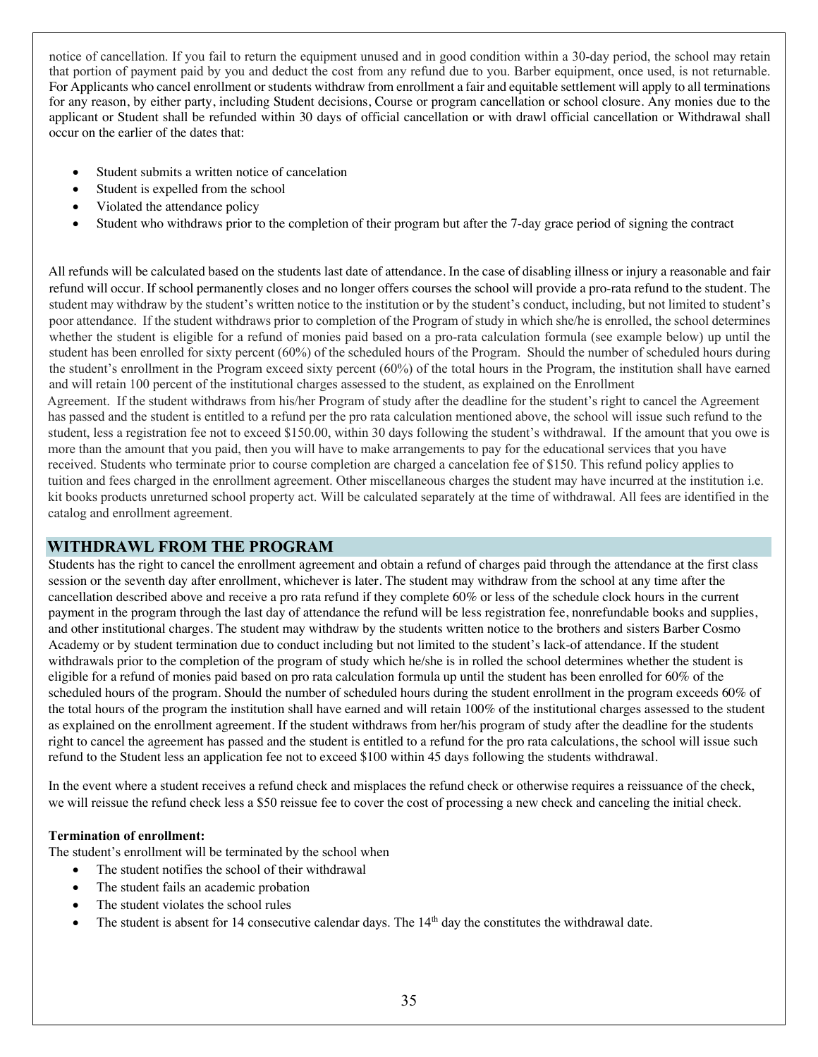notice of cancellation. If you fail to return the equipment unused and in good condition within a 30-day period, the school may retain that portion of payment paid by you and deduct the cost from any refund due to you. Barber equipment, once used, is not returnable. For Applicants who cancel enrollment or students withdraw from enrollment a fair and equitable settlement will apply to all terminations for any reason, by either party, including Student decisions, Course or program cancellation or school closure. Any monies due to the applicant or Student shall be refunded within 30 days of official cancellation or with drawl official cancellation or Withdrawal shall occur on the earlier of the dates that:

- Student submits a written notice of cancelation
- Student is expelled from the school
- Violated the attendance policy
- Student who withdraws prior to the completion of their program but after the 7-day grace period of signing the contract

All refunds will be calculated based on the students last date of attendance. In the case of disabling illness or injury a reasonable and fair refund will occur. If school permanently closes and no longer offers courses the school will provide a pro-rata refund to the student. The student may withdraw by the student's written notice to the institution or by the student's conduct, including, but not limited to student's poor attendance. If the student withdraws prior to completion of the Program of study in which she/he is enrolled, the school determines whether the student is eligible for a refund of monies paid based on a pro-rata calculation formula (see example below) up until the student has been enrolled for sixty percent (60%) of the scheduled hours of the Program. Should the number of scheduled hours during the student's enrollment in the Program exceed sixty percent (60%) of the total hours in the Program, the institution shall have earned and will retain 100 percent of the institutional charges assessed to the student, as explained on the Enrollment Agreement. If the student withdraws from his/her Program of study after the deadline for the student's right to cancel the Agreement has passed and the student is entitled to a refund per the pro rata calculation mentioned above, the school will issue such refund to the student, less a registration fee not to exceed $150.00, within 30 days following the student's withdrawal. If the amount that you owe is more than the amount that you paid, then you will have to make arrangements to pay for the educational services that you have received. Students who terminate prior to course completion are charged a cancelation fee of $150. This refund policy applies to tuition and fees charged in the enrollment agreement. Other miscellaneous charges the student may have incurred at the institution i.e. kit books products unreturned school property act. Will be calculated separately at the time of withdrawal. All fees are identified in the catalog and enrollment agreement.

## WITHDRAWL FROM THE PROGRAM

Students has the right to cancel the enrollment agreement and obtain a refund of charges paid through the attendance at the first class session or the seventh day after enrollment, whichever is later. The student may withdraw from the school at any time after the cancellation described above and receive a pro rata refund if they complete 60% or less of the schedule clock hours in the current payment in the program through the last day of attendance the refund will be less registration fee, nonrefundable books and supplies, and other institutional charges. The student may withdraw by the students written notice to the brothers and sisters Barber Cosmo Academy or by student termination due to conduct including but not limited to the student's lack-of attendance. If the student withdrawals prior to the completion of the program of study which he/she is in rolled the school determines whether the student is eligible for a refund of monies paid based on pro rata calculation formula up until the student has been enrolled for 60% of the scheduled hours of the program. Should the number of scheduled hours during the student enrollment in the program exceeds 60% of the total hours of the program the institution shall have earned and will retain 100% of the institutional charges assessed to the student as explained on the enrollment agreement. If the student withdraws from her/his program of study after the deadline for the students right to cancel the agreement has passed and the student is entitled to a refund for the pro rata calculations, the school will issue such refund to the Student less an application fee not to exceed $100 within 45 days following the students withdrawal.

In the event where a student receives a refund check and misplaces the refund check or otherwise requires a reissuance of the check, we will reissue the refund check less a $50 reissue fee to cover the cost of processing a new check and canceling the initial check.

**Termination of enrollment:**

The student's enrollment will be terminated by the school when

- The student notifies the school of their withdrawal
- The student fails an academic probation
- The student violates the school rules
- The student is absent for 14 consecutive calendar days. The 14th day the constitutes the withdrawal date.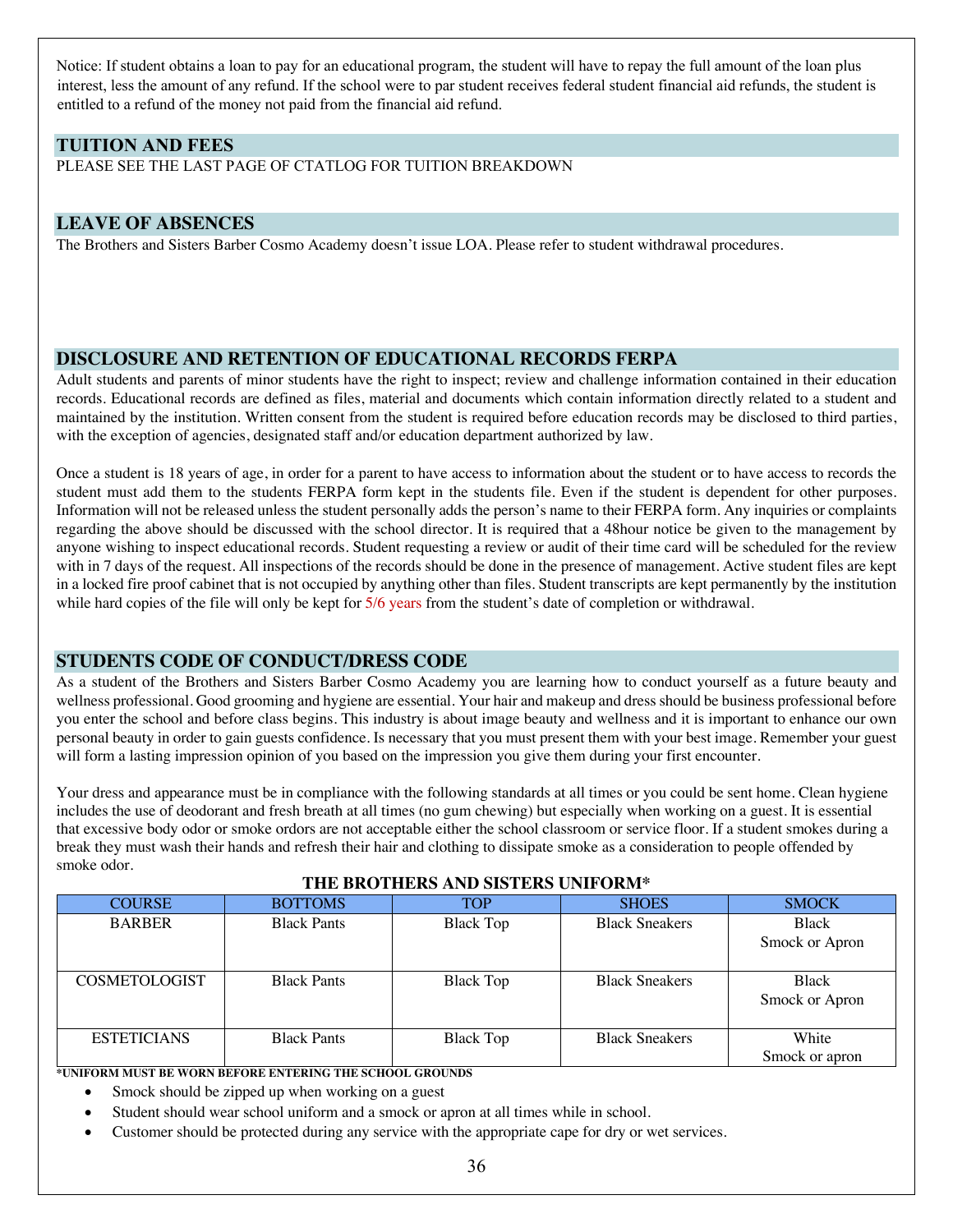Notice: If student obtains a loan to pay for an educational program, the student will have to repay the full amount of the loan plus interest, less the amount of any refund. If the school were to par student receives federal student financial aid refunds, the student is entitled to a refund of the money not paid from the financial aid refund.

## TUITION AND FEES

PLEASE SEE THE LAST PAGE OF CTATLOG FOR TUITION BREAKDOWN

## LEAVE OF ABSENCES

The Brothers and Sisters Barber Cosmo Academy doesn't issue LOA. Please refer to student withdrawal procedures.

## DISCLOSURE AND RETENTION OF EDUCATIONAL RECORDS FERPA

Adult students and parents of minor students have the right to inspect; review and challenge information contained in their education records. Educational records are defined as files, material and documents which contain information directly related to a student and maintained by the institution. Written consent from the student is required before education records may be disclosed to third parties, with the exception of agencies, designated staff and/or education department authorized by law.

Once a student is 18 years of age, in order for a parent to have access to information about the student or to have access to records the student must add them to the students FERPA form kept in the students file. Even if the student is dependent for other purposes. Information will not be released unless the student personally adds the person's name to their FERPA form. Any inquiries or complaints regarding the above should be discussed with the school director. It is required that a 48hour notice be given to the management by anyone wishing to inspect educational records. Student requesting a review or audit of their time card will be scheduled for the review with in 7 days of the request. All inspections of the records should be done in the presence of management. Active student files are kept in a locked fire proof cabinet that is not occupied by anything other than files. Student transcripts are kept permanently by the institution while hard copies of the file will only be kept for 5/6 years from the student's date of completion or withdrawal.

## STUDENTS CODE OF CONDUCT/DRESS CODE

As a student of the Brothers and Sisters Barber Cosmo Academy you are learning how to conduct yourself as a future beauty and wellness professional. Good grooming and hygiene are essential. Your hair and makeup and dress should be business professional before you enter the school and before class begins. This industry is about image beauty and wellness and it is important to enhance our own personal beauty in order to gain guests confidence. Is necessary that you must present them with your best image. Remember your guest will form a lasting impression opinion of you based on the impression you give them during your first encounter.

Your dress and appearance must be in compliance with the following standards at all times or you could be sent home. Clean hygiene includes the use of deodorant and fresh breath at all times (no gum chewing) but especially when working on a guest. It is essential that excessive body odor or smoke ordors are not acceptable either the school classroom or service floor. If a student smokes during a break they must wash their hands and refresh their hair and clothing to dissipate smoke as a consideration to people offended by smoke odor.

**THE BROTHERS AND SISTERS UNIFORM***

| COURSE | BOTTOMS | TOP | SHOES | SMOCK |
|---|---|---|---|---|
| BARBER | Black Pants | Black Top | Black Sneakers | Black Smock or Apron |
| COSMETOLOGIST | Black Pants | Black Top | Black Sneakers | Black Smock or Apron |
| ESTETICIANS | Black Pants | Black Top | Black Sneakers | White Smock or apron |

***UNIFORM MUST BE WORN BEFORE ENTERING THE SCHOOL GROUNDS**

- Smock should be zipped up when working on a guest
- Student should wear school uniform and a smock or apron at all times while in school.
- Customer should be protected during any service with the appropriate cape for dry or wet services.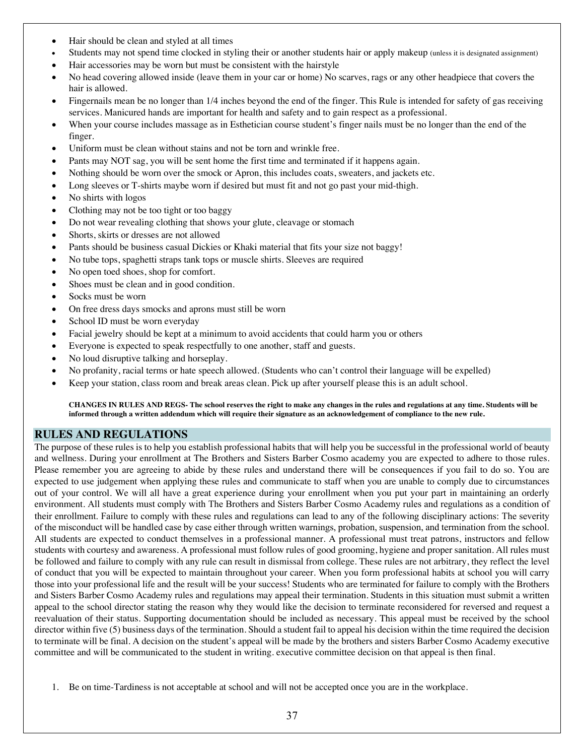- Hair should be clean and styled at all times
- Students may not spend time clocked in styling their or another students hair or apply makeup (unless it is designated assignment)
- Hair accessories may be worn but must be consistent with the hairstyle
- No head covering allowed inside (leave them in your car or home) No scarves, rags or any other headpiece that covers the hair is allowed.
- Fingernails mean be no longer than 1/4 inches beyond the end of the finger. This Rule is intended for safety of gas receiving services. Manicured hands are important for health and safety and to gain respect as a professional.
- When your course includes massage as in Esthetician course student's finger nails must be no longer than the end of the finger.
- Uniform must be clean without stains and not be torn and wrinkle free.
- Pants may NOT sag, you will be sent home the first time and terminated if it happens again.
- Nothing should be worn over the smock or Apron, this includes coats, sweaters, and jackets etc.
- Long sleeves or T-shirts maybe worn if desired but must fit and not go past your mid-thigh.
- No shirts with logos
- Clothing may not be too tight or too baggy
- Do not wear revealing clothing that shows your glute, cleavage or stomach
- Shorts, skirts or dresses are not allowed
- Pants should be business casual Dickies or Khaki material that fits your size not baggy!
- No tube tops, spaghetti straps tank tops or muscle shirts. Sleeves are required
- No open toed shoes, shop for comfort.
- Shoes must be clean and in good condition.
- Socks must be worn
- On free dress days smocks and aprons must still be worn
- School ID must be worn everyday
- Facial jewelry should be kept at a minimum to avoid accidents that could harm you or others
- Everyone is expected to speak respectfully to one another, staff and guests.
- No loud disruptive talking and horseplay.
- No profanity, racial terms or hate speech allowed. (Students who can't control their language will be expelled)
- Keep your station, class room and break areas clean. Pick up after yourself please this is an adult school.

**CHANGES IN RULES AND REGS- The school reserves the right to make any changes in the rules and regulations at any time. Students will be informed through a written addendum which will require their signature as an acknowledgement of compliance to the new rule.**

## RULES AND REGULATIONS

The purpose of these rules is to help you establish professional habits that will help you be successful in the professional world of beauty and wellness. During your enrollment at The Brothers and Sisters Barber Cosmo academy you are expected to adhere to those rules. Please remember you are agreeing to abide by these rules and understand there will be consequences if you fail to do so. You are expected to use judgement when applying these rules and communicate to staff when you are unable to comply due to circumstances out of your control. We will all have a great experience during your enrollment when you put your part in maintaining an orderly environment. All students must comply with The Brothers and Sisters Barber Cosmo Academy rules and regulations as a condition of their enrollment. Failure to comply with these rules and regulations can lead to any of the following disciplinary actions: The severity of the misconduct will be handled case by case either through written warnings, probation, suspension, and termination from the school. All students are expected to conduct themselves in a professional manner. A professional must treat patrons, instructors and fellow students with courtesy and awareness. A professional must follow rules of good grooming, hygiene and proper sanitation. All rules must be followed and failure to comply with any rule can result in dismissal from college. These rules are not arbitrary, they reflect the level of conduct that you will be expected to maintain throughout your career. When you form professional habits at school you will carry those into your professional life and the result will be your success! Students who are terminated for failure to comply with the Brothers and Sisters Barber Cosmo Academy rules and regulations may appeal their termination. Students in this situation must submit a written appeal to the school director stating the reason why they would like the decision to terminate reconsidered for reversed and request a reevaluation of their status. Supporting documentation should be included as necessary. This appeal must be received by the school director within five (5) business days of the termination. Should a student fail to appeal his decision within the time required the decision to terminate will be final. A decision on the student's appeal will be made by the brothers and sisters Barber Cosmo Academy executive committee and will be communicated to the student in writing. executive committee decision on that appeal is then final.

1. Be on time-Tardiness is not acceptable at school and will not be accepted once you are in the workplace.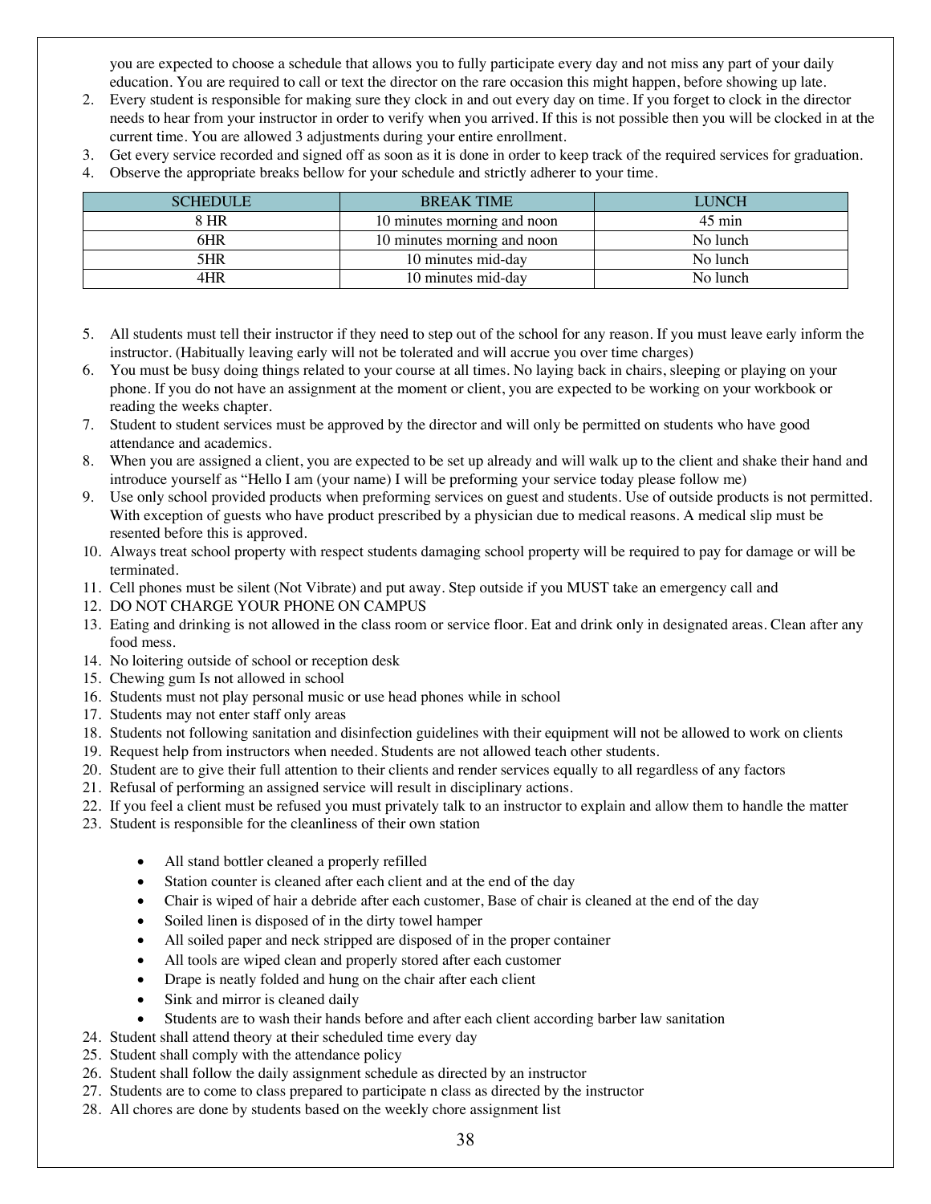you are expected to choose a schedule that allows you to fully participate every day and not miss any part of your daily education. You are required to call or text the director on the rare occasion this might happen, before showing up late.

2. Every student is responsible for making sure they clock in and out every day on time. If you forget to clock in the director needs to hear from your instructor in order to verify when you arrived. If this is not possible then you will be clocked in at the current time. You are allowed 3 adjustments during your entire enrollment.
3. Get every service recorded and signed off as soon as it is done in order to keep track of the required services for graduation.
4. Observe the appropriate breaks bellow for your schedule and strictly adherer to your time.

| SCHEDULE | BREAK TIME | LUNCH |
|---|---|---|
| 8 HR | 10 minutes morning and noon | 45 min |
| 6HR | 10 minutes morning and noon | No lunch |
| 5HR | 10 minutes mid-day | No lunch |
| 4HR | 10 minutes mid-day | No lunch |

5. All students must tell their instructor if they need to step out of the school for any reason. If you must leave early inform the instructor. (Habitually leaving early will not be tolerated and will accrue you over time charges)
6. You must be busy doing things related to your course at all times. No laying back in chairs, sleeping or playing on your phone. If you do not have an assignment at the moment or client, you are expected to be working on your workbook or reading the weeks chapter.
7. Student to student services must be approved by the director and will only be permitted on students who have good attendance and academics.
8. When you are assigned a client, you are expected to be set up already and will walk up to the client and shake their hand and introduce yourself as "Hello I am (your name) I will be preforming your service today please follow me)
9. Use only school provided products when preforming services on guest and students. Use of outside products is not permitted. With exception of guests who have product prescribed by a physician due to medical reasons. A medical slip must be resented before this is approved.
10. Always treat school property with respect students damaging school property will be required to pay for damage or will be terminated.
11. Cell phones must be silent (Not Vibrate) and put away. Step outside if you MUST take an emergency call and
12. DO NOT CHARGE YOUR PHONE ON CAMPUS
13. Eating and drinking is not allowed in the class room or service floor. Eat and drink only in designated areas. Clean after any food mess.
14. No loitering outside of school or reception desk
15. Chewing gum Is not allowed in school
16. Students must not play personal music or use head phones while in school
17. Students may not enter staff only areas
18. Students not following sanitation and disinfection guidelines with their equipment will not be allowed to work on clients
19. Request help from instructors when needed. Students are not allowed teach other students.
20. Student are to give their full attention to their clients and render services equally to all regardless of any factors
21. Refusal of performing an assigned service will result in disciplinary actions.
22. If you feel a client must be refused you must privately talk to an instructor to explain and allow them to handle the matter
23. Student is responsible for the cleanliness of their own station
    - All stand bottler cleaned a properly refilled
    - Station counter is cleaned after each client and at the end of the day
    - Chair is wiped of hair a debride after each customer, Base of chair is cleaned at the end of the day
    - Soiled linen is disposed of in the dirty towel hamper
    - All soiled paper and neck stripped are disposed of in the proper container
    - All tools are wiped clean and properly stored after each customer
    - Drape is neatly folded and hung on the chair after each client
    - Sink and mirror is cleaned daily
    - Students are to wash their hands before and after each client according barber law sanitation
24. Student shall attend theory at their scheduled time every day
25. Student shall comply with the attendance policy
26. Student shall follow the daily assignment schedule as directed by an instructor
27. Students are to come to class prepared to participate n class as directed by the instructor
28. All chores are done by students based on the weekly chore assignment list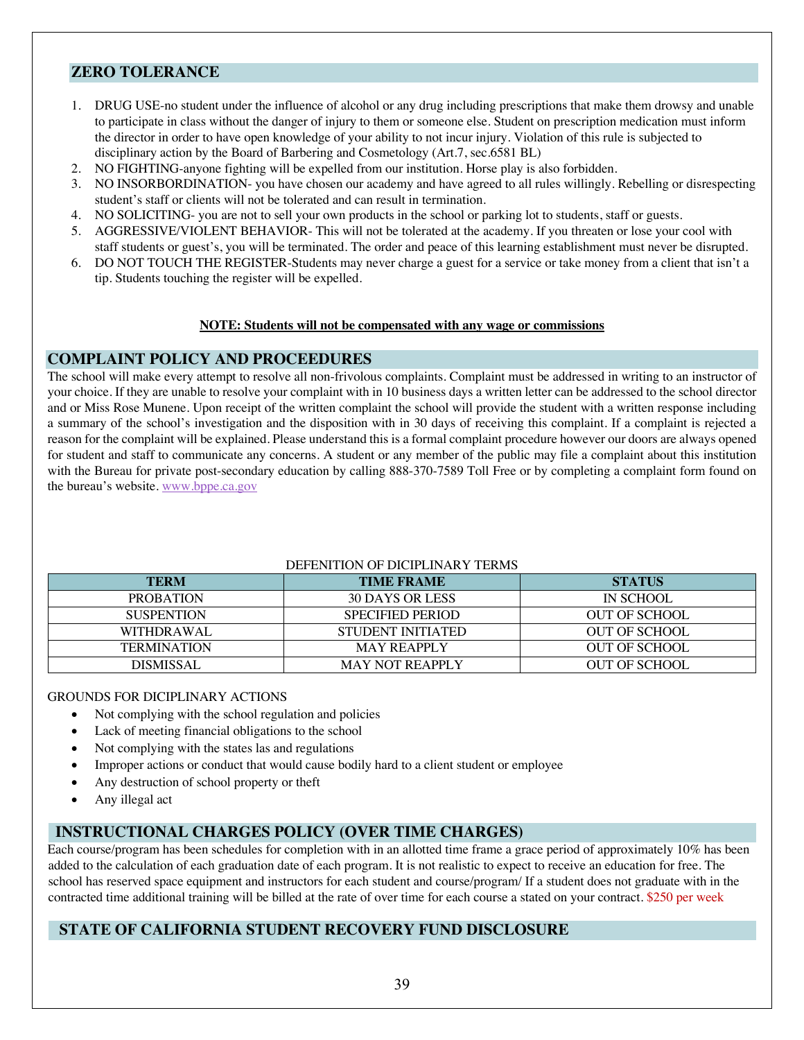## ZERO TOLERANCE

1. DRUG USE-no student under the influence of alcohol or any drug including prescriptions that make them drowsy and unable to participate in class without the danger of injury to them or someone else. Student on prescription medication must inform the director in order to have open knowledge of your ability to not incur injury. Violation of this rule is subjected to disciplinary action by the Board of Barbering and Cosmetology (Art.7, sec.6581 BL)
2. NO FIGHTING-anyone fighting will be expelled from our institution. Horse play is also forbidden.
3. NO INSORBORDINATION- you have chosen our academy and have agreed to all rules willingly. Rebelling or disrespecting student's staff or clients will not be tolerated and can result in termination.
4. NO SOLICITING- you are not to sell your own products in the school or parking lot to students, staff or guests.
5. AGGRESSIVE/VIOLENT BEHAVIOR- This will not be tolerated at the academy. If you threaten or lose your cool with staff students or guest's, you will be terminated. The order and peace of this learning establishment must never be disrupted.
6. DO NOT TOUCH THE REGISTER-Students may never charge a guest for a service or take money from a client that isn't a tip. Students touching the register will be expelled.

**NOTE: Students will not be compensated with any wage or commissions**

## COMPLAINT POLICY AND PROCEEDURES

The school will make every attempt to resolve all non-frivolous complaints. Complaint must be addressed in writing to an instructor of your choice. If they are unable to resolve your complaint with in 10 business days a written letter can be addressed to the school director and or Miss Rose Munene. Upon receipt of the written complaint the school will provide the student with a written response including a summary of the school's investigation and the disposition with in 30 days of receiving this complaint. If a complaint is rejected a reason for the complaint will be explained. Please understand this is a formal complaint procedure however our doors are always opened for student and staff to communicate any concerns. A student or any member of the public may file a complaint about this institution with the Bureau for private post-secondary education by calling 888-370-7589 Toll Free or by completing a complaint form found on the bureau's website. www.bppe.ca.gov

DEFENITION OF DICIPLINARY TERMS

| TERM | TIME FRAME | STATUS |
|---|---|---|
| PROBATION | 30 DAYS OR LESS | IN SCHOOL |
| SUSPENTION | SPECIFIED PERIOD | OUT OF SCHOOL |
| WITHDRAWAL | STUDENT INITIATED | OUT OF SCHOOL |
| TERMINATION | MAY REAPPLY | OUT OF SCHOOL |
| DISMISSAL | MAY NOT REAPPLY | OUT OF SCHOOL |

GROUNDS FOR DICIPLINARY ACTIONS

- Not complying with the school regulation and policies
- Lack of meeting financial obligations to the school
- Not complying with the states las and regulations
- Improper actions or conduct that would cause bodily hard to a client student or employee
- Any destruction of school property or theft
- Any illegal act

## INSTRUCTIONAL CHARGES POLICY (OVER TIME CHARGES)

Each course/program has been schedules for completion with in an allotted time frame a grace period of approximately 10% has been added to the calculation of each graduation date of each program. It is not realistic to expect to receive an education for free. The school has reserved space equipment and instructors for each student and course/program/ If a student does not graduate with in the contracted time additional training will be billed at the rate of over time for each course a stated on your contract. $250 per week

## STATE OF CALIFORNIA STUDENT RECOVERY FUND DISCLOSURE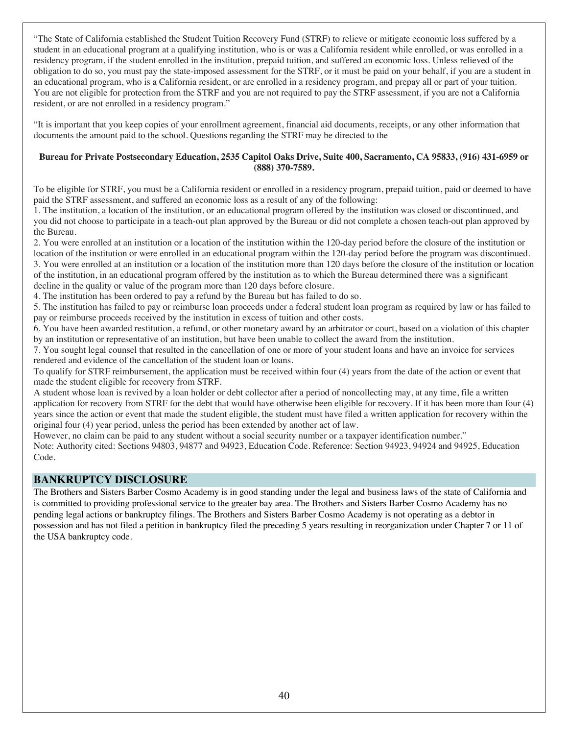"The State of California established the Student Tuition Recovery Fund (STRF) to relieve or mitigate economic loss suffered by a student in an educational program at a qualifying institution, who is or was a California resident while enrolled, or was enrolled in a residency program, if the student enrolled in the institution, prepaid tuition, and suffered an economic loss. Unless relieved of the obligation to do so, you must pay the state-imposed assessment for the STRF, or it must be paid on your behalf, if you are a student in an educational program, who is a California resident, or are enrolled in a residency program, and prepay all or part of your tuition. You are not eligible for protection from the STRF and you are not required to pay the STRF assessment, if you are not a California resident, or are not enrolled in a residency program."

"It is important that you keep copies of your enrollment agreement, financial aid documents, receipts, or any other information that documents the amount paid to the school. Questions regarding the STRF may be directed to the

**Bureau for Private Postsecondary Education, 2535 Capitol Oaks Drive, Suite 400, Sacramento, CA 95833, (916) 431-6959 or (888) 370-7589.**

To be eligible for STRF, you must be a California resident or enrolled in a residency program, prepaid tuition, paid or deemed to have paid the STRF assessment, and suffered an economic loss as a result of any of the following:

1. The institution, a location of the institution, or an educational program offered by the institution was closed or discontinued, and you did not choose to participate in a teach-out plan approved by the Bureau or did not complete a chosen teach-out plan approved by the Bureau.
2. You were enrolled at an institution or a location of the institution within the 120-day period before the closure of the institution or location of the institution or were enrolled in an educational program within the 120-day period before the program was discontinued.
3. You were enrolled at an institution or a location of the institution more than 120 days before the closure of the institution or location of the institution, in an educational program offered by the institution as to which the Bureau determined there was a significant decline in the quality or value of the program more than 120 days before closure.
4. The institution has been ordered to pay a refund by the Bureau but has failed to do so.
5. The institution has failed to pay or reimburse loan proceeds under a federal student loan program as required by law or has failed to pay or reimburse proceeds received by the institution in excess of tuition and other costs.
6. You have been awarded restitution, a refund, or other monetary award by an arbitrator or court, based on a violation of this chapter by an institution or representative of an institution, but have been unable to collect the award from the institution.
7. You sought legal counsel that resulted in the cancellation of one or more of your student loans and have an invoice for services rendered and evidence of the cancellation of the student loan or loans.

To qualify for STRF reimbursement, the application must be received within four (4) years from the date of the action or event that made the student eligible for recovery from STRF.

A student whose loan is revived by a loan holder or debt collector after a period of noncollecting may, at any time, file a written application for recovery from STRF for the debt that would have otherwise been eligible for recovery. If it has been more than four (4) years since the action or event that made the student eligible, the student must have filed a written application for recovery within the original four (4) year period, unless the period has been extended by another act of law.

However, no claim can be paid to any student without a social security number or a taxpayer identification number."

Note: Authority cited: Sections 94803, 94877 and 94923, Education Code. Reference: Section 94923, 94924 and 94925, Education Code.

## BANKRUPTCY DISCLOSURE

The Brothers and Sisters Barber Cosmo Academy is in good standing under the legal and business laws of the state of California and is committed to providing professional service to the greater bay area. The Brothers and Sisters Barber Cosmo Academy has no pending legal actions or bankruptcy filings. The Brothers and Sisters Barber Cosmo Academy is not operating as a debtor in possession and has not filed a petition in bankruptcy filed the preceding 5 years resulting in reorganization under Chapter 7 or 11 of the USA bankruptcy code.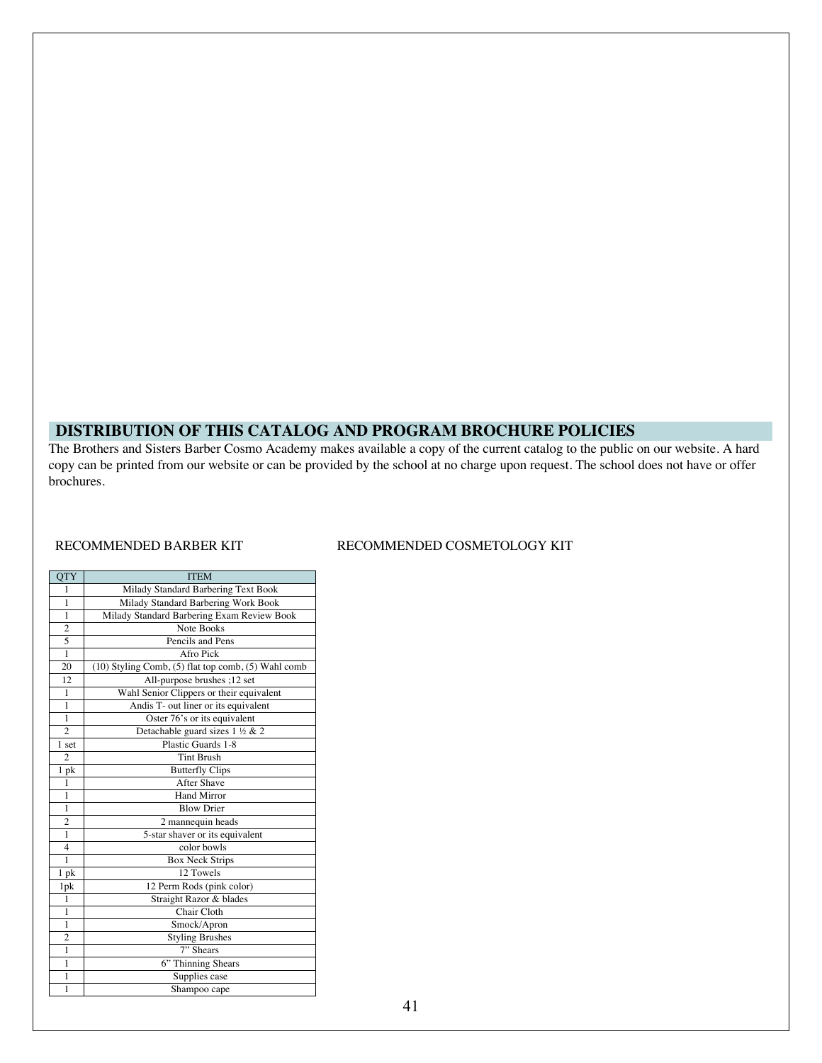## DISTRIBUTION OF THIS CATALOG AND PROGRAM BROCHURE POLICIES

The Brothers and Sisters Barber Cosmo Academy makes available a copy of the current catalog to the public on our website. A hard copy can be printed from our website or can be provided by the school at no charge upon request. The school does not have or offer brochures.

RECOMMENDED BARBER KIT

RECOMMENDED COSMETOLOGY KIT

| QTY | ITEM |
|---|---|
| 1 | Milady Standard Barbering Text Book |
| 1 | Milady Standard Barbering Work Book |
| 1 | Milady Standard Barbering Exam Review Book |
| 2 | Note Books |
| 5 | Pencils and Pens |
| 1 | Afro Pick |
| 20 | (10) Styling Comb, (5) flat top comb, (5) Wahl comb |
| 12 | All-purpose brushes ;12 set |
| 1 | Wahl Senior Clippers or their equivalent |
| 1 | Andis T- out liner or its equivalent |
| 1 | Oster 76's or its equivalent |
| 2 | Detachable guard sizes 1 ½ & 2 |
| 1 set | Plastic Guards 1-8 |
| 2 | Tint Brush |
| 1 pk | Butterfly Clips |
| 1 | After Shave |
| 1 | Hand Mirror |
| 1 | Blow Drier |
| 2 | 2 mannequin heads |
| 1 | 5-star shaver or its equivalent |
| 4 | color bowls |
| 1 | Box Neck Strips |
| 1 pk | 12 Towels |
| 1pk | 12 Perm Rods (pink color) |
| 1 | Straight Razor & blades |
| 1 | Chair Cloth |
| 1 | Smock/Apron |
| 2 | Styling Brushes |
| 1 | 7" Shears |
| 1 | 6" Thinning Shears |
| 1 | Supplies case |
| 1 | Shampoo cape |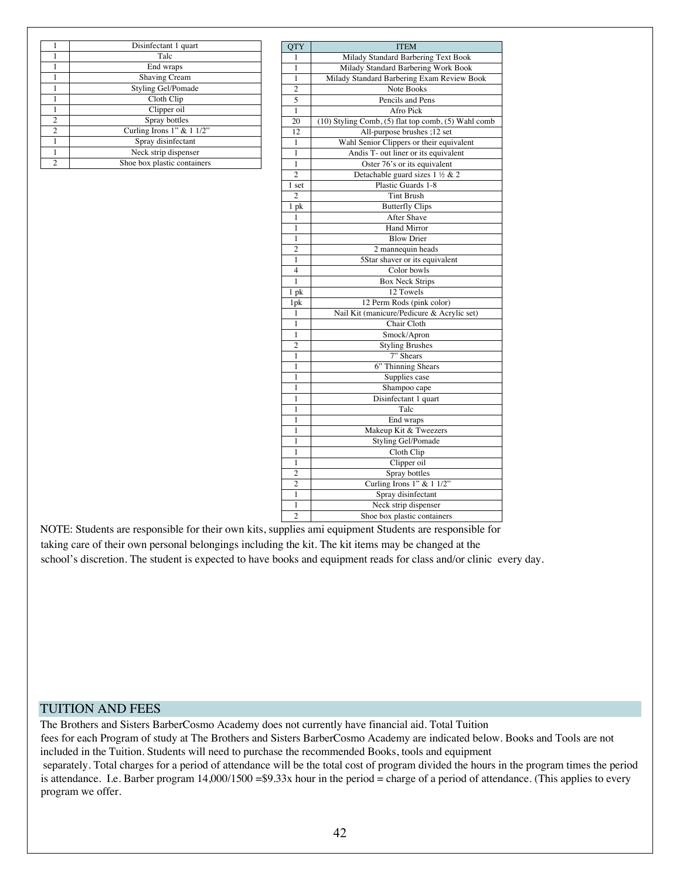| | |
|---|---|
| 1 | Disinfectant 1 quart |
| 1 | Talc |
| 1 | End wraps |
| 1 | Shaving Cream |
| 1 | Styling Gel/Pomade |
| 1 | Cloth Clip |
| 1 | Clipper oil |
| 2 | Spray bottles |
| 2 | Curling Irons 1" & 1 1/2" |
| 1 | Spray disinfectant |
| 1 | Neck strip dispenser |
| 2 | Shoe box plastic containers |

| QTY | ITEM |
|---|---|
| 1 | Milady Standard Barbering Text Book |
| 1 | Milady Standard Barbering Work Book |
| 1 | Milady Standard Barbering Exam Review Book |
| 2 | Note Books |
| 5 | Pencils and Pens |
| 1 | Afro Pick |
| 20 | (10) Styling Comb, (5) flat top comb, (5) Wahl comb |
| 12 | All-purpose brushes ;12 set |
| 1 | Wahl Senior Clippers or their equivalent |
| 1 | Andis T- out liner or its equivalent |
| 1 | Oster 76's or its equivalent |
| 2 | Detachable guard sizes 1 ½ & 2 |
| 1 set | Plastic Guards 1-8 |
| 2 | Tint Brush |
| 1 pk | Butterfly Clips |
| 1 | After Shave |
| 1 | Hand Mirror |
| 1 | Blow Drier |
| 2 | 2 mannequin heads |
| 1 | 5Star shaver or its equivalent |
| 4 | Color bowls |
| 1 | Box Neck Strips |
| 1 pk | 12 Towels |
| 1pk | 12 Perm Rods (pink color) |
| 1 | Nail Kit (manicure/Pedicure & Acrylic set) |
| 1 | Chair Cloth |
| 1 | Smock/Apron |
| 2 | Styling Brushes |
| 1 | 7" Shears |
| 1 | 6" Thinning Shears |
| 1 | Supplies case |
| 1 | Shampoo cape |
| 1 | Disinfectant 1 quart |
| 1 | Talc |
| 1 | End wraps |
| 1 | Makeup Kit & Tweezers |
| 1 | Styling Gel/Pomade |
| 1 | Cloth Clip |
| 1 | Clipper oil |
| 2 | Spray bottles |
| 2 | Curling Irons 1" & 1 1/2" |
| 1 | Spray disinfectant |
| 1 | Neck strip dispenser |
| 2 | Shoe box plastic containers |

NOTE: Students are responsible for their own kits, supplies ami equipment Students are responsible for taking care of their own personal belongings including the kit. The kit items may be changed at the school's discretion. The student is expected to have books and equipment reads for class and/or clinic every day.

## TUITION AND FEES

The Brothers and Sisters BarberCosmo Academy does not currently have financial aid. Total Tuition fees for each Program of study at The Brothers and Sisters BarberCosmo Academy are indicated below. Books and Tools are not included in the Tuition. Students will need to purchase the recommended Books, tools and equipment separately. Total charges for a period of attendance will be the total cost of program divided the hours in the program times the period is attendance. I.e. Barber program 14,000/1500 =$9.33x hour in the period = charge of a period of attendance. (This applies to every program we offer.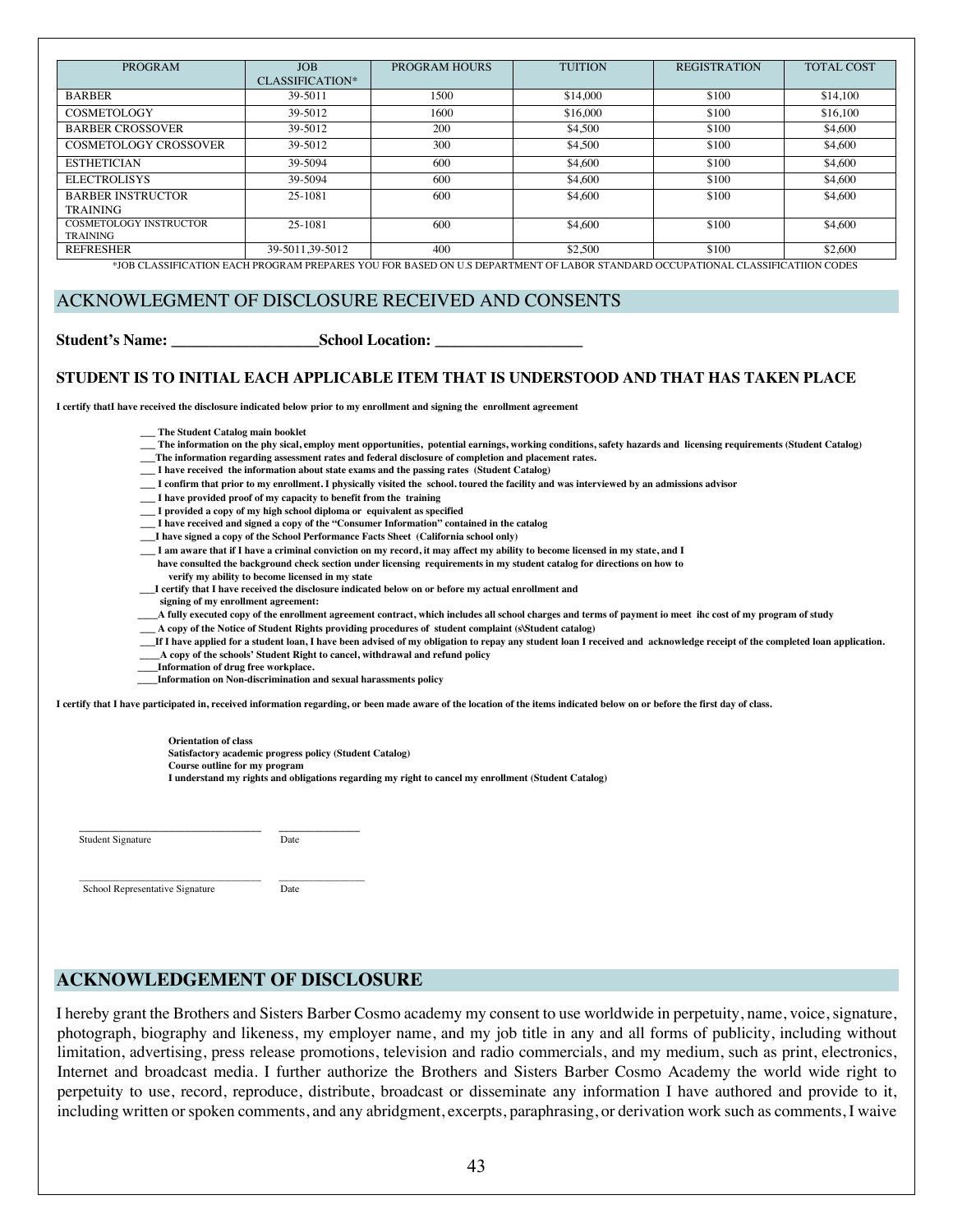| PROGRAM | JOB CLASSIFICATION* | PROGRAM HOURS | TUITION | REGISTRATION | TOTAL COST |
|---|---|---|---|---|---|
| BARBER | 39-5011 | 1500 | $14,000 | $100 | $14,100 |
| COSMETOLOGY | 39-5012 | 1600 | $16,000 | $100 | $16,100 |
| BARBER CROSSOVER | 39-5012 | 200 | $4,500 | $100 | $4,600 |
| COSMETOLOGY CROSSOVER | 39-5012 | 300 | $4,500 | $100 | $4,600 |
| ESTHETICIAN | 39-5094 | 600 | $4,600 | $100 | $4,600 |
| ELECTROLISYS | 39-5094 | 600 | $4,600 | $100 | $4,600 |
| BARBER INSTRUCTOR TRAINING | 25-1081 | 600 | $4,600 | $100 | $4,600 |
| COSMETOLOGY INSTRUCTOR TRAINING | 25-1081 | 600 | $4,600 | $100 | $4,600 |
| REFRESHER | 39-5011,39-5012 | 400 | $2,500 | $100 | $2,600 |

*JOB CLASSIFICATION EACH PROGRAM PREPARES YOU FOR BASED ON U.S DEPARTMENT OF LABOR STANDARD OCCUPATIONAL CLASSIFICATIION CODES

## ACKNOWLEGMENT OF DISCLOSURE RECEIVED AND CONSENTS

**Student's Name: ___________________School Location: ___________________**

**STUDENT IS TO INITIAL EACH APPLICABLE ITEM THAT IS UNDERSTOOD AND THAT HAS TAKEN PLACE**

**I certify thatI have received the disclosure indicated below prior to my enrollment and signing the enrollment agreement**

**___ The Student Catalog main booklet**
**___ The information on the phy sical, employ ment opportunities, potential earnings, working conditions, safety hazards and licensing requirements (Student Catalog)**
**___The information regarding assessment rates and federal disclosure of completion and placement rates.**
**___ I have received the information about state exams and the passing rates (Student Catalog)**
**___ I confirm that prior to my enrollment. I physically visited the school. toured the facility and was interviewed by an admissions advisor**
**___ I have provided proof of my capacity to benefit from the training**
**___ I provided a copy of my high school diploma or equivalent as specified**
**___ I have received and signed a copy of the "Consumer Information" contained in the catalog**
**___I have signed a copy of the School Performance Facts Sheet (California school only)**
**___ I am aware that if I have a criminal conviction on my record, it may affect my ability to become licensed in my state, and I have consulted the background check section under licensing requirements in my student catalog for directions on how to verify my ability to become licensed in my state**
**___I certify that I have received the disclosure indicated below on or before my actual enrollment and signing of my enrollment agreement:**
**____A fully executed copy of the enrollment agreement contract, which includes all school charges and terms of payment io meet ihc cost of my program of study**
**___ A copy of the Notice of Student Rights providing procedures of student complaint (s\Student catalog)**
**___If I have applied for a student loan, I have been advised of my obligation to repay any student loan I received and acknowledge receipt of the completed loan application.**
**____A copy of the schools' Student Right to cancel, withdrawal and refund policy**
**____Information of drug free workplace.**
**____Information on Non-discrimination and sexual harassments policy**

**I certify that I have participated in, received information regarding, or been made aware of the location of the items indicated below on or before the first day of class.**

**Orientation of class**
**Satisfactory academic progress policy (Student Catalog)**
**Course outline for my program**
**I understand my rights and obligations regarding my right to cancel my enrollment (Student Catalog)**

_______________________________ ______________
Student Signature Date

_______________________________ ______________
School Representative Signature Date

## ACKNOWLEDGEMENT OF DISCLOSURE

I hereby grant the Brothers and Sisters Barber Cosmo academy my consent to use worldwide in perpetuity, name, voice, signature, photograph, biography and likeness, my employer name, and my job title in any and all forms of publicity, including without limitation, advertising, press release promotions, television and radio commercials, and my medium, such as print, electronics, Internet and broadcast media. I further authorize the Brothers and Sisters Barber Cosmo Academy the world wide right to perpetuity to use, record, reproduce, distribute, broadcast or disseminate any information I have authored and provide to it, including written or spoken comments, and any abridgment, excerpts, paraphrasing, or derivation work such as comments, I waive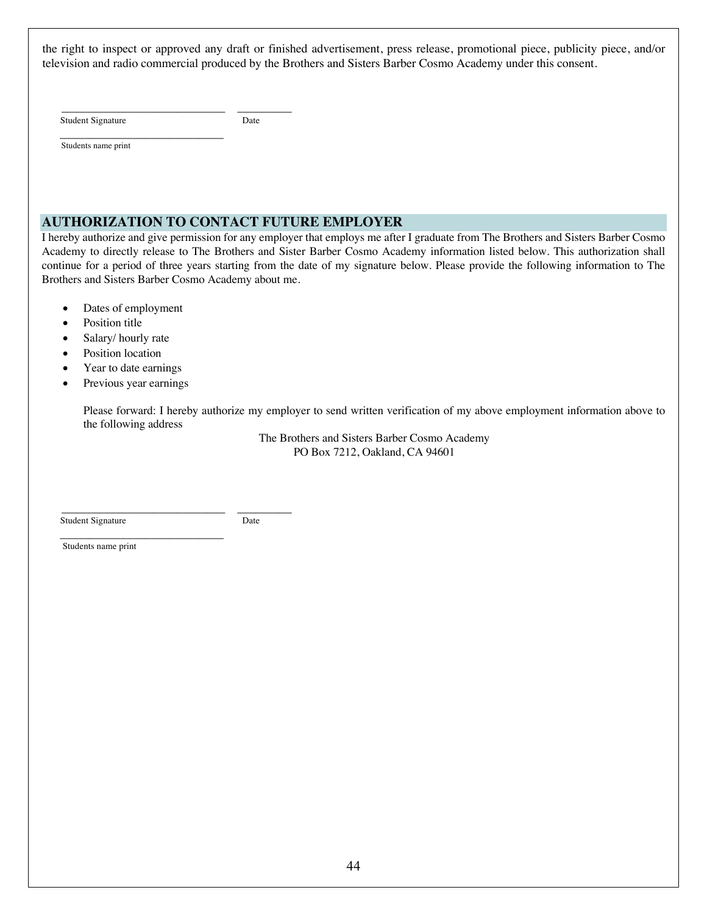the right to inspect or approved any draft or finished advertisement, press release, promotional piece, publicity piece, and/or television and radio commercial produced by the Brothers and Sisters Barber Cosmo Academy under this consent.

\_\_\_\_\_\_\_\_\_\_\_\_\_\_\_\_\_\_\_\_\_\_\_\_\_\_\_\_\_\_ \_\_\_\_\_\_\_\_\_\_

Student Signature Date

\_\_\_\_\_\_\_\_\_\_\_\_\_\_\_\_\_\_\_\_\_\_\_\_\_\_\_\_\_\_

Students name print

## AUTHORIZATION TO CONTACT FUTURE EMPLOYER

I hereby authorize and give permission for any employer that employs me after I graduate from The Brothers and Sisters Barber Cosmo Academy to directly release to The Brothers and Sister Barber Cosmo Academy information listed below. This authorization shall continue for a period of three years starting from the date of my signature below. Please provide the following information to The Brothers and Sisters Barber Cosmo Academy about me.

- Dates of employment
- Position title
- Salary/ hourly rate
- Position location
- Year to date earnings
- Previous year earnings

Please forward: I hereby authorize my employer to send written verification of my above employment information above to the following address

The Brothers and Sisters Barber Cosmo Academy
PO Box 7212, Oakland, CA 94601

\_\_\_\_\_\_\_\_\_\_\_\_\_\_\_\_\_\_\_\_\_\_\_\_\_\_\_\_\_\_ \_\_\_\_\_\_\_\_\_\_

Student Signature Date

\_\_\_\_\_\_\_\_\_\_\_\_\_\_\_\_\_\_\_\_\_\_\_\_\_\_\_\_\_\_

Students name print